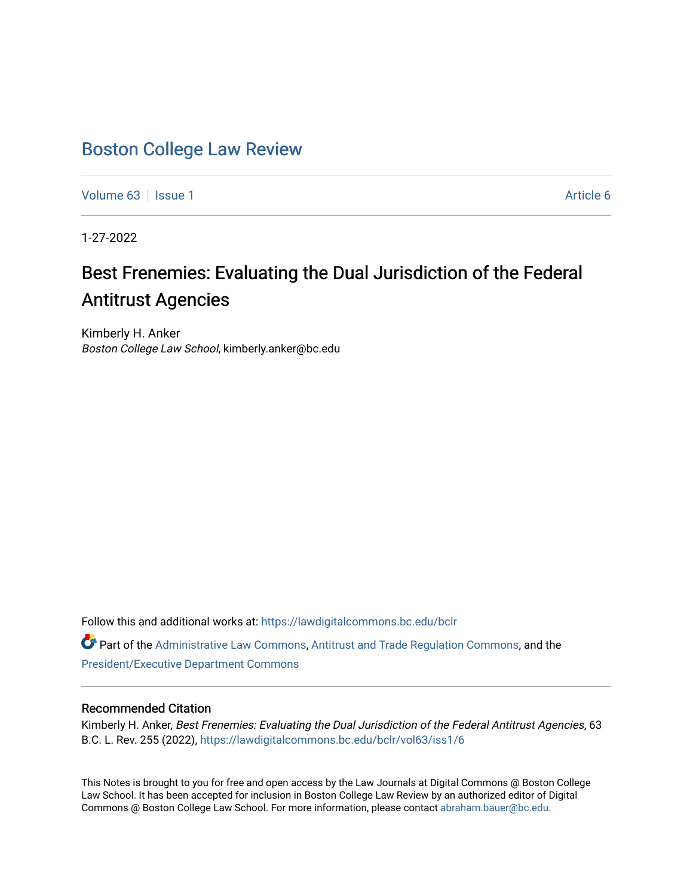# Boston College Law Review

Volume 63 | Issue 1 | Article 6

1-27-2022

## Best Frenemies: Evaluating the Dual Jurisdiction of the Federal Antitrust Agencies

Kimberly H. Anker
*Boston College Law School*, kimberly.anker@bc.edu

Follow this and additional works at: https://lawdigitalcommons.bc.edu/bclr

Part of the Administrative Law Commons, Antitrust and Trade Regulation Commons, and the President/Executive Department Commons

### Recommended Citation

Kimberly H. Anker, *Best Frenemies: Evaluating the Dual Jurisdiction of the Federal Antitrust Agencies*, 63 B.C. L. Rev. 255 (2022), https://lawdigitalcommons.bc.edu/bclr/vol63/iss1/6

This Notes is brought to you for free and open access by the Law Journals at Digital Commons @ Boston College Law School. It has been accepted for inclusion in Boston College Law Review by an authorized editor of Digital Commons @ Boston College Law School. For more information, please contact abraham.bauer@bc.edu.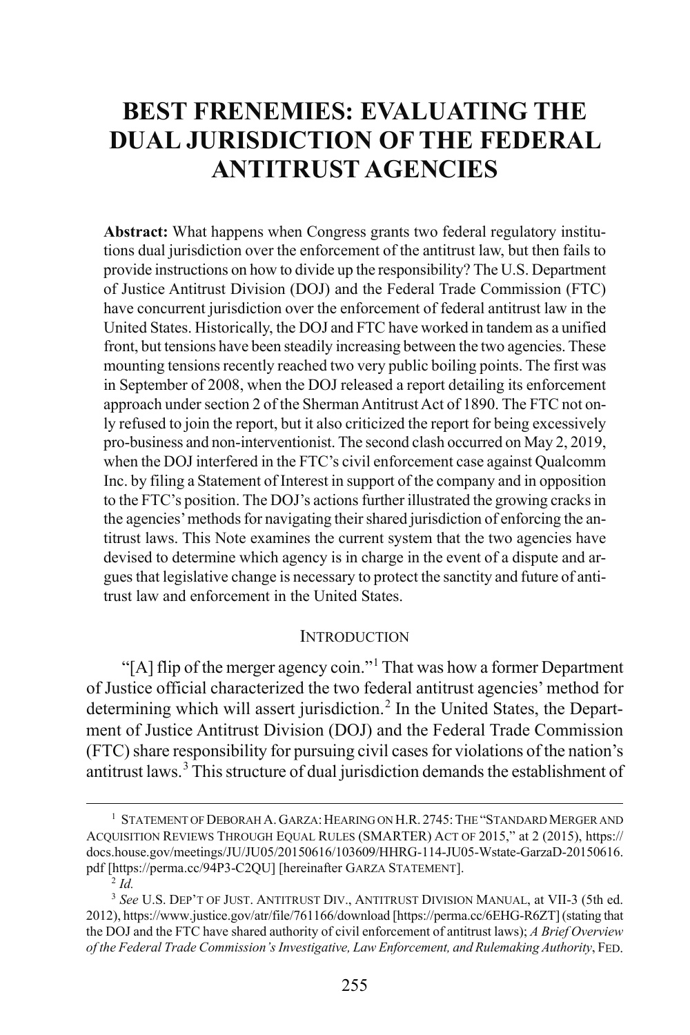# BEST FRENEMIES: EVALUATING THE DUAL JURISDICTION OF THE FEDERAL ANTITRUST AGENCIES

**Abstract:** What happens when Congress grants two federal regulatory institutions dual jurisdiction over the enforcement of the antitrust law, but then fails to provide instructions on how to divide up the responsibility? The U.S. Department of Justice Antitrust Division (DOJ) and the Federal Trade Commission (FTC) have concurrent jurisdiction over the enforcement of federal antitrust law in the United States. Historically, the DOJ and FTC have worked in tandem as a unified front, but tensions have been steadily increasing between the two agencies. These mounting tensions recently reached two very public boiling points. The first was in September of 2008, when the DOJ released a report detailing its enforcement approach under section 2 of the Sherman Antitrust Act of 1890. The FTC not only refused to join the report, but it also criticized the report for being excessively pro-business and non-interventionist. The second clash occurred on May 2, 2019, when the DOJ interfered in the FTC's civil enforcement case against Qualcomm Inc. by filing a Statement of Interest in support of the company and in opposition to the FTC's position. The DOJ's actions further illustrated the growing cracks in the agencies' methods for navigating their shared jurisdiction of enforcing the antitrust laws. This Note examines the current system that the two agencies have devised to determine which agency is in charge in the event of a dispute and argues that legislative change is necessary to protect the sanctity and future of antitrust law and enforcement in the United States.

## INTRODUCTION

"[A] flip of the merger agency coin."[1] That was how a former Department of Justice official characterized the two federal antitrust agencies' method for determining which will assert jurisdiction.[2] In the United States, the Department of Justice Antitrust Division (DOJ) and the Federal Trade Commission (FTC) share responsibility for pursuing civil cases for violations of the nation's antitrust laws.[3] This structure of dual jurisdiction demands the establishment of

---

[1] STATEMENT OF DEBORAH A. GARZA: HEARING ON H.R. 2745: THE "STANDARD MERGER AND ACQUISITION REVIEWS THROUGH EQUAL RULES (SMARTER) ACT OF 2015," at 2 (2015), https://docs.house.gov/meetings/JU/JU05/20150616/103609/HHRG-114-JU05-Wstate-GarzaD-20150616.pdf [https://perma.cc/94P3-C2QU] [hereinafter GARZA STATEMENT].

[2] *Id.*

[3] *See* U.S. DEP'T OF JUST. ANTITRUST DIV., ANTITRUST DIVISION MANUAL, at VII-3 (5th ed. 2012), https://www.justice.gov/atr/file/761166/download [https://perma.cc/6EHG-R6ZT] (stating that the DOJ and the FTC have shared authority of civil enforcement of antitrust laws); *A Brief Overview of the Federal Trade Commission's Investigative, Law Enforcement, and Rulemaking Authority*, FED.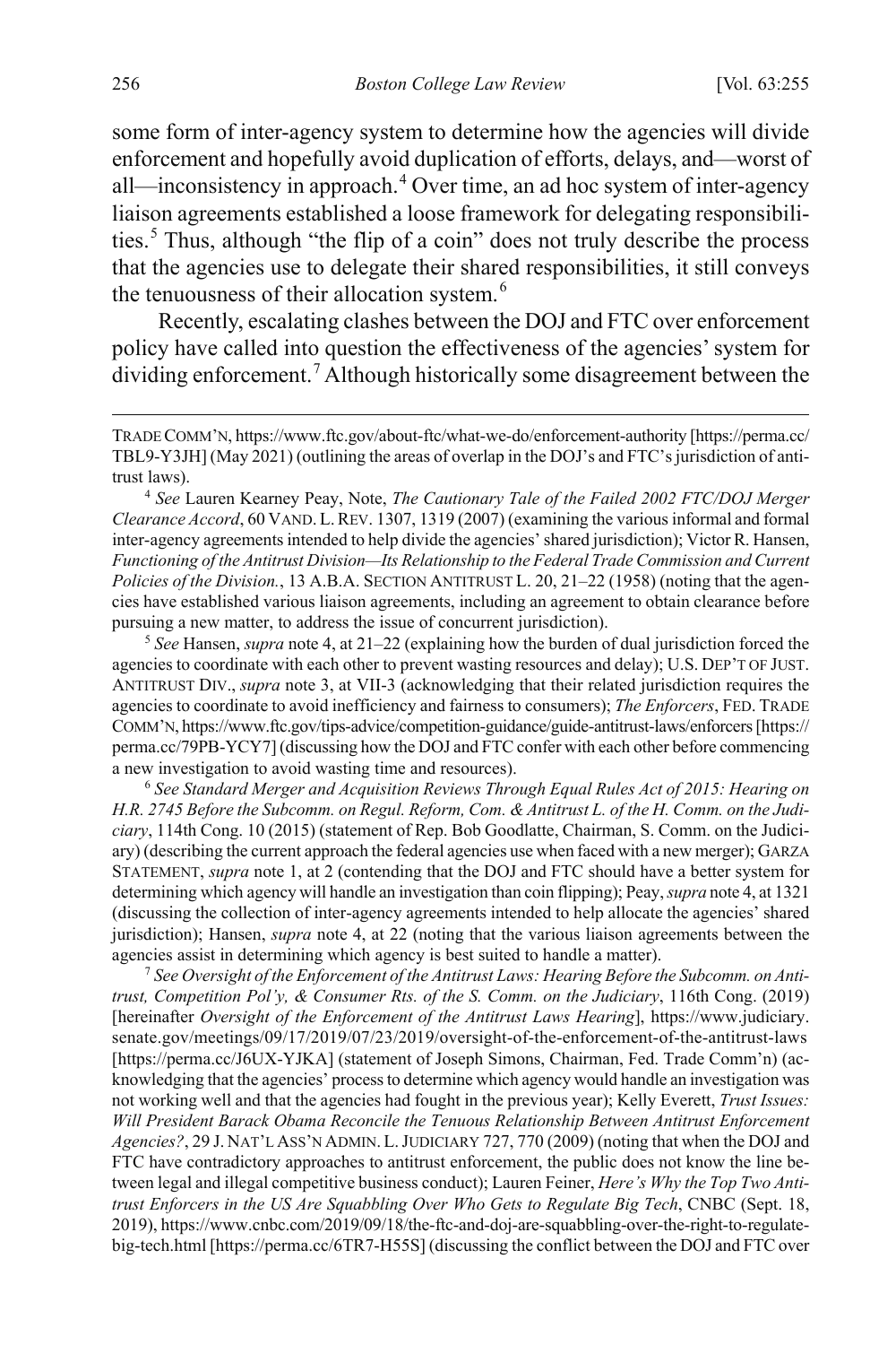some form of inter-agency system to determine how the agencies will divide enforcement and hopefully avoid duplication of efforts, delays, and—worst of all—inconsistency in approach.[4] Over time, an ad hoc system of inter-agency liaison agreements established a loose framework for delegating responsibilities.[5] Thus, although "the flip of a coin" does not truly describe the process that the agencies use to delegate their shared responsibilities, it still conveys the tenuousness of their allocation system.[6]

Recently, escalating clashes between the DOJ and FTC over enforcement policy have called into question the effectiveness of the agencies' system for dividing enforcement.[7] Although historically some disagreement between the

---

TRADE COMM'N, https://www.ftc.gov/about-ftc/what-we-do/enforcement-authority [https://perma.cc/TBL9-Y3JH] (May 2021) (outlining the areas of overlap in the DOJ's and FTC's jurisdiction of antitrust laws).

[4] *See* Lauren Kearney Peay, Note, *The Cautionary Tale of the Failed 2002 FTC/DOJ Merger Clearance Accord*, 60 VAND. L. REV. 1307, 1319 (2007) (examining the various informal and formal inter-agency agreements intended to help divide the agencies' shared jurisdiction); Victor R. Hansen, *Functioning of the Antitrust Division—Its Relationship to the Federal Trade Commission and Current Policies of the Division.*, 13 A.B.A. SECTION ANTITRUST L. 20, 21–22 (1958) (noting that the agencies have established various liaison agreements, including an agreement to obtain clearance before pursuing a new matter, to address the issue of concurrent jurisdiction).

[5] *See* Hansen, *supra* note 4, at 21–22 (explaining how the burden of dual jurisdiction forced the agencies to coordinate with each other to prevent wasting resources and delay); U.S. DEP'T OF JUST. ANTITRUST DIV., *supra* note 3, at VII-3 (acknowledging that their related jurisdiction requires the agencies to coordinate to avoid inefficiency and fairness to consumers); *The Enforcers*, FED. TRADE COMM'N, https://www.ftc.gov/tips-advice/competition-guidance/guide-antitrust-laws/enforcers [https://perma.cc/79PB-YCY7] (discussing how the DOJ and FTC confer with each other before commencing a new investigation to avoid wasting time and resources).

[6] *See Standard Merger and Acquisition Reviews Through Equal Rules Act of 2015: Hearing on H.R. 2745 Before the Subcomm. on Regul. Reform, Com. & Antitrust L. of the H. Comm. on the Judiciary*, 114th Cong. 10 (2015) (statement of Rep. Bob Goodlatte, Chairman, S. Comm. on the Judiciary) (describing the current approach the federal agencies use when faced with a new merger); GARZA STATEMENT, *supra* note 1, at 2 (contending that the DOJ and FTC should have a better system for determining which agency will handle an investigation than coin flipping); Peay, *supra* note 4, at 1321 (discussing the collection of inter-agency agreements intended to help allocate the agencies' shared jurisdiction); Hansen, *supra* note 4, at 22 (noting that the various liaison agreements between the agencies assist in determining which agency is best suited to handle a matter).

[7] *See Oversight of the Enforcement of the Antitrust Laws: Hearing Before the Subcomm. on Antitrust, Competition Pol'y, & Consumer Rts. of the S. Comm. on the Judiciary*, 116th Cong. (2019) [hereinafter *Oversight of the Enforcement of the Antitrust Laws Hearing*], https://www.judiciary.senate.gov/meetings/09/17/2019/07/23/2019/oversight-of-the-enforcement-of-the-antitrust-laws [https://perma.cc/J6UX-YJKA] (statement of Joseph Simons, Chairman, Fed. Trade Comm'n) (acknowledging that the agencies' process to determine which agency would handle an investigation was not working well and that the agencies had fought in the previous year); Kelly Everett, *Trust Issues: Will President Barack Obama Reconcile the Tenuous Relationship Between Antitrust Enforcement Agencies?*, 29 J. NAT'L ASS'N ADMIN. L. JUDICIARY 727, 770 (2009) (noting that when the DOJ and FTC have contradictory approaches to antitrust enforcement, the public does not know the line between legal and illegal competitive business conduct); Lauren Feiner, *Here's Why the Top Two Antitrust Enforcers in the US Are Squabbling Over Who Gets to Regulate Big Tech*, CNBC (Sept. 18, 2019), https://www.cnbc.com/2019/09/18/the-ftc-and-doj-are-squabbling-over-the-right-to-regulate-big-tech.html [https://perma.cc/6TR7-H55S] (discussing the conflict between the DOJ and FTC over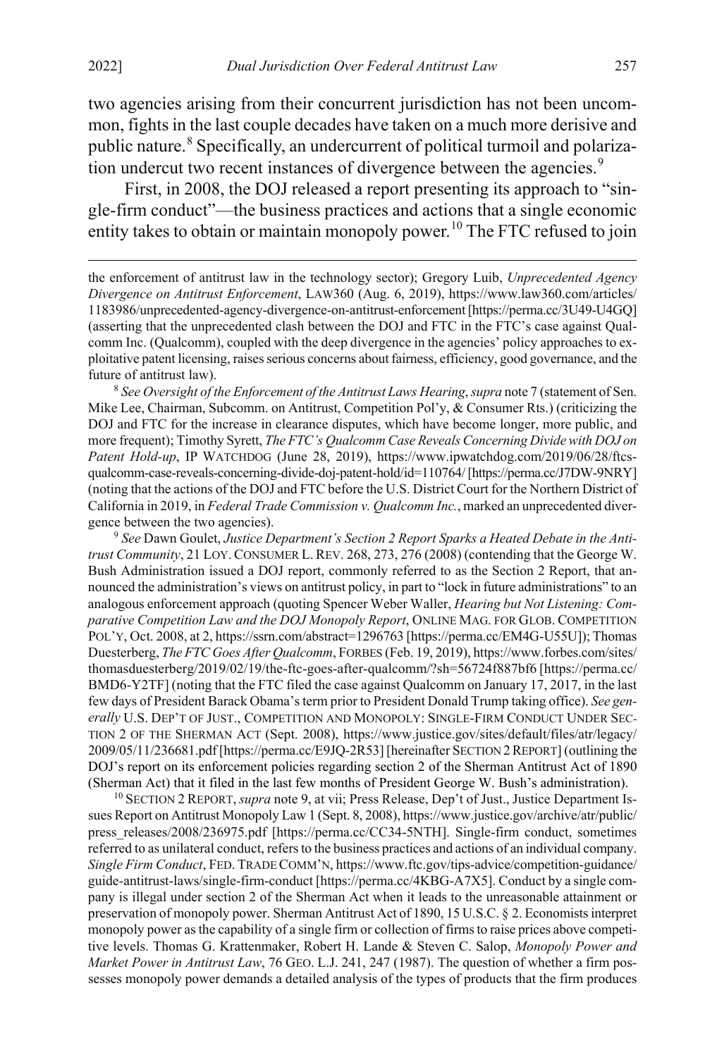two agencies arising from their concurrent jurisdiction has not been uncommon, fights in the last couple decades have taken on a much more derisive and public nature.[8] Specifically, an undercurrent of political turmoil and polarization undercut two recent instances of divergence between the agencies.[9]

First, in 2008, the DOJ released a report presenting its approach to "single-firm conduct"—the business practices and actions that a single economic entity takes to obtain or maintain monopoly power.[10] The FTC refused to join

---

the enforcement of antitrust law in the technology sector); Gregory Luib, *Unprecedented Agency Divergence on Antitrust Enforcement*, LAW360 (Aug. 6, 2019), https://www.law360.com/articles/1183986/unprecedented-agency-divergence-on-antitrust-enforcement [https://perma.cc/3U49-U4GQ] (asserting that the unprecedented clash between the DOJ and FTC in the FTC's case against Qualcomm Inc. (Qualcomm), coupled with the deep divergence in the agencies' policy approaches to exploitative patent licensing, raises serious concerns about fairness, efficiency, good governance, and the future of antitrust law).

[8] *See Oversight of the Enforcement of the Antitrust Laws Hearing*, *supra* note 7 (statement of Sen. Mike Lee, Chairman, Subcomm. on Antitrust, Competition Pol'y, & Consumer Rts.) (criticizing the DOJ and FTC for the increase in clearance disputes, which have become longer, more public, and more frequent); Timothy Syrett, *The FTC's Qualcomm Case Reveals Concerning Divide with DOJ on Patent Hold-up*, IP WATCHDOG (June 28, 2019), https://www.ipwatchdog.com/2019/06/28/ftcs-qualcomm-case-reveals-concerning-divide-doj-patent-hold/id=110764/ [https://perma.cc/J7DW-9NRY] (noting that the actions of the DOJ and FTC before the U.S. District Court for the Northern District of California in 2019, in *Federal Trade Commission v. Qualcomm Inc.*, marked an unprecedented divergence between the two agencies).

[9] *See* Dawn Goulet, *Justice Department's Section 2 Report Sparks a Heated Debate in the Antitrust Community*, 21 LOY. CONSUMER L. REV. 268, 273, 276 (2008) (contending that the George W. Bush Administration issued a DOJ report, commonly referred to as the Section 2 Report, that announced the administration's views on antitrust policy, in part to "lock in future administrations" to an analogous enforcement approach (quoting Spencer Weber Waller, *Hearing but Not Listening: Comparative Competition Law and the DOJ Monopoly Report*, ONLINE MAG. FOR GLOB. COMPETITION POL'Y, Oct. 2008, at 2, https://ssrn.com/abstract=1296763 [https://perma.cc/EM4G-U55U]); Thomas Duesterberg, *The FTC Goes After Qualcomm*, FORBES (Feb. 19, 2019), https://www.forbes.com/sites/thomasduesterberg/2019/02/19/the-ftc-goes-after-qualcomm/?sh=56724f887bf6 [https://perma.cc/BMD6-Y2TF] (noting that the FTC filed the case against Qualcomm on January 17, 2017, in the last few days of President Barack Obama's term prior to President Donald Trump taking office). *See generally* U.S. DEP'T OF JUST., COMPETITION AND MONOPOLY: SINGLE-FIRM CONDUCT UNDER SECTION 2 OF THE SHERMAN ACT (Sept. 2008), https://www.justice.gov/sites/default/files/atr/legacy/2009/05/11/236681.pdf [https://perma.cc/E9JQ-2R53] [hereinafter SECTION 2 REPORT] (outlining the DOJ's report on its enforcement policies regarding section 2 of the Sherman Antitrust Act of 1890 (Sherman Act) that it filed in the last few months of President George W. Bush's administration).

[10] SECTION 2 REPORT, *supra* note 9, at vii; Press Release, Dep't of Just., Justice Department Issues Report on Antitrust Monopoly Law 1 (Sept. 8, 2008), https://www.justice.gov/archive/atr/public/press_releases/2008/236975.pdf [https://perma.cc/CC34-5NTH]. Single-firm conduct, sometimes referred to as unilateral conduct, refers to the business practices and actions of an individual company. *Single Firm Conduct*, FED. TRADE COMM'N, https://www.ftc.gov/tips-advice/competition-guidance/guide-antitrust-laws/single-firm-conduct [https://perma.cc/4KBG-A7X5]. Conduct by a single company is illegal under section 2 of the Sherman Act when it leads to the unreasonable attainment or preservation of monopoly power. Sherman Antitrust Act of 1890, 15 U.S.C. § 2. Economists interpret monopoly power as the capability of a single firm or collection of firms to raise prices above competitive levels. Thomas G. Krattenmaker, Robert H. Lande & Steven C. Salop, *Monopoly Power and Market Power in Antitrust Law*, 76 GEO. L.J. 241, 247 (1987). The question of whether a firm possesses monopoly power demands a detailed analysis of the types of products that the firm produces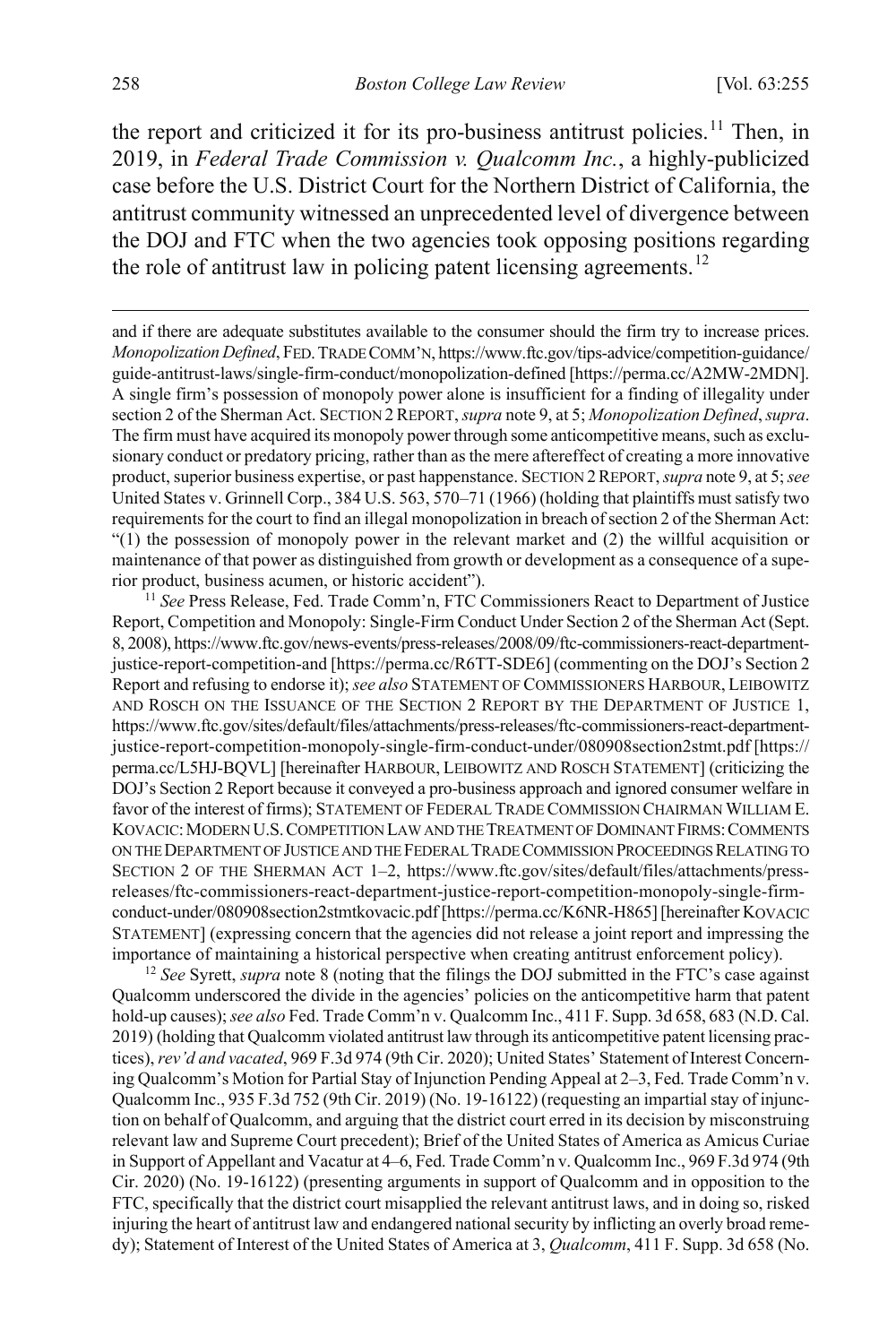the report and criticized it for its pro-business antitrust policies.[11] Then, in 2019, in *Federal Trade Commission v. Qualcomm Inc.*, a highly-publicized case before the U.S. District Court for the Northern District of California, the antitrust community witnessed an unprecedented level of divergence between the DOJ and FTC when the two agencies took opposing positions regarding the role of antitrust law in policing patent licensing agreements.[12]

---

and if there are adequate substitutes available to the consumer should the firm try to increase prices. *Monopolization Defined*, FED. TRADE COMM'N, https://www.ftc.gov/tips-advice/competition-guidance/guide-antitrust-laws/single-firm-conduct/monopolization-defined [https://perma.cc/A2MW-2MDN]. A single firm's possession of monopoly power alone is insufficient for a finding of illegality under section 2 of the Sherman Act. SECTION 2 REPORT, *supra* note 9, at 5; *Monopolization Defined*, *supra*. The firm must have acquired its monopoly power through some anticompetitive means, such as exclusionary conduct or predatory pricing, rather than as the mere aftereffect of creating a more innovative product, superior business expertise, or past happenstance. SECTION 2 REPORT, *supra* note 9, at 5; *see* United States v. Grinnell Corp., 384 U.S. 563, 570–71 (1966) (holding that plaintiffs must satisfy two requirements for the court to find an illegal monopolization in breach of section 2 of the Sherman Act: "(1) the possession of monopoly power in the relevant market and (2) the willful acquisition or maintenance of that power as distinguished from growth or development as a consequence of a superior product, business acumen, or historic accident").

[11] *See* Press Release, Fed. Trade Comm'n, FTC Commissioners React to Department of Justice Report, Competition and Monopoly: Single-Firm Conduct Under Section 2 of the Sherman Act (Sept. 8, 2008), https://www.ftc.gov/news-events/press-releases/2008/09/ftc-commissioners-react-department-justice-report-competition-and [https://perma.cc/R6TT-SDE6] (commenting on the DOJ's Section 2 Report and refusing to endorse it); *see also* STATEMENT OF COMMISSIONERS HARBOUR, LEIBOWITZ AND ROSCH ON THE ISSUANCE OF THE SECTION 2 REPORT BY THE DEPARTMENT OF JUSTICE 1, https://www.ftc.gov/sites/default/files/attachments/press-releases/ftc-commissioners-react-department-justice-report-competition-monopoly-single-firm-conduct-under/080908section2stmt.pdf [https://perma.cc/L5HJ-BQVL] [hereinafter HARBOUR, LEIBOWITZ AND ROSCH STATEMENT] (criticizing the DOJ's Section 2 Report because it conveyed a pro-business approach and ignored consumer welfare in favor of the interest of firms); STATEMENT OF FEDERAL TRADE COMMISSION CHAIRMAN WILLIAM E. KOVACIC: MODERN U.S. COMPETITION LAW AND THE TREATMENT OF DOMINANT FIRMS: COMMENTS ON THE DEPARTMENT OF JUSTICE AND THE FEDERAL TRADE COMMISSION PROCEEDINGS RELATING TO SECTION 2 OF THE SHERMAN ACT 1–2, https://www.ftc.gov/sites/default/files/attachments/press-releases/ftc-commissioners-react-department-justice-report-competition-monopoly-single-firm-conduct-under/080908section2stmtkovacic.pdf [https://perma.cc/K6NR-H865] [hereinafter KOVACIC STATEMENT] (expressing concern that the agencies did not release a joint report and impressing the importance of maintaining a historical perspective when creating antitrust enforcement policy).

[12] *See* Syrett, *supra* note 8 (noting that the filings the DOJ submitted in the FTC's case against Qualcomm underscored the divide in the agencies' policies on the anticompetitive harm that patent hold-up causes); *see also* Fed. Trade Comm'n v. Qualcomm Inc., 411 F. Supp. 3d 658, 683 (N.D. Cal. 2019) (holding that Qualcomm violated antitrust law through its anticompetitive patent licensing practices), *rev'd and vacated*, 969 F.3d 974 (9th Cir. 2020); United States' Statement of Interest Concerning Qualcomm's Motion for Partial Stay of Injunction Pending Appeal at 2–3, Fed. Trade Comm'n v. Qualcomm Inc., 935 F.3d 752 (9th Cir. 2019) (No. 19-16122) (requesting an impartial stay of injunction on behalf of Qualcomm, and arguing that the district court erred in its decision by misconstruing relevant law and Supreme Court precedent); Brief of the United States of America as Amicus Curiae in Support of Appellant and Vacatur at 4–6, Fed. Trade Comm'n v. Qualcomm Inc., 969 F.3d 974 (9th Cir. 2020) (No. 19-16122) (presenting arguments in support of Qualcomm and in opposition to the FTC, specifically that the district court misapplied the relevant antitrust laws, and in doing so, risked injuring the heart of antitrust law and endangered national security by inflicting an overly broad remedy); Statement of Interest of the United States of America at 3, *Qualcomm*, 411 F. Supp. 3d 658 (No.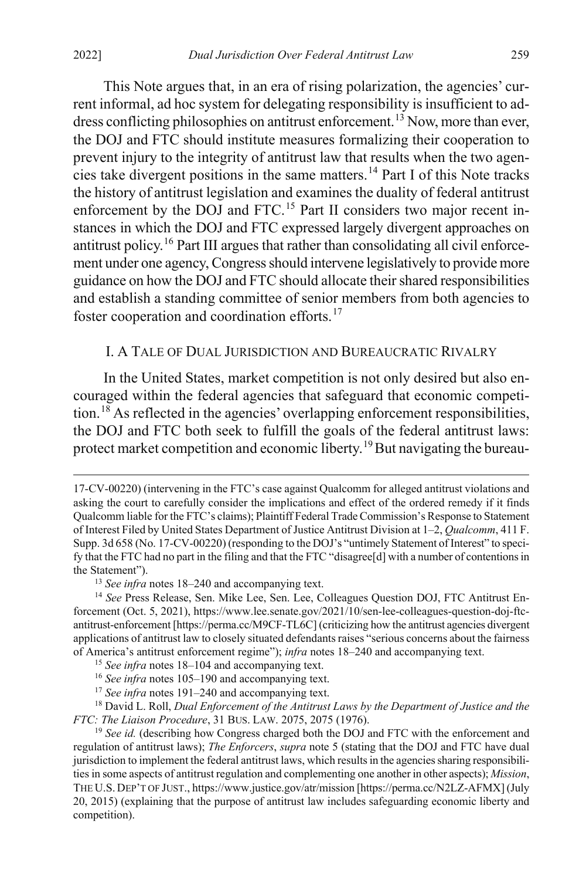This Note argues that, in an era of rising polarization, the agencies' current informal, ad hoc system for delegating responsibility is insufficient to address conflicting philosophies on antitrust enforcement.[13] Now, more than ever, the DOJ and FTC should institute measures formalizing their cooperation to prevent injury to the integrity of antitrust law that results when the two agencies take divergent positions in the same matters.[14] Part I of this Note tracks the history of antitrust legislation and examines the duality of federal antitrust enforcement by the DOJ and FTC.[15] Part II considers two major recent instances in which the DOJ and FTC expressed largely divergent approaches on antitrust policy.[16] Part III argues that rather than consolidating all civil enforcement under one agency, Congress should intervene legislatively to provide more guidance on how the DOJ and FTC should allocate their shared responsibilities and establish a standing committee of senior members from both agencies to foster cooperation and coordination efforts.[17]

## I. A TALE OF DUAL JURISDICTION AND BUREAUCRATIC RIVALRY

In the United States, market competition is not only desired but also encouraged within the federal agencies that safeguard that economic competition.[18] As reflected in the agencies' overlapping enforcement responsibilities, the DOJ and FTC both seek to fulfill the goals of the federal antitrust laws: protect market competition and economic liberty.[19] But navigating the bureau-

---

17-CV-00220) (intervening in the FTC's case against Qualcomm for alleged antitrust violations and asking the court to carefully consider the implications and effect of the ordered remedy if it finds Qualcomm liable for the FTC's claims); Plaintiff Federal Trade Commission's Response to Statement of Interest Filed by United States Department of Justice Antitrust Division at 1–2, *Qualcomm*, 411 F. Supp. 3d 658 (No. 17-CV-00220) (responding to the DOJ's "untimely Statement of Interest" to specify that the FTC had no part in the filing and that the FTC "disagree[d] with a number of contentions in the Statement").

[13] *See infra* notes 18–240 and accompanying text.

[14] *See* Press Release, Sen. Mike Lee, Sen. Lee, Colleagues Question DOJ, FTC Antitrust Enforcement (Oct. 5, 2021), https://www.lee.senate.gov/2021/10/sen-lee-colleagues-question-doj-ftc-antitrust-enforcement [https://perma.cc/M9CF-TL6C] (criticizing how the antitrust agencies divergent applications of antitrust law to closely situated defendants raises "serious concerns about the fairness of America's antitrust enforcement regime"); *infra* notes 18–240 and accompanying text.

[15] *See infra* notes 18–104 and accompanying text.

[16] *See infra* notes 105–190 and accompanying text.

[17] *See infra* notes 191–240 and accompanying text.

[18] David L. Roll, *Dual Enforcement of the Antitrust Laws by the Department of Justice and the FTC: The Liaison Procedure*, 31 BUS. LAW. 2075, 2075 (1976).

[19] *See id.* (describing how Congress charged both the DOJ and FTC with the enforcement and regulation of antitrust laws); *The Enforcers*, *supra* note 5 (stating that the DOJ and FTC have dual jurisdiction to implement the federal antitrust laws, which results in the agencies sharing responsibilities in some aspects of antitrust regulation and complementing one another in other aspects); *Mission*, THE U.S. DEP'T OF JUST., https://www.justice.gov/atr/mission [https://perma.cc/N2LZ-AFMX] (July 20, 2015) (explaining that the purpose of antitrust law includes safeguarding economic liberty and competition).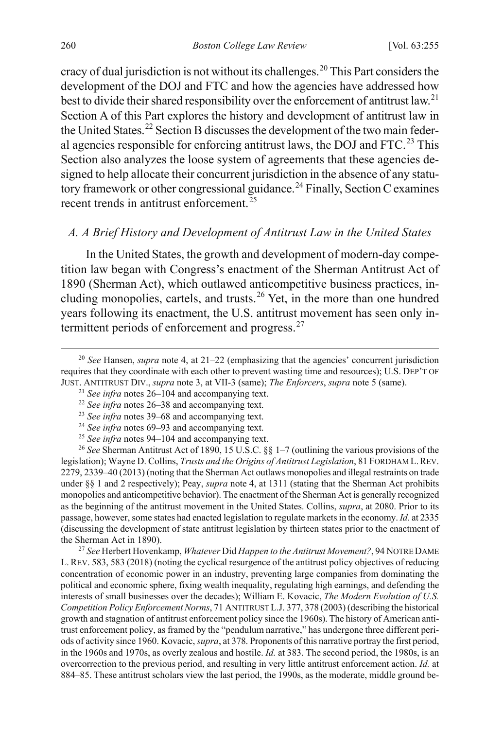cracy of dual jurisdiction is not without its challenges.[20] This Part considers the development of the DOJ and FTC and how the agencies have addressed how best to divide their shared responsibility over the enforcement of antitrust law.[21] Section A of this Part explores the history and development of antitrust law in the United States.[22] Section B discusses the development of the two main federal agencies responsible for enforcing antitrust laws, the DOJ and FTC.[23] This Section also analyzes the loose system of agreements that these agencies designed to help allocate their concurrent jurisdiction in the absence of any statutory framework or other congressional guidance.[24] Finally, Section C examines recent trends in antitrust enforcement.[25]

### *A. A Brief History and Development of Antitrust Law in the United States*

In the United States, the growth and development of modern-day competition law began with Congress's enactment of the Sherman Antitrust Act of 1890 (Sherman Act), which outlawed anticompetitive business practices, including monopolies, cartels, and trusts.[26] Yet, in the more than one hundred years following its enactment, the U.S. antitrust movement has seen only intermittent periods of enforcement and progress.[27]

---

[20] *See* Hansen, *supra* note 4, at 21–22 (emphasizing that the agencies' concurrent jurisdiction requires that they coordinate with each other to prevent wasting time and resources); U.S. DEP'T OF JUST. ANTITRUST DIV., *supra* note 3, at VII-3 (same); *The Enforcers*, *supra* note 5 (same).

[21] *See infra* notes 26–104 and accompanying text.

[22] *See infra* notes 26–38 and accompanying text.

[23] *See infra* notes 39–68 and accompanying text.

[24] *See infra* notes 69–93 and accompanying text.

[25] *See infra* notes 94–104 and accompanying text.

[26] *See* Sherman Antitrust Act of 1890, 15 U.S.C. §§ 1–7 (outlining the various provisions of the legislation); Wayne D. Collins, *Trusts and the Origins of Antitrust Legislation*, 81 FORDHAM L. REV. 2279, 2339–40 (2013) (noting that the Sherman Act outlaws monopolies and illegal restraints on trade under §§ 1 and 2 respectively); Peay, *supra* note 4, at 1311 (stating that the Sherman Act prohibits monopolies and anticompetitive behavior). The enactment of the Sherman Act is generally recognized as the beginning of the antitrust movement in the United States. Collins, *supra*, at 2080. Prior to its passage, however, some states had enacted legislation to regulate markets in the economy. *Id.* at 2335 (discussing the development of state antitrust legislation by thirteen states prior to the enactment of the Sherman Act in 1890).

[27] *See* Herbert Hovenkamp, *Whatever* Did *Happen to the Antitrust Movement?*, 94 NOTRE DAME L. REV. 583, 583 (2018) (noting the cyclical resurgence of the antitrust policy objectives of reducing concentration of economic power in an industry, preventing large companies from dominating the political and economic sphere, fixing wealth inequality, regulating high earnings, and defending the interests of small businesses over the decades); William E. Kovacic, *The Modern Evolution of U.S. Competition Policy Enforcement Norms*, 71 ANTITRUST L.J. 377, 378 (2003) (describing the historical growth and stagnation of antitrust enforcement policy since the 1960s). The history of American antitrust enforcement policy, as framed by the "pendulum narrative," has undergone three different periods of activity since 1960. Kovacic, *supra*, at 378. Proponents of this narrative portray the first period, in the 1960s and 1970s, as overly zealous and hostile. *Id.* at 383. The second period, the 1980s, is an overcorrection to the previous period, and resulting in very little antitrust enforcement action. *Id.* at 884–85. These antitrust scholars view the last period, the 1990s, as the moderate, middle ground be-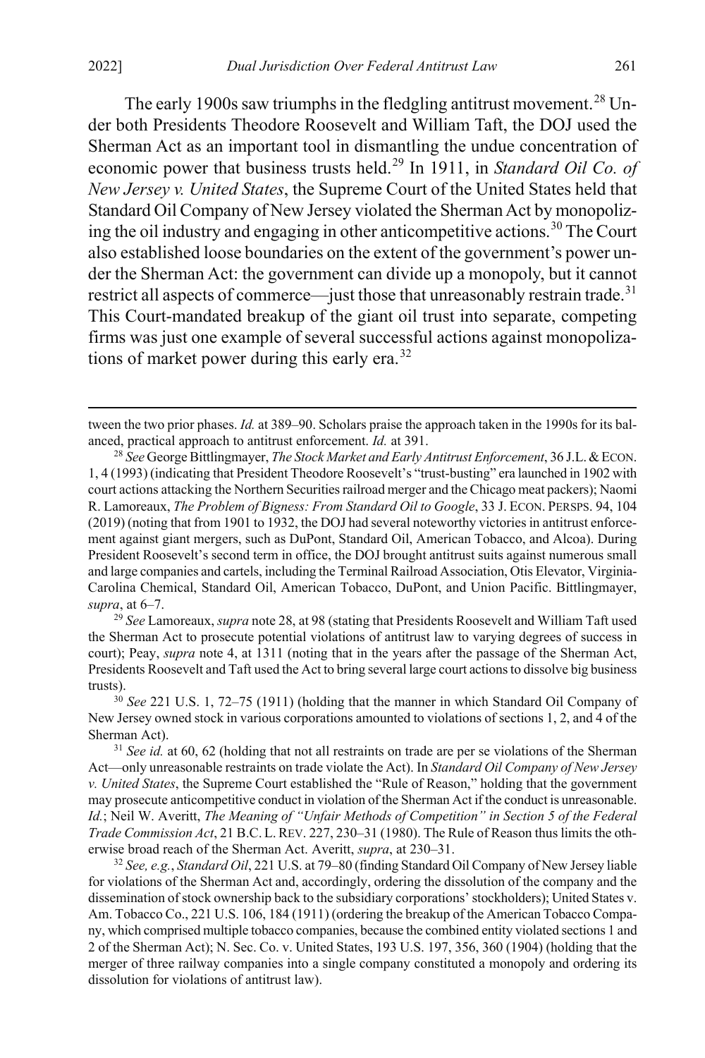The early 1900s saw triumphs in the fledgling antitrust movement.[28] Under both Presidents Theodore Roosevelt and William Taft, the DOJ used the Sherman Act as an important tool in dismantling the undue concentration of economic power that business trusts held.[29] In 1911, in *Standard Oil Co. of New Jersey v. United States*, the Supreme Court of the United States held that Standard Oil Company of New Jersey violated the Sherman Act by monopolizing the oil industry and engaging in other anticompetitive actions.[30] The Court also established loose boundaries on the extent of the government's power under the Sherman Act: the government can divide up a monopoly, but it cannot restrict all aspects of commerce—just those that unreasonably restrain trade.[31] This Court-mandated breakup of the giant oil trust into separate, competing firms was just one example of several successful actions against monopolizations of market power during this early era.[32]

---

tween the two prior phases. *Id.* at 389–90. Scholars praise the approach taken in the 1990s for its balanced, practical approach to antitrust enforcement. *Id.* at 391.

[28] *See* George Bittlingmayer, *The Stock Market and Early Antitrust Enforcement*, 36 J.L. & ECON. 1, 4 (1993) (indicating that President Theodore Roosevelt's "trust-busting" era launched in 1902 with court actions attacking the Northern Securities railroad merger and the Chicago meat packers); Naomi R. Lamoreaux, *The Problem of Bigness: From Standard Oil to Google*, 33 J. ECON. PERSPS. 94, 104 (2019) (noting that from 1901 to 1932, the DOJ had several noteworthy victories in antitrust enforcement against giant mergers, such as DuPont, Standard Oil, American Tobacco, and Alcoa). During President Roosevelt's second term in office, the DOJ brought antitrust suits against numerous small and large companies and cartels, including the Terminal Railroad Association, Otis Elevator, Virginia-Carolina Chemical, Standard Oil, American Tobacco, DuPont, and Union Pacific. Bittlingmayer, *supra*, at 6–7.

[29] *See* Lamoreaux, *supra* note 28, at 98 (stating that Presidents Roosevelt and William Taft used the Sherman Act to prosecute potential violations of antitrust law to varying degrees of success in court); Peay, *supra* note 4, at 1311 (noting that in the years after the passage of the Sherman Act, Presidents Roosevelt and Taft used the Act to bring several large court actions to dissolve big business trusts).

[30] *See* 221 U.S. 1, 72–75 (1911) (holding that the manner in which Standard Oil Company of New Jersey owned stock in various corporations amounted to violations of sections 1, 2, and 4 of the Sherman Act).

[31] *See id.* at 60, 62 (holding that not all restraints on trade are per se violations of the Sherman Act—only unreasonable restraints on trade violate the Act). In *Standard Oil Company of New Jersey v. United States*, the Supreme Court established the "Rule of Reason," holding that the government may prosecute anticompetitive conduct in violation of the Sherman Act if the conduct is unreasonable. *Id.*; Neil W. Averitt, *The Meaning of "Unfair Methods of Competition" in Section 5 of the Federal Trade Commission Act*, 21 B.C. L. REV. 227, 230–31 (1980). The Rule of Reason thus limits the otherwise broad reach of the Sherman Act. Averitt, *supra*, at 230–31.

[32] *See, e.g.*, *Standard Oil*, 221 U.S. at 79–80 (finding Standard Oil Company of New Jersey liable for violations of the Sherman Act and, accordingly, ordering the dissolution of the company and the dissemination of stock ownership back to the subsidiary corporations' stockholders); United States v. Am. Tobacco Co., 221 U.S. 106, 184 (1911) (ordering the breakup of the American Tobacco Company, which comprised multiple tobacco companies, because the combined entity violated sections 1 and 2 of the Sherman Act); N. Sec. Co. v. United States, 193 U.S. 197, 356, 360 (1904) (holding that the merger of three railway companies into a single company constituted a monopoly and ordering its dissolution for violations of antitrust law).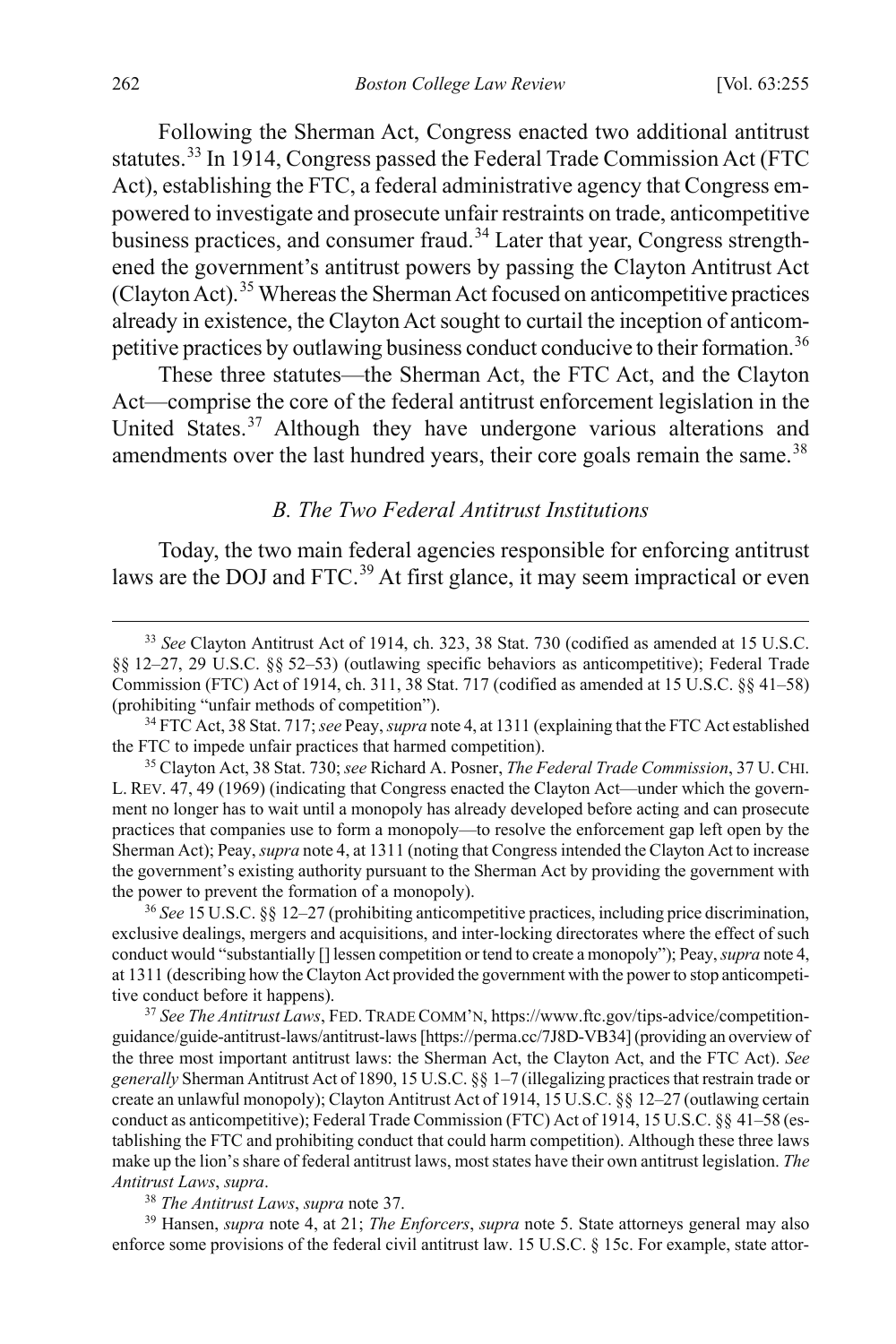Following the Sherman Act, Congress enacted two additional antitrust statutes.[33] In 1914, Congress passed the Federal Trade Commission Act (FTC Act), establishing the FTC, a federal administrative agency that Congress empowered to investigate and prosecute unfair restraints on trade, anticompetitive business practices, and consumer fraud.[34] Later that year, Congress strengthened the government's antitrust powers by passing the Clayton Antitrust Act (Clayton Act).[35] Whereas the Sherman Act focused on anticompetitive practices already in existence, the Clayton Act sought to curtail the inception of anticompetitive practices by outlawing business conduct conducive to their formation.[36]

These three statutes—the Sherman Act, the FTC Act, and the Clayton Act—comprise the core of the federal antitrust enforcement legislation in the United States.[37] Although they have undergone various alterations and amendments over the last hundred years, their core goals remain the same.[38]

### *B. The Two Federal Antitrust Institutions*

Today, the two main federal agencies responsible for enforcing antitrust laws are the DOJ and FTC.[39] At first glance, it may seem impractical or even

---

[33] *See* Clayton Antitrust Act of 1914, ch. 323, 38 Stat. 730 (codified as amended at 15 U.S.C. §§ 12–27, 29 U.S.C. §§ 52–53) (outlawing specific behaviors as anticompetitive); Federal Trade Commission (FTC) Act of 1914, ch. 311, 38 Stat. 717 (codified as amended at 15 U.S.C. §§ 41–58) (prohibiting "unfair methods of competition").

[34] FTC Act, 38 Stat. 717; *see* Peay, *supra* note 4, at 1311 (explaining that the FTC Act established the FTC to impede unfair practices that harmed competition).

[35] Clayton Act, 38 Stat. 730; *see* Richard A. Posner, *The Federal Trade Commission*, 37 U. CHI. L. REV. 47, 49 (1969) (indicating that Congress enacted the Clayton Act—under which the government no longer has to wait until a monopoly has already developed before acting and can prosecute practices that companies use to form a monopoly—to resolve the enforcement gap left open by the Sherman Act); Peay, *supra* note 4, at 1311 (noting that Congress intended the Clayton Act to increase the government's existing authority pursuant to the Sherman Act by providing the government with the power to prevent the formation of a monopoly).

[36] *See* 15 U.S.C. §§ 12–27 (prohibiting anticompetitive practices, including price discrimination, exclusive dealings, mergers and acquisitions, and inter-locking directorates where the effect of such conduct would "substantially [] lessen competition or tend to create a monopoly"); Peay, *supra* note 4, at 1311 (describing how the Clayton Act provided the government with the power to stop anticompetitive conduct before it happens).

[37] *See The Antitrust Laws*, FED. TRADE COMM'N, https://www.ftc.gov/tips-advice/competition-guidance/guide-antitrust-laws/antitrust-laws [https://perma.cc/7J8D-VB34] (providing an overview of the three most important antitrust laws: the Sherman Act, the Clayton Act, and the FTC Act). *See generally* Sherman Antitrust Act of 1890, 15 U.S.C. §§ 1–7 (illegalizing practices that restrain trade or create an unlawful monopoly); Clayton Antitrust Act of 1914, 15 U.S.C. §§ 12–27 (outlawing certain conduct as anticompetitive); Federal Trade Commission (FTC) Act of 1914, 15 U.S.C. §§ 41–58 (establishing the FTC and prohibiting conduct that could harm competition). Although these three laws make up the lion's share of federal antitrust laws, most states have their own antitrust legislation. *The Antitrust Laws*, *supra*.

[38] *The Antitrust Laws*, *supra* note 37.

[39] Hansen, *supra* note 4, at 21; *The Enforcers*, *supra* note 5. State attorneys general may also enforce some provisions of the federal civil antitrust law. 15 U.S.C. § 15c. For example, state attor-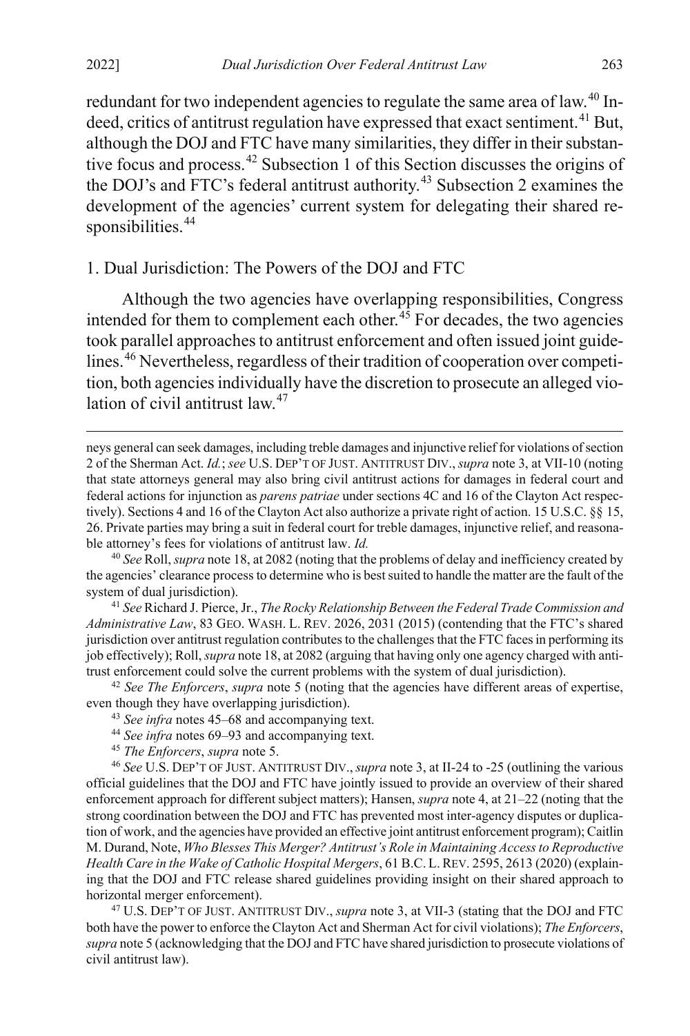redundant for two independent agencies to regulate the same area of law.[40] Indeed, critics of antitrust regulation have expressed that exact sentiment.[41] But, although the DOJ and FTC have many similarities, they differ in their substantive focus and process.[42] Subsection 1 of this Section discusses the origins of the DOJ's and FTC's federal antitrust authority.[43] Subsection 2 examines the development of the agencies' current system for delegating their shared responsibilities.[44]

### 1. Dual Jurisdiction: The Powers of the DOJ and FTC

Although the two agencies have overlapping responsibilities, Congress intended for them to complement each other.[45] For decades, the two agencies took parallel approaches to antitrust enforcement and often issued joint guidelines.[46] Nevertheless, regardless of their tradition of cooperation over competition, both agencies individually have the discretion to prosecute an alleged violation of civil antitrust law.[47]

---

neys general can seek damages, including treble damages and injunctive relief for violations of section 2 of the Sherman Act. *Id.*; *see* U.S. DEP'T OF JUST. ANTITRUST DIV., *supra* note 3, at VII-10 (noting that state attorneys general may also bring civil antitrust actions for damages in federal court and federal actions for injunction as *parens patriae* under sections 4C and 16 of the Clayton Act respectively). Sections 4 and 16 of the Clayton Act also authorize a private right of action. 15 U.S.C. §§ 15, 26. Private parties may bring a suit in federal court for treble damages, injunctive relief, and reasonable attorney's fees for violations of antitrust law. *Id.*

[40] *See* Roll, *supra* note 18, at 2082 (noting that the problems of delay and inefficiency created by the agencies' clearance process to determine who is best suited to handle the matter are the fault of the system of dual jurisdiction).

[41] *See* Richard J. Pierce, Jr., *The Rocky Relationship Between the Federal Trade Commission and Administrative Law*, 83 GEO. WASH. L. REV. 2026, 2031 (2015) (contending that the FTC's shared jurisdiction over antitrust regulation contributes to the challenges that the FTC faces in performing its job effectively); Roll, *supra* note 18, at 2082 (arguing that having only one agency charged with antitrust enforcement could solve the current problems with the system of dual jurisdiction).

[42] *See The Enforcers*, *supra* note 5 (noting that the agencies have different areas of expertise, even though they have overlapping jurisdiction).

[43] *See infra* notes 45–68 and accompanying text.

[44] *See infra* notes 69–93 and accompanying text.

[45] *The Enforcers*, *supra* note 5.

[46] *See* U.S. DEP'T OF JUST. ANTITRUST DIV., *supra* note 3, at II-24 to -25 (outlining the various official guidelines that the DOJ and FTC have jointly issued to provide an overview of their shared enforcement approach for different subject matters); Hansen, *supra* note 4, at 21–22 (noting that the strong coordination between the DOJ and FTC has prevented most inter-agency disputes or duplication of work, and the agencies have provided an effective joint antitrust enforcement program); Caitlin M. Durand, Note, *Who Blesses This Merger? Antitrust's Role in Maintaining Access to Reproductive Health Care in the Wake of Catholic Hospital Mergers*, 61 B.C. L. REV. 2595, 2613 (2020) (explaining that the DOJ and FTC release shared guidelines providing insight on their shared approach to horizontal merger enforcement).

[47] U.S. DEP'T OF JUST. ANTITRUST DIV., *supra* note 3, at VII-3 (stating that the DOJ and FTC both have the power to enforce the Clayton Act and Sherman Act for civil violations); *The Enforcers*, *supra* note 5 (acknowledging that the DOJ and FTC have shared jurisdiction to prosecute violations of civil antitrust law).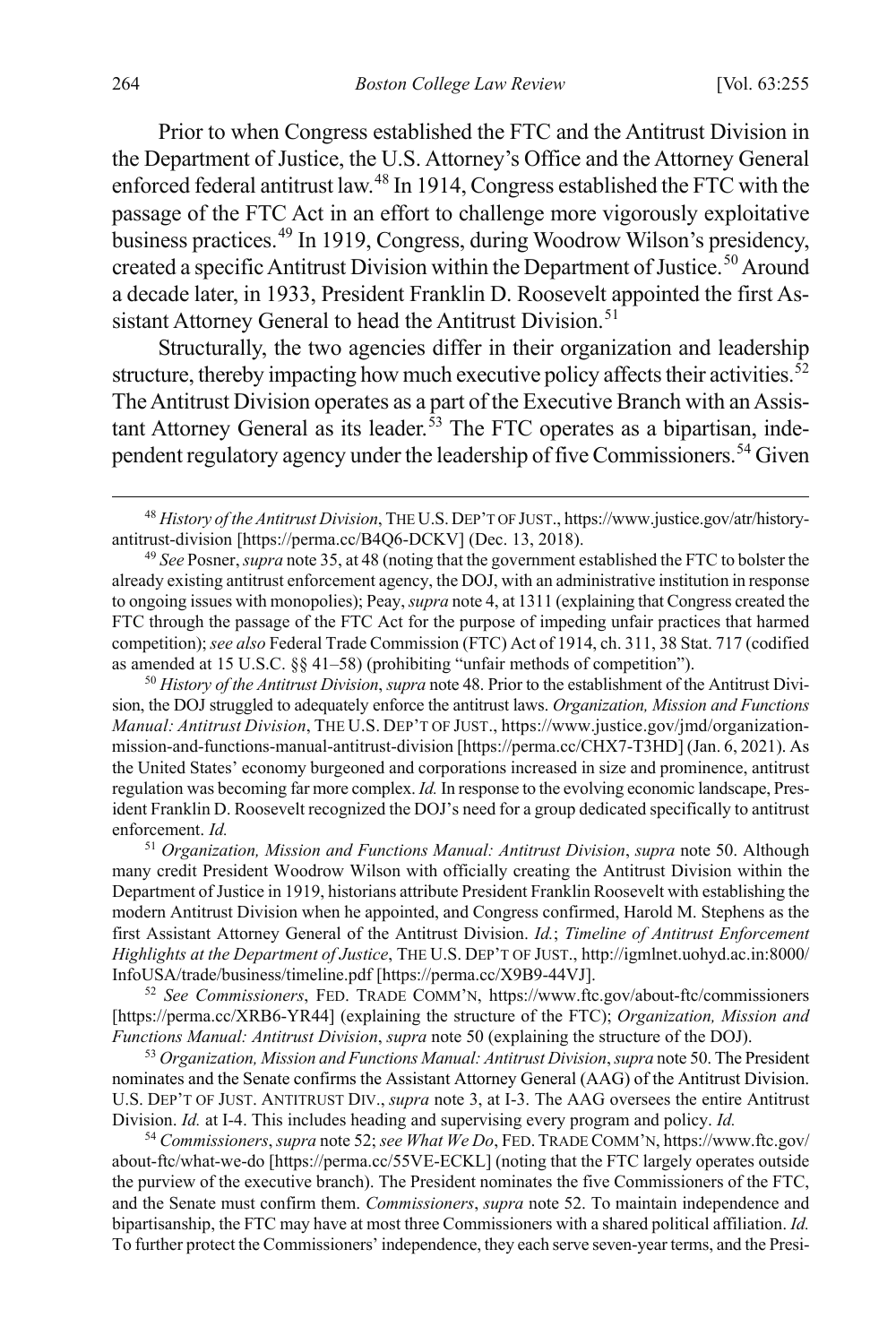Prior to when Congress established the FTC and the Antitrust Division in the Department of Justice, the U.S. Attorney's Office and the Attorney General enforced federal antitrust law.[48] In 1914, Congress established the FTC with the passage of the FTC Act in an effort to challenge more vigorously exploitative business practices.[49] In 1919, Congress, during Woodrow Wilson's presidency, created a specific Antitrust Division within the Department of Justice.[50] Around a decade later, in 1933, President Franklin D. Roosevelt appointed the first Assistant Attorney General to head the Antitrust Division.[51]

Structurally, the two agencies differ in their organization and leadership structure, thereby impacting how much executive policy affects their activities.[52] The Antitrust Division operates as a part of the Executive Branch with an Assistant Attorney General as its leader.[53] The FTC operates as a bipartisan, independent regulatory agency under the leadership of five Commissioners.[54] Given

---

[48] *History of the Antitrust Division*, THE U.S. DEP'T OF JUST., https://www.justice.gov/atr/history-antitrust-division [https://perma.cc/B4Q6-DCKV] (Dec. 13, 2018).

[49] *See* Posner, *supra* note 35, at 48 (noting that the government established the FTC to bolster the already existing antitrust enforcement agency, the DOJ, with an administrative institution in response to ongoing issues with monopolies); Peay, *supra* note 4, at 1311 (explaining that Congress created the FTC through the passage of the FTC Act for the purpose of impeding unfair practices that harmed competition); *see also* Federal Trade Commission (FTC) Act of 1914, ch. 311, 38 Stat. 717 (codified as amended at 15 U.S.C. §§ 41–58) (prohibiting "unfair methods of competition").

[50] *History of the Antitrust Division*, *supra* note 48. Prior to the establishment of the Antitrust Division, the DOJ struggled to adequately enforce the antitrust laws. *Organization, Mission and Functions Manual: Antitrust Division*, THE U.S. DEP'T OF JUST., https://www.justice.gov/jmd/organization-mission-and-functions-manual-antitrust-division [https://perma.cc/CHX7-T3HD] (Jan. 6, 2021). As the United States' economy burgeoned and corporations increased in size and prominence, antitrust regulation was becoming far more complex. *Id.* In response to the evolving economic landscape, President Franklin D. Roosevelt recognized the DOJ's need for a group dedicated specifically to antitrust enforcement. *Id.*

[51] *Organization, Mission and Functions Manual: Antitrust Division*, *supra* note 50. Although many credit President Woodrow Wilson with officially creating the Antitrust Division within the Department of Justice in 1919, historians attribute President Franklin Roosevelt with establishing the modern Antitrust Division when he appointed, and Congress confirmed, Harold M. Stephens as the first Assistant Attorney General of the Antitrust Division. *Id.*; *Timeline of Antitrust Enforcement Highlights at the Department of Justice*, THE U.S. DEP'T OF JUST., http://igmlnet.uohyd.ac.in:8000/InfoUSA/trade/business/timeline.pdf [https://perma.cc/X9B9-44VJ].

[52] *See Commissioners*, FED. TRADE COMM'N, https://www.ftc.gov/about-ftc/commissioners [https://perma.cc/XRB6-YR44] (explaining the structure of the FTC); *Organization, Mission and Functions Manual: Antitrust Division*, *supra* note 50 (explaining the structure of the DOJ).

[53] *Organization, Mission and Functions Manual: Antitrust Division*, *supra* note 50. The President nominates and the Senate confirms the Assistant Attorney General (AAG) of the Antitrust Division. U.S. DEP'T OF JUST. ANTITRUST DIV., *supra* note 3, at I-3. The AAG oversees the entire Antitrust Division. *Id.* at I-4. This includes heading and supervising every program and policy. *Id.*

[54] *Commissioners*, *supra* note 52; *see What We Do*, FED. TRADE COMM'N, https://www.ftc.gov/about-ftc/what-we-do [https://perma.cc/55VE-ECKL] (noting that the FTC largely operates outside the purview of the executive branch). The President nominates the five Commissioners of the FTC, and the Senate must confirm them. *Commissioners*, *supra* note 52. To maintain independence and bipartisanship, the FTC may have at most three Commissioners with a shared political affiliation. *Id.* To further protect the Commissioners' independence, they each serve seven-year terms, and the Presi-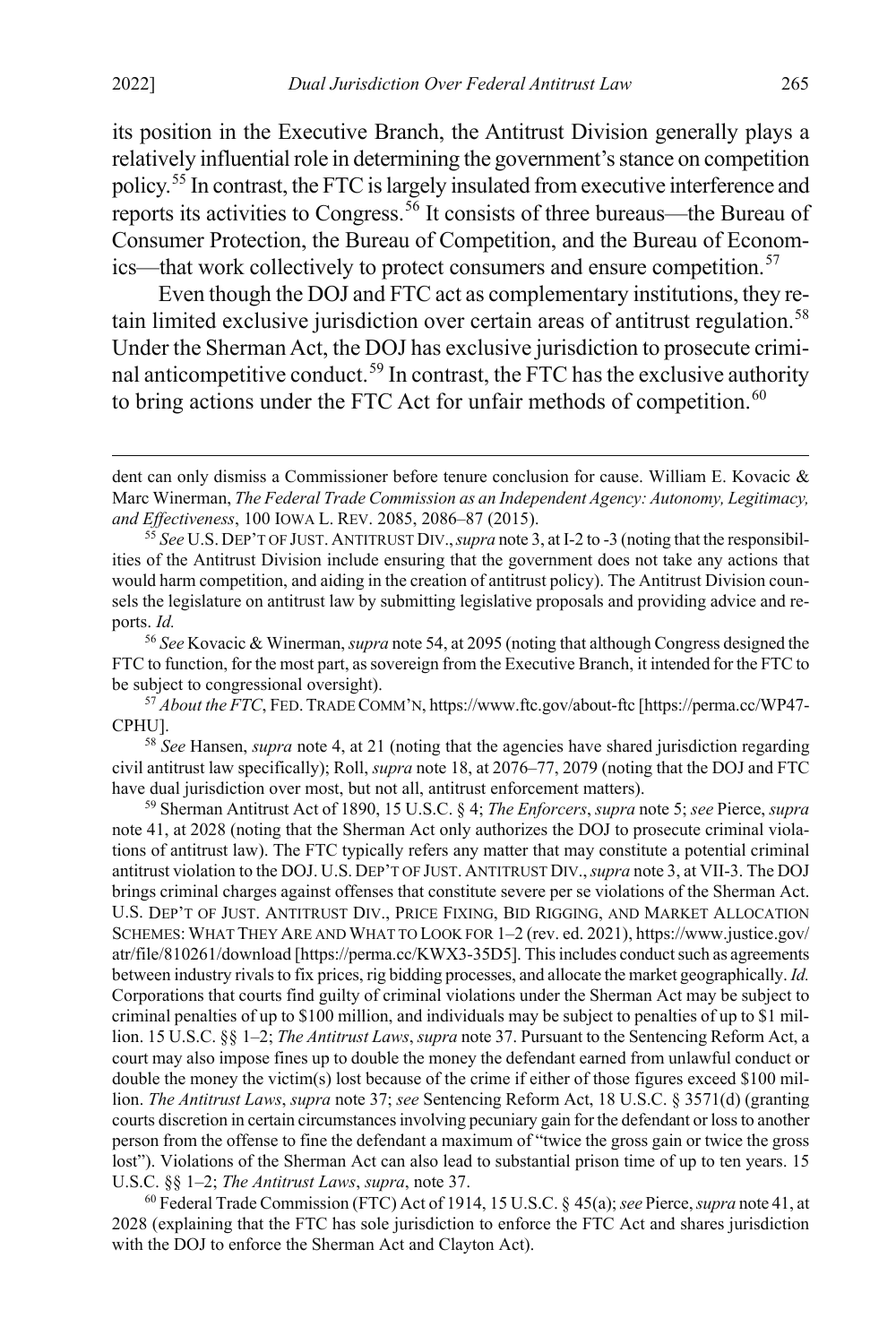its position in the Executive Branch, the Antitrust Division generally plays a relatively influential role in determining the government's stance on competition policy.[55] In contrast, the FTC is largely insulated from executive interference and reports its activities to Congress.[56] It consists of three bureaus—the Bureau of Consumer Protection, the Bureau of Competition, and the Bureau of Economics—that work collectively to protect consumers and ensure competition.[57]

Even though the DOJ and FTC act as complementary institutions, they retain limited exclusive jurisdiction over certain areas of antitrust regulation.[58] Under the Sherman Act, the DOJ has exclusive jurisdiction to prosecute criminal anticompetitive conduct.[59] In contrast, the FTC has the exclusive authority to bring actions under the FTC Act for unfair methods of competition.[60]

---

dent can only dismiss a Commissioner before tenure conclusion for cause. William E. Kovacic & Marc Winerman, *The Federal Trade Commission as an Independent Agency: Autonomy, Legitimacy, and Effectiveness*, 100 IOWA L. REV. 2085, 2086–87 (2015).

[55] *See* U.S. DEP'T OF JUST. ANTITRUST DIV., *supra* note 3, at I-2 to -3 (noting that the responsibilities of the Antitrust Division include ensuring that the government does not take any actions that would harm competition, and aiding in the creation of antitrust policy). The Antitrust Division counsels the legislature on antitrust law by submitting legislative proposals and providing advice and reports. *Id.*

[56] *See* Kovacic & Winerman, *supra* note 54, at 2095 (noting that although Congress designed the FTC to function, for the most part, as sovereign from the Executive Branch, it intended for the FTC to be subject to congressional oversight).

[57] *About the FTC*, FED. TRADE COMM'N, https://www.ftc.gov/about-ftc [https://perma.cc/WP47-CPHU].

[58] *See* Hansen, *supra* note 4, at 21 (noting that the agencies have shared jurisdiction regarding civil antitrust law specifically); Roll, *supra* note 18, at 2076–77, 2079 (noting that the DOJ and FTC have dual jurisdiction over most, but not all, antitrust enforcement matters).

[59] Sherman Antitrust Act of 1890, 15 U.S.C. § 4; *The Enforcers*, *supra* note 5; *see* Pierce, *supra* note 41, at 2028 (noting that the Sherman Act only authorizes the DOJ to prosecute criminal violations of antitrust law). The FTC typically refers any matter that may constitute a potential criminal antitrust violation to the DOJ. U.S. DEP'T OF JUST. ANTITRUST DIV., *supra* note 3, at VII-3. The DOJ brings criminal charges against offenses that constitute severe per se violations of the Sherman Act. U.S. DEP'T OF JUST. ANTITRUST DIV., PRICE FIXING, BID RIGGING, AND MARKET ALLOCATION SCHEMES: WHAT THEY ARE AND WHAT TO LOOK FOR 1–2 (rev. ed. 2021), https://www.justice.gov/atr/file/810261/download [https://perma.cc/KWX3-35D5]. This includes conduct such as agreements between industry rivals to fix prices, rig bidding processes, and allocate the market geographically. *Id.* Corporations that courts find guilty of criminal violations under the Sherman Act may be subject to criminal penalties of up to $100 million, and individuals may be subject to penalties of up to $1 million. 15 U.S.C. §§ 1–2; *The Antitrust Laws*, *supra* note 37. Pursuant to the Sentencing Reform Act, a court may also impose fines up to double the money the defendant earned from unlawful conduct or double the money the victim(s) lost because of the crime if either of those figures exceed $100 million. *The Antitrust Laws*, *supra* note 37; *see* Sentencing Reform Act, 18 U.S.C. § 3571(d) (granting courts discretion in certain circumstances involving pecuniary gain for the defendant or loss to another person from the offense to fine the defendant a maximum of "twice the gross gain or twice the gross lost"). Violations of the Sherman Act can also lead to substantial prison time of up to ten years. 15 U.S.C. §§ 1–2; *The Antitrust Laws*, *supra*, note 37.

[60] Federal Trade Commission (FTC) Act of 1914, 15 U.S.C. § 45(a); *see* Pierce, *supra* note 41, at 2028 (explaining that the FTC has sole jurisdiction to enforce the FTC Act and shares jurisdiction with the DOJ to enforce the Sherman Act and Clayton Act).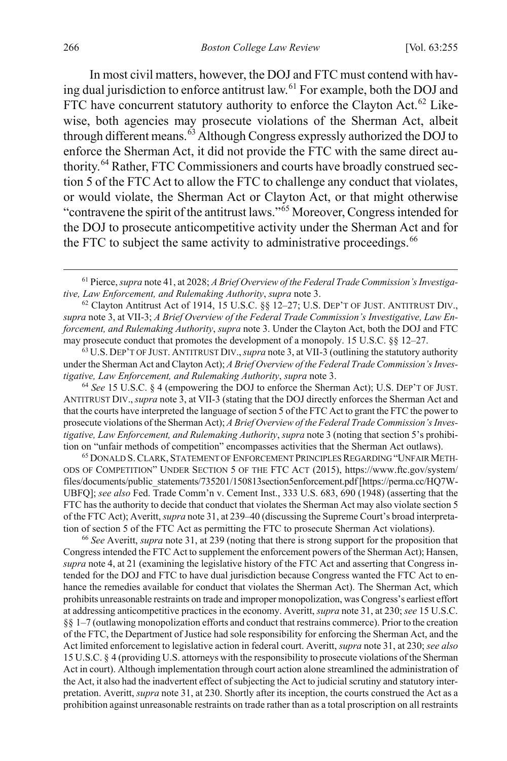In most civil matters, however, the DOJ and FTC must contend with having dual jurisdiction to enforce antitrust law.[61] For example, both the DOJ and FTC have concurrent statutory authority to enforce the Clayton Act.[62] Likewise, both agencies may prosecute violations of the Sherman Act, albeit through different means.[63] Although Congress expressly authorized the DOJ to enforce the Sherman Act, it did not provide the FTC with the same direct authority.[64] Rather, FTC Commissioners and courts have broadly construed section 5 of the FTC Act to allow the FTC to challenge any conduct that violates, or would violate, the Sherman Act or Clayton Act, or that might otherwise "contravene the spirit of the antitrust laws."[65] Moreover, Congress intended for the DOJ to prosecute anticompetitive activity under the Sherman Act and for the FTC to subject the same activity to administrative proceedings.[66]

[61] Pierce, *supra* note 41, at 2028; *A Brief Overview of the Federal Trade Commission's Investigative, Law Enforcement, and Rulemaking Authority*, *supra* note 3.

[62] Clayton Antitrust Act of 1914, 15 U.S.C. §§ 12–27; U.S. DEP'T OF JUST. ANTITRUST DIV., *supra* note 3, at VII-3; *A Brief Overview of the Federal Trade Commission's Investigative, Law Enforcement, and Rulemaking Authority*, *supra* note 3. Under the Clayton Act, both the DOJ and FTC may prosecute conduct that promotes the development of a monopoly. 15 U.S.C. §§ 12–27.

[63] U.S. DEP'T OF JUST. ANTITRUST DIV., *supra* note 3, at VII-3 (outlining the statutory authority under the Sherman Act and Clayton Act); *A Brief Overview of the Federal Trade Commission's Investigative, Law Enforcement, and Rulemaking Authority*, *supra* note 3.

[64] *See* 15 U.S.C. § 4 (empowering the DOJ to enforce the Sherman Act); U.S. DEP'T OF JUST. ANTITRUST DIV., *supra* note 3, at VII-3 (stating that the DOJ directly enforces the Sherman Act and that the courts have interpreted the language of section 5 of the FTC Act to grant the FTC the power to prosecute violations of the Sherman Act); *A Brief Overview of the Federal Trade Commission's Investigative, Law Enforcement, and Rulemaking Authority*, *supra* note 3 (noting that section 5's prohibition on "unfair methods of competition" encompasses activities that the Sherman Act outlaws).

[65] DONALD S. CLARK, STATEMENT OF ENFORCEMENT PRINCIPLES REGARDING "UNFAIR METHODS OF COMPETITION" UNDER SECTION 5 OF THE FTC ACT (2015), https://www.ftc.gov/system/files/documents/public_statements/735201/150813section5enforcement.pdf [https://perma.cc/HQ7W-UBFQ]; *see also* Fed. Trade Comm'n v. Cement Inst., 333 U.S. 683, 690 (1948) (asserting that the FTC has the authority to decide that conduct that violates the Sherman Act may also violate section 5 of the FTC Act); Averitt, *supra* note 31, at 239–40 (discussing the Supreme Court's broad interpretation of section 5 of the FTC Act as permitting the FTC to prosecute Sherman Act violations).

[66] *See* Averitt, *supra* note 31, at 239 (noting that there is strong support for the proposition that Congress intended the FTC Act to supplement the enforcement powers of the Sherman Act); Hansen, *supra* note 4, at 21 (examining the legislative history of the FTC Act and asserting that Congress intended for the DOJ and FTC to have dual jurisdiction because Congress wanted the FTC Act to enhance the remedies available for conduct that violates the Sherman Act). The Sherman Act, which prohibits unreasonable restraints on trade and improper monopolization, was Congress's earliest effort at addressing anticompetitive practices in the economy. Averitt, *supra* note 31, at 230; *see* 15 U.S.C. §§ 1–7 (outlawing monopolization efforts and conduct that restrains commerce). Prior to the creation of the FTC, the Department of Justice had sole responsibility for enforcing the Sherman Act, and the Act limited enforcement to legislative action in federal court. Averitt, *supra* note 31, at 230; *see also* 15 U.S.C. § 4 (providing U.S. attorneys with the responsibility to prosecute violations of the Sherman Act in court). Although implementation through court action alone streamlined the administration of the Act, it also had the inadvertent effect of subjecting the Act to judicial scrutiny and statutory interpretation. Averitt, *supra* note 31, at 230. Shortly after its inception, the courts construed the Act as a prohibition against unreasonable restraints on trade rather than as a total proscription on all restraints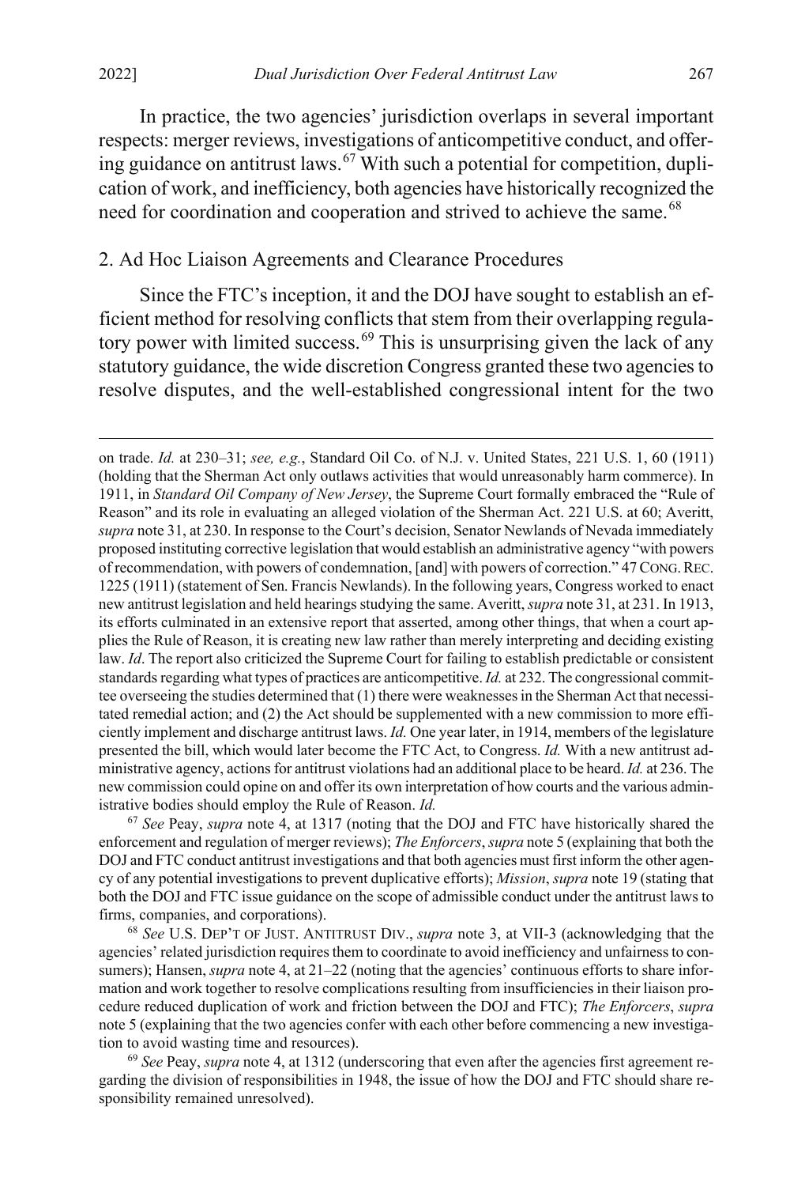In practice, the two agencies' jurisdiction overlaps in several important respects: merger reviews, investigations of anticompetitive conduct, and offering guidance on antitrust laws.[67] With such a potential for competition, duplication of work, and inefficiency, both agencies have historically recognized the need for coordination and cooperation and strived to achieve the same.[68]

### 2. Ad Hoc Liaison Agreements and Clearance Procedures

Since the FTC's inception, it and the DOJ have sought to establish an efficient method for resolving conflicts that stem from their overlapping regulatory power with limited success.[69] This is unsurprising given the lack of any statutory guidance, the wide discretion Congress granted these two agencies to resolve disputes, and the well-established congressional intent for the two

---

on trade. *Id.* at 230–31; *see, e.g.*, Standard Oil Co. of N.J. v. United States, 221 U.S. 1, 60 (1911) (holding that the Sherman Act only outlaws activities that would unreasonably harm commerce). In 1911, in *Standard Oil Company of New Jersey*, the Supreme Court formally embraced the "Rule of Reason" and its role in evaluating an alleged violation of the Sherman Act. 221 U.S. at 60; Averitt, *supra* note 31, at 230. In response to the Court's decision, Senator Newlands of Nevada immediately proposed instituting corrective legislation that would establish an administrative agency "with powers of recommendation, with powers of condemnation, [and] with powers of correction." 47 CONG. REC. 1225 (1911) (statement of Sen. Francis Newlands). In the following years, Congress worked to enact new antitrust legislation and held hearings studying the same. Averitt, *supra* note 31, at 231. In 1913, its efforts culminated in an extensive report that asserted, among other things, that when a court applies the Rule of Reason, it is creating new law rather than merely interpreting and deciding existing law. *Id*. The report also criticized the Supreme Court for failing to establish predictable or consistent standards regarding what types of practices are anticompetitive. *Id.* at 232. The congressional committee overseeing the studies determined that (1) there were weaknesses in the Sherman Act that necessitated remedial action; and (2) the Act should be supplemented with a new commission to more efficiently implement and discharge antitrust laws. *Id.* One year later, in 1914, members of the legislature presented the bill, which would later become the FTC Act, to Congress. *Id.* With a new antitrust administrative agency, actions for antitrust violations had an additional place to be heard. *Id.* at 236. The new commission could opine on and offer its own interpretation of how courts and the various administrative bodies should employ the Rule of Reason. *Id.*

[67] *See* Peay, *supra* note 4, at 1317 (noting that the DOJ and FTC have historically shared the enforcement and regulation of merger reviews); *The Enforcers*, *supra* note 5 (explaining that both the DOJ and FTC conduct antitrust investigations and that both agencies must first inform the other agency of any potential investigations to prevent duplicative efforts); *Mission*, *supra* note 19 (stating that both the DOJ and FTC issue guidance on the scope of admissible conduct under the antitrust laws to firms, companies, and corporations).

[68] *See* U.S. DEP'T OF JUST. ANTITRUST DIV., *supra* note 3, at VII-3 (acknowledging that the agencies' related jurisdiction requires them to coordinate to avoid inefficiency and unfairness to consumers); Hansen, *supra* note 4, at 21–22 (noting that the agencies' continuous efforts to share information and work together to resolve complications resulting from insufficiencies in their liaison procedure reduced duplication of work and friction between the DOJ and FTC); *The Enforcers*, *supra* note 5 (explaining that the two agencies confer with each other before commencing a new investigation to avoid wasting time and resources).

[69] *See* Peay, *supra* note 4, at 1312 (underscoring that even after the agencies first agreement regarding the division of responsibilities in 1948, the issue of how the DOJ and FTC should share responsibility remained unresolved).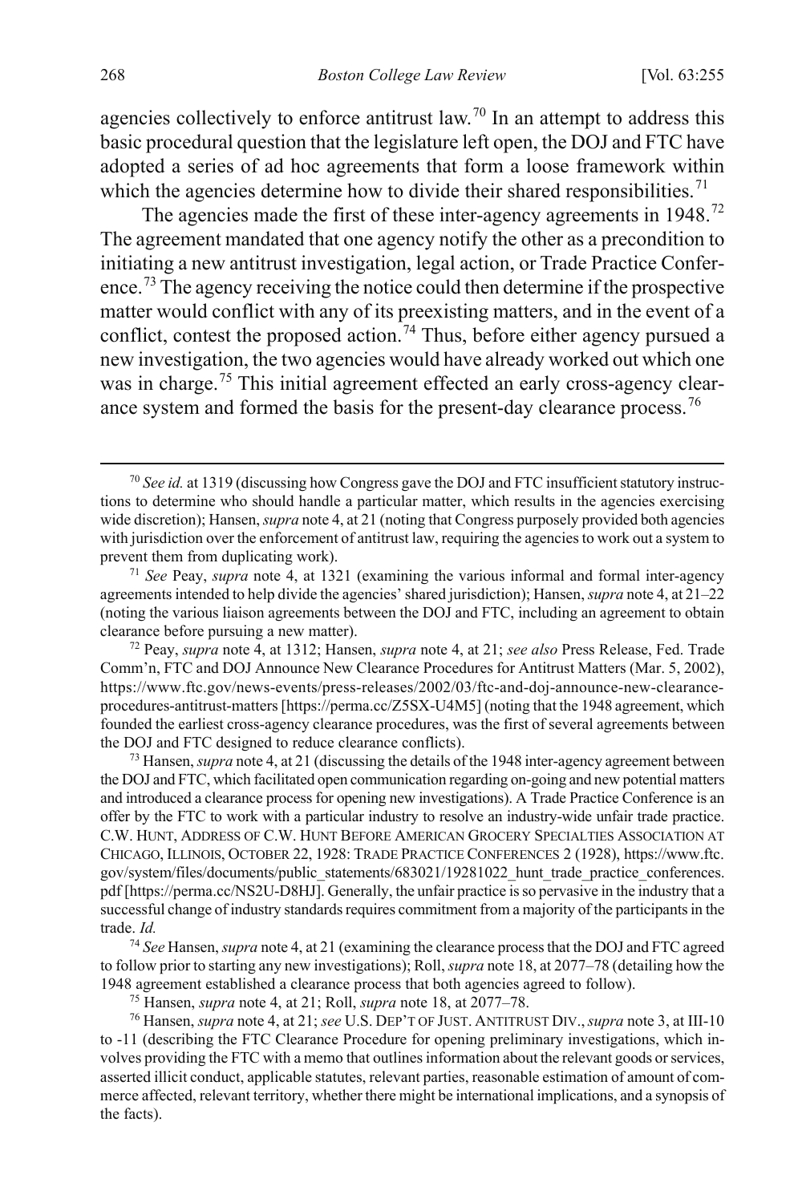agencies collectively to enforce antitrust law.[70] In an attempt to address this basic procedural question that the legislature left open, the DOJ and FTC have adopted a series of ad hoc agreements that form a loose framework within which the agencies determine how to divide their shared responsibilities.[71]

The agencies made the first of these inter-agency agreements in 1948.[72] The agreement mandated that one agency notify the other as a precondition to initiating a new antitrust investigation, legal action, or Trade Practice Conference.[73] The agency receiving the notice could then determine if the prospective matter would conflict with any of its preexisting matters, and in the event of a conflict, contest the proposed action.[74] Thus, before either agency pursued a new investigation, the two agencies would have already worked out which one was in charge.[75] This initial agreement effected an early cross-agency clearance system and formed the basis for the present-day clearance process.[76]

---

[70] *See id.* at 1319 (discussing how Congress gave the DOJ and FTC insufficient statutory instructions to determine who should handle a particular matter, which results in the agencies exercising wide discretion); Hansen, *supra* note 4, at 21 (noting that Congress purposely provided both agencies with jurisdiction over the enforcement of antitrust law, requiring the agencies to work out a system to prevent them from duplicating work).

[71] *See* Peay, *supra* note 4, at 1321 (examining the various informal and formal inter-agency agreements intended to help divide the agencies' shared jurisdiction); Hansen, *supra* note 4, at 21–22 (noting the various liaison agreements between the DOJ and FTC, including an agreement to obtain clearance before pursuing a new matter).

[72] Peay, *supra* note 4, at 1312; Hansen, *supra* note 4, at 21; *see also* Press Release, Fed. Trade Comm'n, FTC and DOJ Announce New Clearance Procedures for Antitrust Matters (Mar. 5, 2002), https://www.ftc.gov/news-events/press-releases/2002/03/ftc-and-doj-announce-new-clearance-procedures-antitrust-matters [https://perma.cc/Z5SX-U4M5] (noting that the 1948 agreement, which founded the earliest cross-agency clearance procedures, was the first of several agreements between the DOJ and FTC designed to reduce clearance conflicts).

[73] Hansen, *supra* note 4, at 21 (discussing the details of the 1948 inter-agency agreement between the DOJ and FTC, which facilitated open communication regarding on-going and new potential matters and introduced a clearance process for opening new investigations). A Trade Practice Conference is an offer by the FTC to work with a particular industry to resolve an industry-wide unfair trade practice. C.W. HUNT, ADDRESS OF C.W. HUNT BEFORE AMERICAN GROCERY SPECIALTIES ASSOCIATION AT CHICAGO, ILLINOIS, OCTOBER 22, 1928: TRADE PRACTICE CONFERENCES 2 (1928), https://www.ftc.gov/system/files/documents/public_statements/683021/19281022_hunt_trade_practice_conferences.pdf [https://perma.cc/NS2U-D8HJ]. Generally, the unfair practice is so pervasive in the industry that a successful change of industry standards requires commitment from a majority of the participants in the trade. *Id.*

[74] *See* Hansen, *supra* note 4, at 21 (examining the clearance process that the DOJ and FTC agreed to follow prior to starting any new investigations); Roll, *supra* note 18, at 2077–78 (detailing how the 1948 agreement established a clearance process that both agencies agreed to follow).

[75] Hansen, *supra* note 4, at 21; Roll, *supra* note 18, at 2077–78.

[76] Hansen, *supra* note 4, at 21; *see* U.S. DEP'T OF JUST. ANTITRUST DIV., *supra* note 3, at III-10 to -11 (describing the FTC Clearance Procedure for opening preliminary investigations, which involves providing the FTC with a memo that outlines information about the relevant goods or services, asserted illicit conduct, applicable statutes, relevant parties, reasonable estimation of amount of commerce affected, relevant territory, whether there might be international implications, and a synopsis of the facts).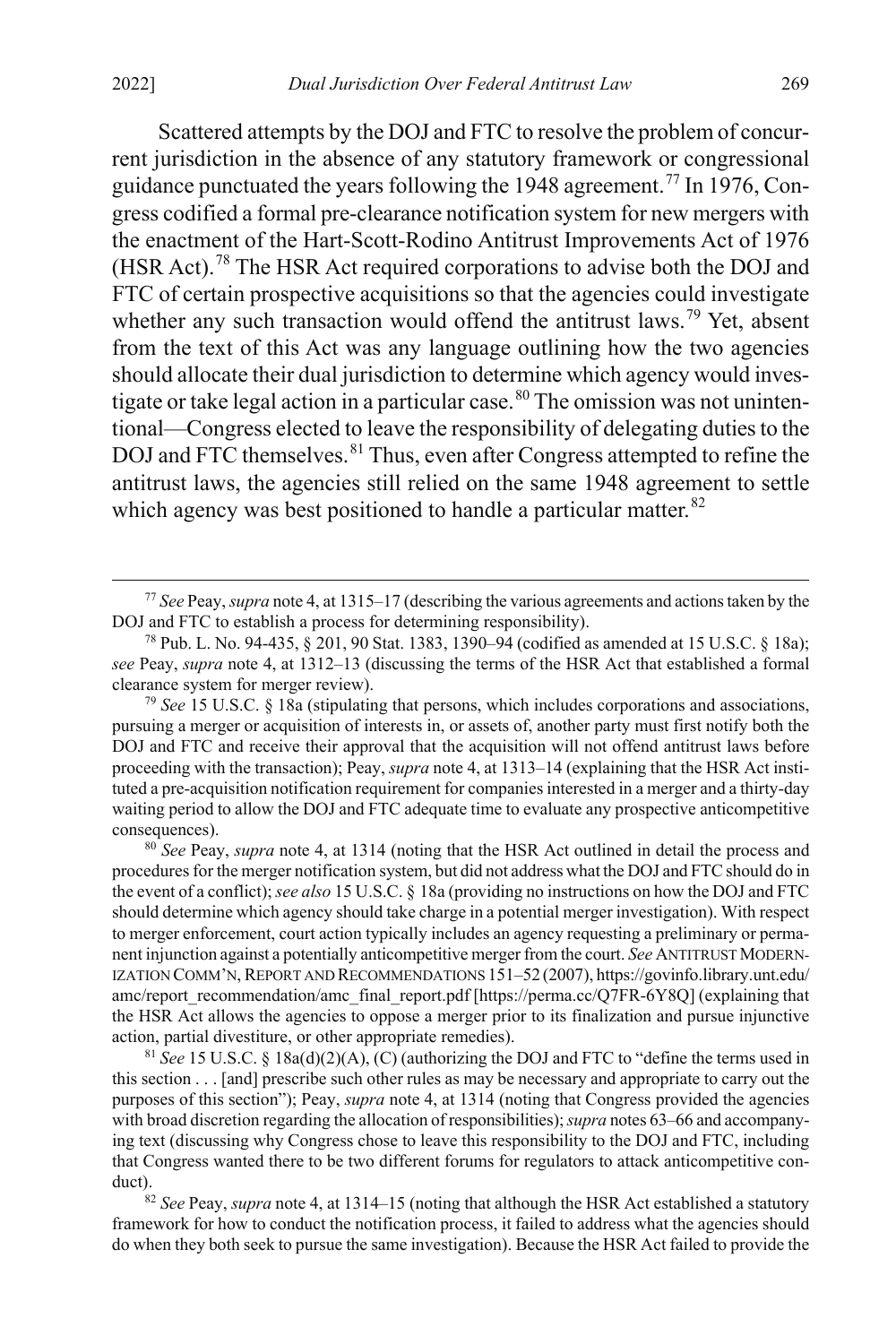Scattered attempts by the DOJ and FTC to resolve the problem of concurrent jurisdiction in the absence of any statutory framework or congressional guidance punctuated the years following the 1948 agreement.[77] In 1976, Congress codified a formal pre-clearance notification system for new mergers with the enactment of the Hart-Scott-Rodino Antitrust Improvements Act of 1976 (HSR Act).[78] The HSR Act required corporations to advise both the DOJ and FTC of certain prospective acquisitions so that the agencies could investigate whether any such transaction would offend the antitrust laws.[79] Yet, absent from the text of this Act was any language outlining how the two agencies should allocate their dual jurisdiction to determine which agency would investigate or take legal action in a particular case.[80] The omission was not unintentional—Congress elected to leave the responsibility of delegating duties to the DOJ and FTC themselves.[81] Thus, even after Congress attempted to refine the antitrust laws, the agencies still relied on the same 1948 agreement to settle which agency was best positioned to handle a particular matter.[82]

[77] *See* Peay, *supra* note 4, at 1315–17 (describing the various agreements and actions taken by the DOJ and FTC to establish a process for determining responsibility).

[78] Pub. L. No. 94-435, § 201, 90 Stat. 1383, 1390–94 (codified as amended at 15 U.S.C. § 18a); *see* Peay, *supra* note 4, at 1312–13 (discussing the terms of the HSR Act that established a formal clearance system for merger review).

[79] *See* 15 U.S.C. § 18a (stipulating that persons, which includes corporations and associations, pursuing a merger or acquisition of interests in, or assets of, another party must first notify both the DOJ and FTC and receive their approval that the acquisition will not offend antitrust laws before proceeding with the transaction); Peay, *supra* note 4, at 1313–14 (explaining that the HSR Act instituted a pre-acquisition notification requirement for companies interested in a merger and a thirty-day waiting period to allow the DOJ and FTC adequate time to evaluate any prospective anticompetitive consequences).

[80] *See* Peay, *supra* note 4, at 1314 (noting that the HSR Act outlined in detail the process and procedures for the merger notification system, but did not address what the DOJ and FTC should do in the event of a conflict); *see also* 15 U.S.C. § 18a (providing no instructions on how the DOJ and FTC should determine which agency should take charge in a potential merger investigation). With respect to merger enforcement, court action typically includes an agency requesting a preliminary or permanent injunction against a potentially anticompetitive merger from the court. *See* ANTITRUST MODERNIZATION COMM'N, REPORT AND RECOMMENDATIONS 151–52 (2007), https://govinfo.library.unt.edu/amc/report_recommendation/amc_final_report.pdf [https://perma.cc/Q7FR-6Y8Q] (explaining that the HSR Act allows the agencies to oppose a merger prior to its finalization and pursue injunctive action, partial divestiture, or other appropriate remedies).

[81] *See* 15 U.S.C. § 18a(d)(2)(A), (C) (authorizing the DOJ and FTC to "define the terms used in this section . . . [and] prescribe such other rules as may be necessary and appropriate to carry out the purposes of this section"); Peay, *supra* note 4, at 1314 (noting that Congress provided the agencies with broad discretion regarding the allocation of responsibilities); *supra* notes 63–66 and accompanying text (discussing why Congress chose to leave this responsibility to the DOJ and FTC, including that Congress wanted there to be two different forums for regulators to attack anticompetitive conduct).

[82] *See* Peay, *supra* note 4, at 1314–15 (noting that although the HSR Act established a statutory framework for how to conduct the notification process, it failed to address what the agencies should do when they both seek to pursue the same investigation). Because the HSR Act failed to provide the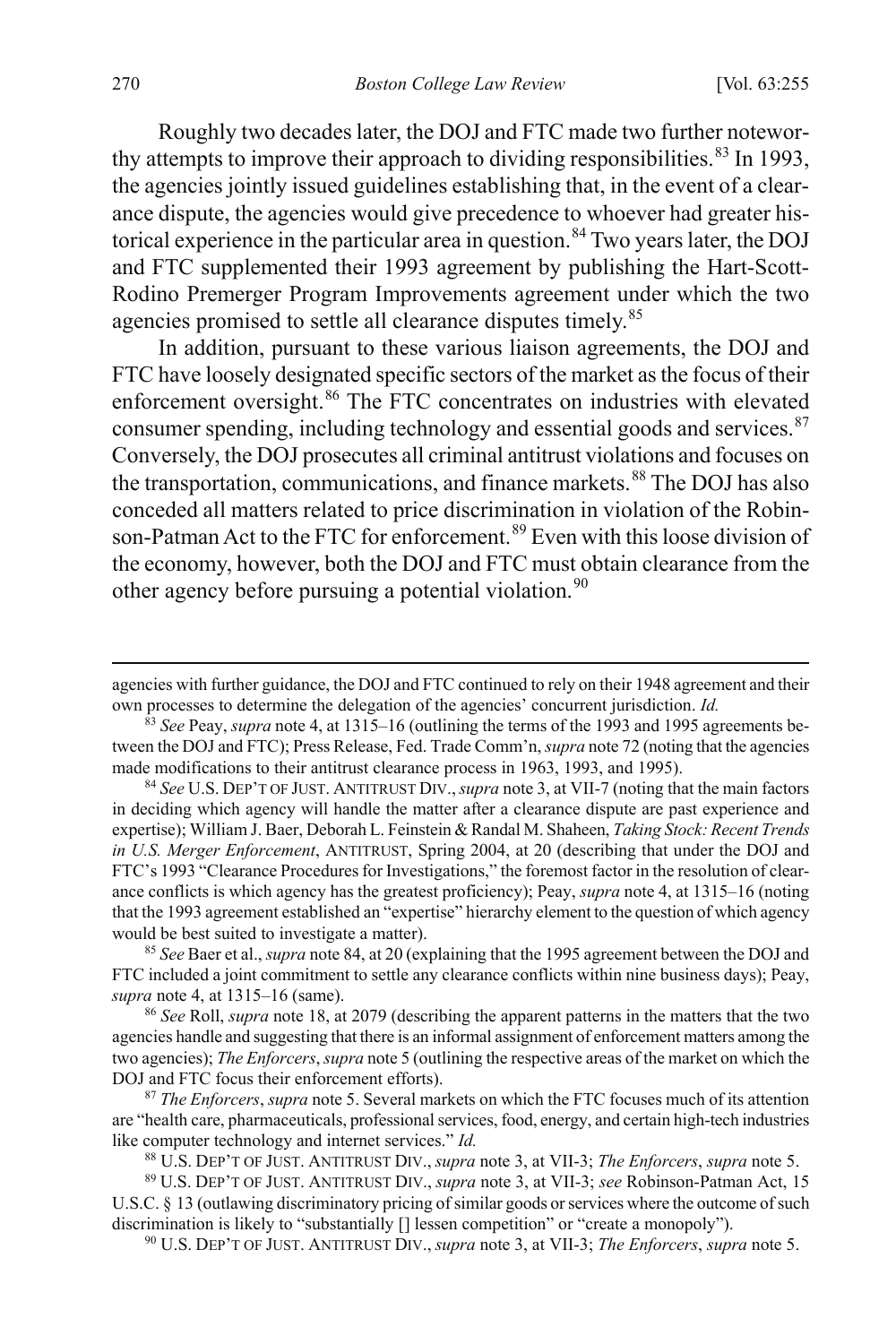Roughly two decades later, the DOJ and FTC made two further noteworthy attempts to improve their approach to dividing responsibilities.[83] In 1993, the agencies jointly issued guidelines establishing that, in the event of a clearance dispute, the agencies would give precedence to whoever had greater historical experience in the particular area in question.[84] Two years later, the DOJ and FTC supplemented their 1993 agreement by publishing the Hart-Scott-Rodino Premerger Program Improvements agreement under which the two agencies promised to settle all clearance disputes timely.[85]

In addition, pursuant to these various liaison agreements, the DOJ and FTC have loosely designated specific sectors of the market as the focus of their enforcement oversight.[86] The FTC concentrates on industries with elevated consumer spending, including technology and essential goods and services.[87] Conversely, the DOJ prosecutes all criminal antitrust violations and focuses on the transportation, communications, and finance markets.[88] The DOJ has also conceded all matters related to price discrimination in violation of the Robinson-Patman Act to the FTC for enforcement.[89] Even with this loose division of the economy, however, both the DOJ and FTC must obtain clearance from the other agency before pursuing a potential violation.[90]

---

agencies with further guidance, the DOJ and FTC continued to rely on their 1948 agreement and their own processes to determine the delegation of the agencies' concurrent jurisdiction. *Id.*

[83] *See* Peay, *supra* note 4, at 1315–16 (outlining the terms of the 1993 and 1995 agreements between the DOJ and FTC); Press Release, Fed. Trade Comm'n, *supra* note 72 (noting that the agencies made modifications to their antitrust clearance process in 1963, 1993, and 1995).

[84] *See* U.S. DEP'T OF JUST. ANTITRUST DIV., *supra* note 3, at VII-7 (noting that the main factors in deciding which agency will handle the matter after a clearance dispute are past experience and expertise); William J. Baer, Deborah L. Feinstein & Randal M. Shaheen, *Taking Stock: Recent Trends in U.S. Merger Enforcement*, ANTITRUST, Spring 2004, at 20 (describing that under the DOJ and FTC's 1993 "Clearance Procedures for Investigations," the foremost factor in the resolution of clearance conflicts is which agency has the greatest proficiency); Peay, *supra* note 4, at 1315–16 (noting that the 1993 agreement established an "expertise" hierarchy element to the question of which agency would be best suited to investigate a matter).

[85] *See* Baer et al., *supra* note 84, at 20 (explaining that the 1995 agreement between the DOJ and FTC included a joint commitment to settle any clearance conflicts within nine business days); Peay, *supra* note 4, at 1315–16 (same).

[86] *See* Roll, *supra* note 18, at 2079 (describing the apparent patterns in the matters that the two agencies handle and suggesting that there is an informal assignment of enforcement matters among the two agencies); *The Enforcers*, *supra* note 5 (outlining the respective areas of the market on which the DOJ and FTC focus their enforcement efforts).

[87] *The Enforcers*, *supra* note 5. Several markets on which the FTC focuses much of its attention are "health care, pharmaceuticals, professional services, food, energy, and certain high-tech industries like computer technology and internet services." *Id.*

[88] U.S. DEP'T OF JUST. ANTITRUST DIV., *supra* note 3, at VII-3; *The Enforcers*, *supra* note 5.

[89] U.S. DEP'T OF JUST. ANTITRUST DIV., *supra* note 3, at VII-3; *see* Robinson-Patman Act, 15 U.S.C. § 13 (outlawing discriminatory pricing of similar goods or services where the outcome of such discrimination is likely to "substantially [] lessen competition" or "create a monopoly").

[90] U.S. DEP'T OF JUST. ANTITRUST DIV., *supra* note 3, at VII-3; *The Enforcers*, *supra* note 5.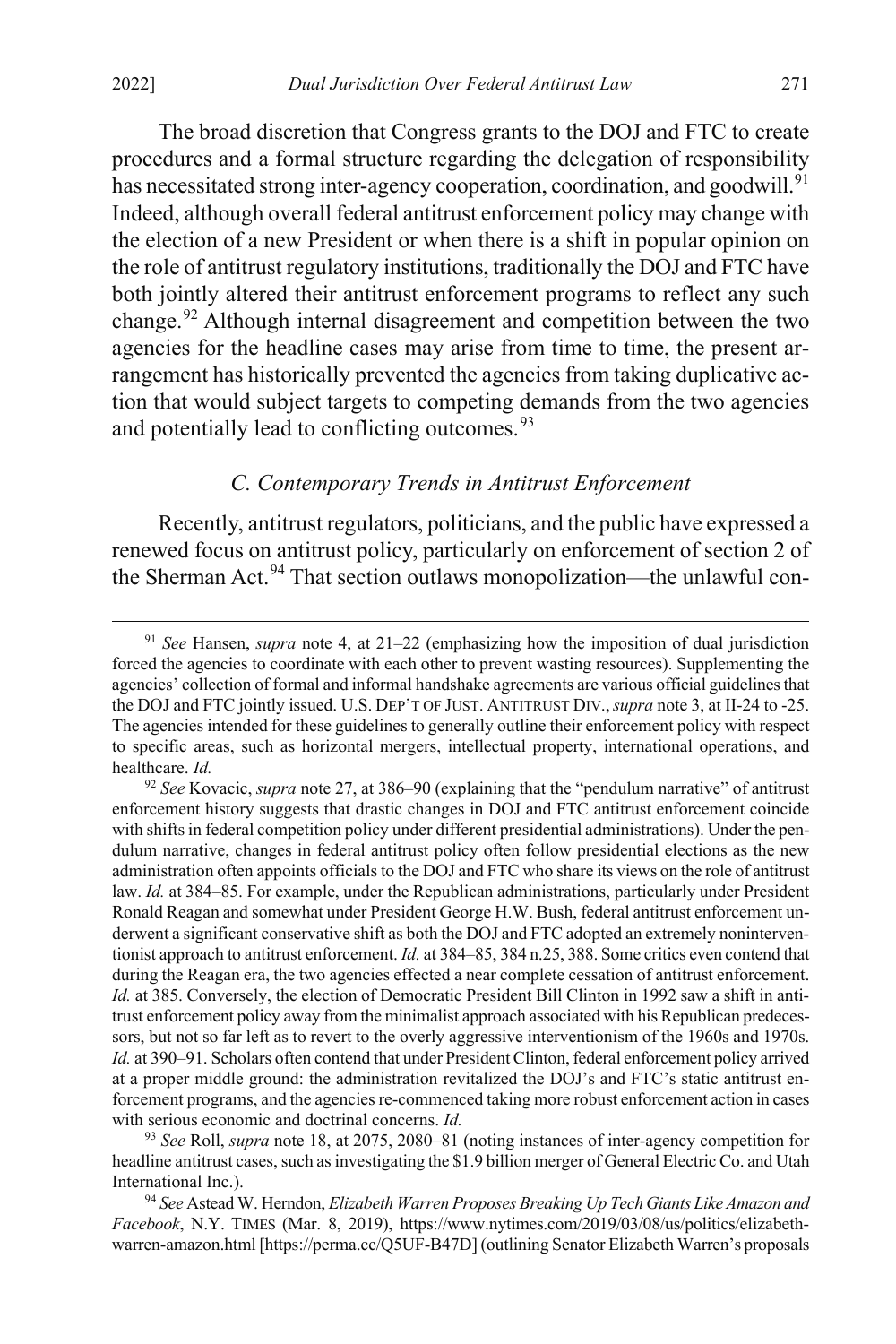The broad discretion that Congress grants to the DOJ and FTC to create procedures and a formal structure regarding the delegation of responsibility has necessitated strong inter-agency cooperation, coordination, and goodwill.[91] Indeed, although overall federal antitrust enforcement policy may change with the election of a new President or when there is a shift in popular opinion on the role of antitrust regulatory institutions, traditionally the DOJ and FTC have both jointly altered their antitrust enforcement programs to reflect any such change.[92] Although internal disagreement and competition between the two agencies for the headline cases may arise from time to time, the present arrangement has historically prevented the agencies from taking duplicative action that would subject targets to competing demands from the two agencies and potentially lead to conflicting outcomes.[93]

### *C. Contemporary Trends in Antitrust Enforcement*

Recently, antitrust regulators, politicians, and the public have expressed a renewed focus on antitrust policy, particularly on enforcement of section 2 of the Sherman Act.[94] That section outlaws monopolization—the unlawful con-

---

[91] *See* Hansen, *supra* note 4, at 21–22 (emphasizing how the imposition of dual jurisdiction forced the agencies to coordinate with each other to prevent wasting resources). Supplementing the agencies' collection of formal and informal handshake agreements are various official guidelines that the DOJ and FTC jointly issued. U.S. DEP'T OF JUST. ANTITRUST DIV., *supra* note 3, at II-24 to -25. The agencies intended for these guidelines to generally outline their enforcement policy with respect to specific areas, such as horizontal mergers, intellectual property, international operations, and healthcare. *Id.*

[92] *See* Kovacic, *supra* note 27, at 386–90 (explaining that the "pendulum narrative" of antitrust enforcement history suggests that drastic changes in DOJ and FTC antitrust enforcement coincide with shifts in federal competition policy under different presidential administrations). Under the pendulum narrative, changes in federal antitrust policy often follow presidential elections as the new administration often appoints officials to the DOJ and FTC who share its views on the role of antitrust law. *Id.* at 384–85. For example, under the Republican administrations, particularly under President Ronald Reagan and somewhat under President George H.W. Bush, federal antitrust enforcement underwent a significant conservative shift as both the DOJ and FTC adopted an extremely noninterventionist approach to antitrust enforcement. *Id.* at 384–85, 384 n.25, 388. Some critics even contend that during the Reagan era, the two agencies effected a near complete cessation of antitrust enforcement. *Id.* at 385. Conversely, the election of Democratic President Bill Clinton in 1992 saw a shift in antitrust enforcement policy away from the minimalist approach associated with his Republican predecessors, but not so far left as to revert to the overly aggressive interventionism of the 1960s and 1970s. *Id.* at 390–91. Scholars often contend that under President Clinton, federal enforcement policy arrived at a proper middle ground: the administration revitalized the DOJ's and FTC's static antitrust enforcement programs, and the agencies re-commenced taking more robust enforcement action in cases with serious economic and doctrinal concerns. *Id.*

[93] *See* Roll, *supra* note 18, at 2075, 2080–81 (noting instances of inter-agency competition for headline antitrust cases, such as investigating the $1.9 billion merger of General Electric Co. and Utah International Inc.).

[94] *See* Astead W. Herndon, *Elizabeth Warren Proposes Breaking Up Tech Giants Like Amazon and Facebook*, N.Y. TIMES (Mar. 8, 2019), https://www.nytimes.com/2019/03/08/us/politics/elizabeth-warren-amazon.html [https://perma.cc/Q5UF-B47D] (outlining Senator Elizabeth Warren's proposals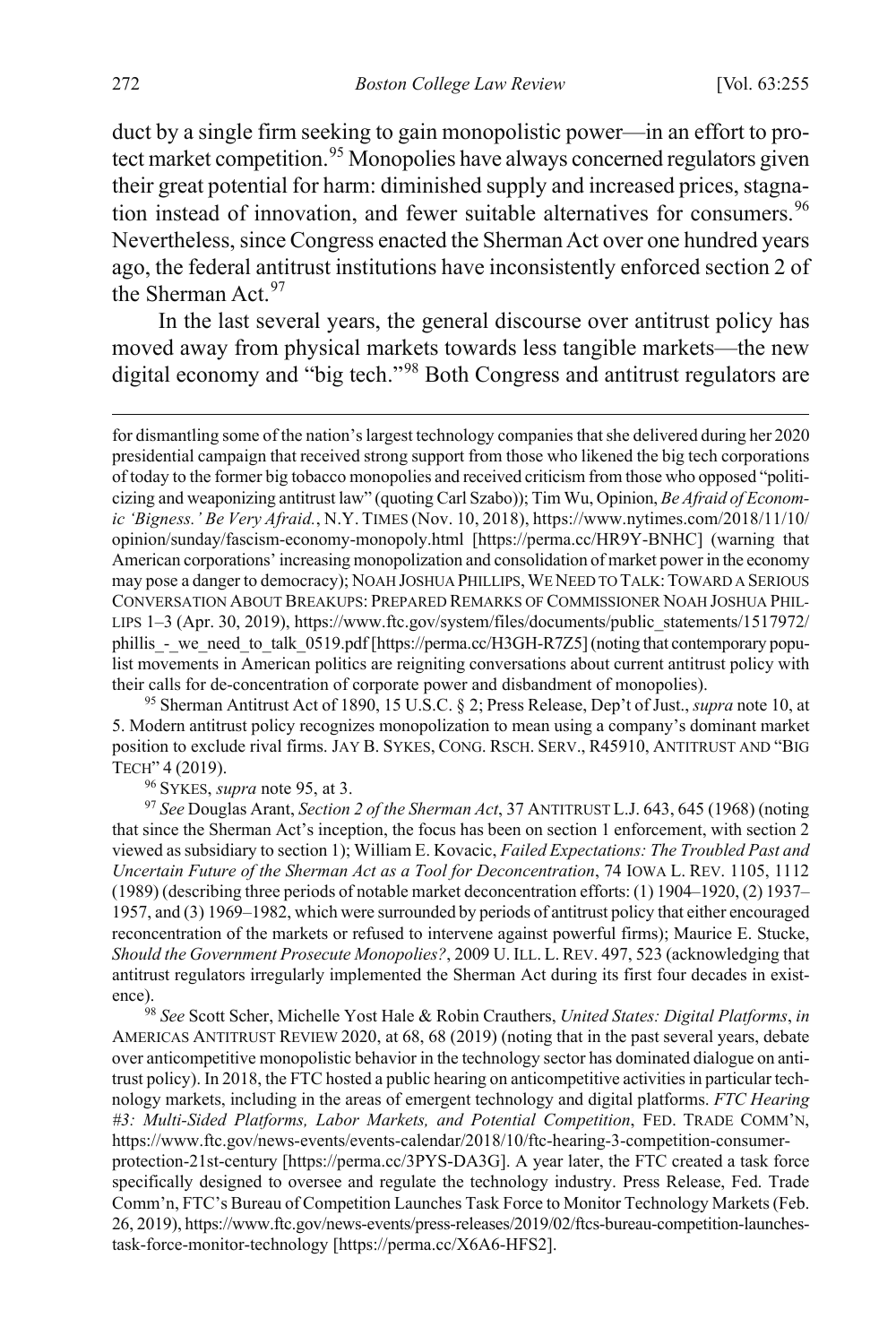duct by a single firm seeking to gain monopolistic power—in an effort to protect market competition.[95] Monopolies have always concerned regulators given their great potential for harm: diminished supply and increased prices, stagnation instead of innovation, and fewer suitable alternatives for consumers.[96] Nevertheless, since Congress enacted the Sherman Act over one hundred years ago, the federal antitrust institutions have inconsistently enforced section 2 of the Sherman Act.[97]

In the last several years, the general discourse over antitrust policy has moved away from physical markets towards less tangible markets—the new digital economy and "big tech."[98] Both Congress and antitrust regulators are

---

for dismantling some of the nation's largest technology companies that she delivered during her 2020 presidential campaign that received strong support from those who likened the big tech corporations of today to the former big tobacco monopolies and received criticism from those who opposed "politicizing and weaponizing antitrust law" (quoting Carl Szabo)); Tim Wu, Opinion, *Be Afraid of Economic 'Bigness.' Be Very Afraid.*, N.Y. TIMES (Nov. 10, 2018), https://www.nytimes.com/2018/11/10/opinion/sunday/fascism-economy-monopoly.html [https://perma.cc/HR9Y-BNHC] (warning that American corporations' increasing monopolization and consolidation of market power in the economy may pose a danger to democracy); NOAH JOSHUA PHILLIPS, WE NEED TO TALK: TOWARD A SERIOUS CONVERSATION ABOUT BREAKUPS: PREPARED REMARKS OF COMMISSIONER NOAH JOSHUA PHILLIPS 1–3 (Apr. 30, 2019), https://www.ftc.gov/system/files/documents/public_statements/1517972/phillis_-_we_need_to_talk_0519.pdf [https://perma.cc/H3GH-R7Z5] (noting that contemporary populist movements in American politics are reigniting conversations about current antitrust policy with their calls for de-concentration of corporate power and disbandment of monopolies).

[95] Sherman Antitrust Act of 1890, 15 U.S.C. § 2; Press Release, Dep't of Just., *supra* note 10, at 5. Modern antitrust policy recognizes monopolization to mean using a company's dominant market position to exclude rival firms. JAY B. SYKES, CONG. RSCH. SERV., R45910, ANTITRUST AND "BIG TECH" 4 (2019).

[96] SYKES, *supra* note 95, at 3.

[97] *See* Douglas Arant, *Section 2 of the Sherman Act*, 37 ANTITRUST L.J. 643, 645 (1968) (noting that since the Sherman Act's inception, the focus has been on section 1 enforcement, with section 2 viewed as subsidiary to section 1); William E. Kovacic, *Failed Expectations: The Troubled Past and Uncertain Future of the Sherman Act as a Tool for Deconcentration*, 74 IOWA L. REV. 1105, 1112 (1989) (describing three periods of notable market deconcentration efforts: (1) 1904–1920, (2) 1937–1957, and (3) 1969–1982, which were surrounded by periods of antitrust policy that either encouraged reconcentration of the markets or refused to intervene against powerful firms); Maurice E. Stucke, *Should the Government Prosecute Monopolies?*, 2009 U. ILL. L. REV. 497, 523 (acknowledging that antitrust regulators irregularly implemented the Sherman Act during its first four decades in existence).

[98] *See* Scott Scher, Michelle Yost Hale & Robin Crauthers, *United States: Digital Platforms*, *in* AMERICAS ANTITRUST REVIEW 2020, at 68, 68 (2019) (noting that in the past several years, debate over anticompetitive monopolistic behavior in the technology sector has dominated dialogue on antitrust policy). In 2018, the FTC hosted a public hearing on anticompetitive activities in particular technology markets, including in the areas of emergent technology and digital platforms. *FTC Hearing #3: Multi-Sided Platforms, Labor Markets, and Potential Competition*, FED. TRADE COMM'N, https://www.ftc.gov/news-events/events-calendar/2018/10/ftc-hearing-3-competition-consumer-protection-21st-century [https://perma.cc/3PYS-DA3G]. A year later, the FTC created a task force specifically designed to oversee and regulate the technology industry. Press Release, Fed. Trade Comm'n, FTC's Bureau of Competition Launches Task Force to Monitor Technology Markets (Feb. 26, 2019), https://www.ftc.gov/news-events/press-releases/2019/02/ftcs-bureau-competition-launches-task-force-monitor-technology [https://perma.cc/X6A6-HFS2].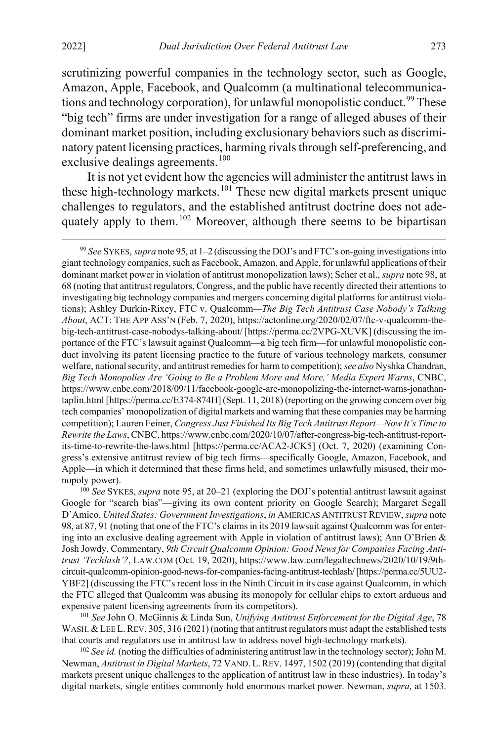scrutinizing powerful companies in the technology sector, such as Google, Amazon, Apple, Facebook, and Qualcomm (a multinational telecommunications and technology corporation), for unlawful monopolistic conduct.[99] These "big tech" firms are under investigation for a range of alleged abuses of their dominant market position, including exclusionary behaviors such as discriminatory patent licensing practices, harming rivals through self-preferencing, and exclusive dealings agreements.[100]

It is not yet evident how the agencies will administer the antitrust laws in these high-technology markets.[101] These new digital markets present unique challenges to regulators, and the established antitrust doctrine does not adequately apply to them.[102] Moreover, although there seems to be bipartisan

[99] *See* SYKES, *supra* note 95, at 1–2 (discussing the DOJ's and FTC's on-going investigations into giant technology companies, such as Facebook, Amazon, and Apple, for unlawful applications of their dominant market power in violation of antitrust monopolization laws); Scher et al., *supra* note 98, at 68 (noting that antitrust regulators, Congress, and the public have recently directed their attentions to investigating big technology companies and mergers concerning digital platforms for antitrust violations); Ashley Durkin-Rixey, FTC v. Qualcomm*—The Big Tech Antitrust Case Nobody's Talking About*, ACT: THE APP ASS'N (Feb. 7, 2020), https://actonline.org/2020/02/07/ftc-v-qualcomm-the-big-tech-antitrust-case-nobodys-talking-about/ [https://perma.cc/2VPG-XUVK] (discussing the importance of the FTC's lawsuit against Qualcomm—a big tech firm—for unlawful monopolistic conduct involving its patent licensing practice to the future of various technology markets, consumer welfare, national security, and antitrust remedies for harm to competition); *see also* Nyshka Chandran, *Big Tech Monopolies Are 'Going to Be a Problem More and More,' Media Expert Warns*, CNBC, https://www.cnbc.com/2018/09/11/facebook-google-are-monopolizing-the-internet-warns-jonathan-taplin.html [https://perma.cc/E374-874H] (Sept. 11, 2018) (reporting on the growing concern over big tech companies' monopolization of digital markets and warning that these companies may be harming competition); Lauren Feiner, *Congress Just Finished Its Big Tech Antitrust Report—Now It's Time to Rewrite the Laws*, CNBC, https://www.cnbc.com/2020/10/07/after-congress-big-tech-antitrust-report-its-time-to-rewrite-the-laws.html [https://perma.cc/ACA2-JCK5] (Oct. 7, 2020) (examining Congress's extensive antitrust review of big tech firms—specifically Google, Amazon, Facebook, and Apple—in which it determined that these firms held, and sometimes unlawfully misused, their monopoly power).

[100] *See* SYKES, *supra* note 95, at 20–21 (exploring the DOJ's potential antitrust lawsuit against Google for "search bias"—giving its own content priority on Google Search); Margaret Segall D'Amico, *United States: Government Investigations*, *in* AMERICAS ANTITRUST REVIEW, *supra* note 98, at 87, 91 (noting that one of the FTC's claims in its 2019 lawsuit against Qualcomm was for entering into an exclusive dealing agreement with Apple in violation of antitrust laws); Ann O'Brien & Josh Jowdy, Commentary, *9th Circuit Qualcomm Opinion: Good News for Companies Facing Antitrust 'Techlash'?*, LAW.COM (Oct. 19, 2020), https://www.law.com/legaltechnews/2020/10/19/9th-circuit-qualcomm-opinion-good-news-for-companies-facing-antitrust-techlash/ [https://perma.cc/5UU2-YBF2] (discussing the FTC's recent loss in the Ninth Circuit in its case against Qualcomm, in which the FTC alleged that Qualcomm was abusing its monopoly for cellular chips to extort arduous and expensive patent licensing agreements from its competitors).

[101] *See* John O. McGinnis & Linda Sun, *Unifying Antitrust Enforcement for the Digital Age*, 78 WASH. & LEE L. REV. 305, 316 (2021) (noting that antitrust regulators must adapt the established tests that courts and regulators use in antitrust law to address novel high-technology markets).

[102] *See id.* (noting the difficulties of administering antitrust law in the technology sector); John M. Newman, *Antitrust in Digital Markets*, 72 VAND. L. REV. 1497, 1502 (2019) (contending that digital markets present unique challenges to the application of antitrust law in these industries). In today's digital markets, single entities commonly hold enormous market power. Newman, *supra*, at 1503.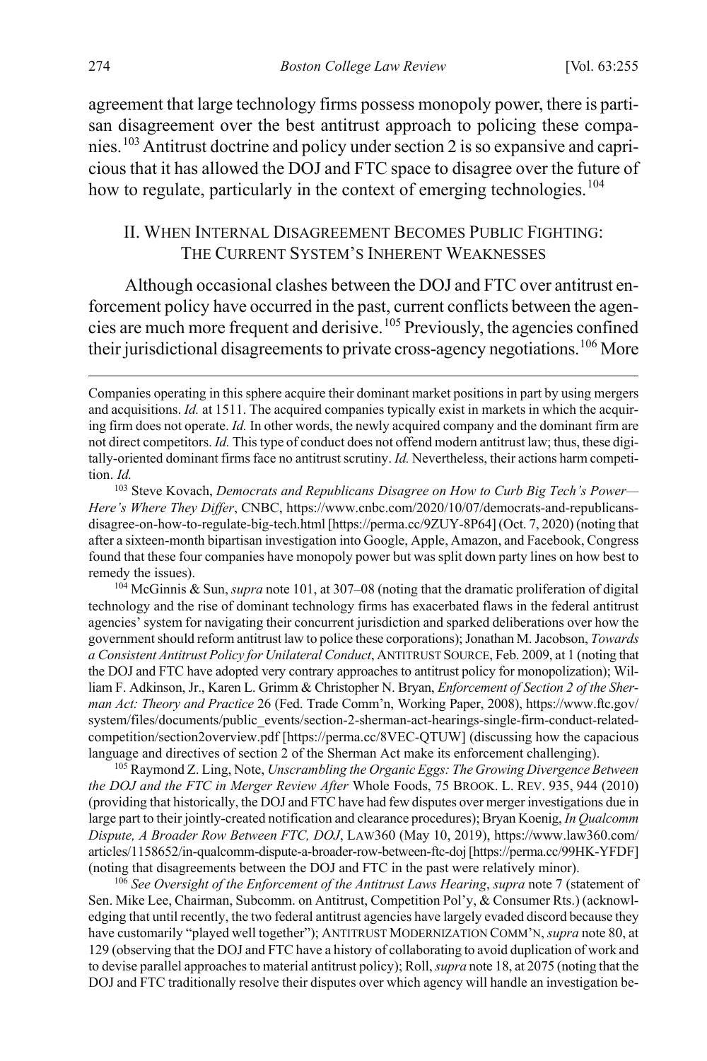agreement that large technology firms possess monopoly power, there is partisan disagreement over the best antitrust approach to policing these companies.[103] Antitrust doctrine and policy under section 2 is so expansive and capricious that it has allowed the DOJ and FTC space to disagree over the future of how to regulate, particularly in the context of emerging technologies.[104]

## II. When Internal Disagreement Becomes Public Fighting: The Current System's Inherent Weaknesses

Although occasional clashes between the DOJ and FTC over antitrust enforcement policy have occurred in the past, current conflicts between the agencies are much more frequent and derisive.[105] Previously, the agencies confined their jurisdictional disagreements to private cross-agency negotiations.[106] More

---

Companies operating in this sphere acquire their dominant market positions in part by using mergers and acquisitions. *Id.* at 1511. The acquired companies typically exist in markets in which the acquiring firm does not operate. *Id.* In other words, the newly acquired company and the dominant firm are not direct competitors. *Id.* This type of conduct does not offend modern antitrust law; thus, these digitally-oriented dominant firms face no antitrust scrutiny. *Id.* Nevertheless, their actions harm competition. *Id.*

[103] Steve Kovach, *Democrats and Republicans Disagree on How to Curb Big Tech's Power—Here's Where They Differ*, CNBC, https://www.cnbc.com/2020/10/07/democrats-and-republicans-disagree-on-how-to-regulate-big-tech.html [https://perma.cc/9ZUY-8P64] (Oct. 7, 2020) (noting that after a sixteen-month bipartisan investigation into Google, Apple, Amazon, and Facebook, Congress found that these four companies have monopoly power but was split down party lines on how best to remedy the issues).

[104] McGinnis & Sun, *supra* note 101, at 307–08 (noting that the dramatic proliferation of digital technology and the rise of dominant technology firms has exacerbated flaws in the federal antitrust agencies' system for navigating their concurrent jurisdiction and sparked deliberations over how the government should reform antitrust law to police these corporations); Jonathan M. Jacobson, *Towards a Consistent Antitrust Policy for Unilateral Conduct*, ANTITRUST SOURCE, Feb. 2009, at 1 (noting that the DOJ and FTC have adopted very contrary approaches to antitrust policy for monopolization); William F. Adkinson, Jr., Karen L. Grimm & Christopher N. Bryan, *Enforcement of Section 2 of the Sherman Act: Theory and Practice* 26 (Fed. Trade Comm'n, Working Paper, 2008), https://www.ftc.gov/system/files/documents/public_events/section-2-sherman-act-hearings-single-firm-conduct-related-competition/section2overview.pdf [https://perma.cc/8VEC-QTUW] (discussing how the capacious language and directives of section 2 of the Sherman Act make its enforcement challenging).

[105] Raymond Z. Ling, Note, *Unscrambling the Organic Eggs: The Growing Divergence Between the DOJ and the FTC in Merger Review After* Whole Foods, 75 BROOK. L. REV. 935, 944 (2010) (providing that historically, the DOJ and FTC have had few disputes over merger investigations due in large part to their jointly-created notification and clearance procedures); Bryan Koenig, *In Qualcomm Dispute, A Broader Row Between FTC, DOJ*, LAW360 (May 10, 2019), https://www.law360.com/articles/1158652/in-qualcomm-dispute-a-broader-row-between-ftc-doj [https://perma.cc/99HK-YFDF] (noting that disagreements between the DOJ and FTC in the past were relatively minor).

[106] *See Oversight of the Enforcement of the Antitrust Laws Hearing*, *supra* note 7 (statement of Sen. Mike Lee, Chairman, Subcomm. on Antitrust, Competition Pol'y, & Consumer Rts.) (acknowledging that until recently, the two federal antitrust agencies have largely evaded discord because they have customarily "played well together"); ANTITRUST MODERNIZATION COMM'N, *supra* note 80, at 129 (observing that the DOJ and FTC have a history of collaborating to avoid duplication of work and to devise parallel approaches to material antitrust policy); Roll, *supra* note 18, at 2075 (noting that the DOJ and FTC traditionally resolve their disputes over which agency will handle an investigation be-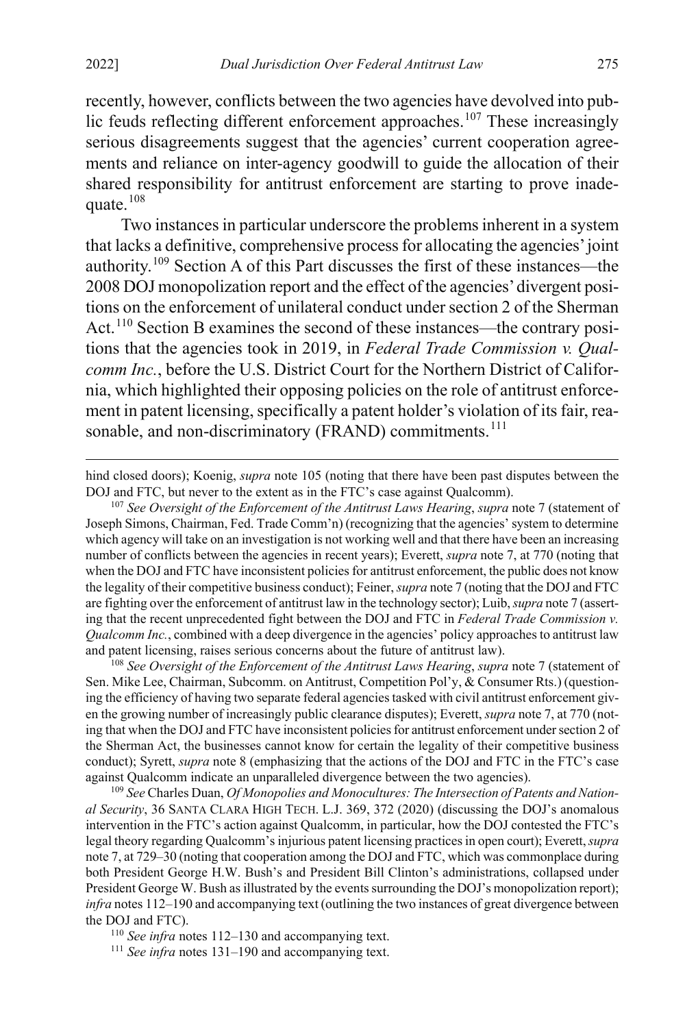recently, however, conflicts between the two agencies have devolved into public feuds reflecting different enforcement approaches.[107] These increasingly serious disagreements suggest that the agencies' current cooperation agreements and reliance on inter-agency goodwill to guide the allocation of their shared responsibility for antitrust enforcement are starting to prove inadequate.[108]

Two instances in particular underscore the problems inherent in a system that lacks a definitive, comprehensive process for allocating the agencies' joint authority.[109] Section A of this Part discusses the first of these instances—the 2008 DOJ monopolization report and the effect of the agencies' divergent positions on the enforcement of unilateral conduct under section 2 of the Sherman Act.[110] Section B examines the second of these instances—the contrary positions that the agencies took in 2019, in *Federal Trade Commission v. Qualcomm Inc.*, before the U.S. District Court for the Northern District of California, which highlighted their opposing policies on the role of antitrust enforcement in patent licensing, specifically a patent holder's violation of its fair, reasonable, and non-discriminatory (FRAND) commitments.[111]

---

hind closed doors); Koenig, *supra* note 105 (noting that there have been past disputes between the DOJ and FTC, but never to the extent as in the FTC's case against Qualcomm).

[107] *See Oversight of the Enforcement of the Antitrust Laws Hearing*, *supra* note 7 (statement of Joseph Simons, Chairman, Fed. Trade Comm'n) (recognizing that the agencies' system to determine which agency will take on an investigation is not working well and that there have been an increasing number of conflicts between the agencies in recent years); Everett, *supra* note 7, at 770 (noting that when the DOJ and FTC have inconsistent policies for antitrust enforcement, the public does not know the legality of their competitive business conduct); Feiner, *supra* note 7 (noting that the DOJ and FTC are fighting over the enforcement of antitrust law in the technology sector); Luib, *supra* note 7 (asserting that the recent unprecedented fight between the DOJ and FTC in *Federal Trade Commission v. Qualcomm Inc.*, combined with a deep divergence in the agencies' policy approaches to antitrust law and patent licensing, raises serious concerns about the future of antitrust law).

[108] *See Oversight of the Enforcement of the Antitrust Laws Hearing*, *supra* note 7 (statement of Sen. Mike Lee, Chairman, Subcomm. on Antitrust, Competition Pol'y, & Consumer Rts.) (questioning the efficiency of having two separate federal agencies tasked with civil antitrust enforcement given the growing number of increasingly public clearance disputes); Everett, *supra* note 7, at 770 (noting that when the DOJ and FTC have inconsistent policies for antitrust enforcement under section 2 of the Sherman Act, the businesses cannot know for certain the legality of their competitive business conduct); Syrett, *supra* note 8 (emphasizing that the actions of the DOJ and FTC in the FTC's case against Qualcomm indicate an unparalleled divergence between the two agencies).

[109] *See* Charles Duan, *Of Monopolies and Monocultures: The Intersection of Patents and National Security*, 36 SANTA CLARA HIGH TECH. L.J. 369, 372 (2020) (discussing the DOJ's anomalous intervention in the FTC's action against Qualcomm, in particular, how the DOJ contested the FTC's legal theory regarding Qualcomm's injurious patent licensing practices in open court); Everett, *supra* note 7, at 729–30 (noting that cooperation among the DOJ and FTC, which was commonplace during both President George H.W. Bush's and President Bill Clinton's administrations, collapsed under President George W. Bush as illustrated by the events surrounding the DOJ's monopolization report); *infra* notes 112–190 and accompanying text (outlining the two instances of great divergence between the DOJ and FTC).

[110] *See infra* notes 112–130 and accompanying text.

[111] *See infra* notes 131–190 and accompanying text.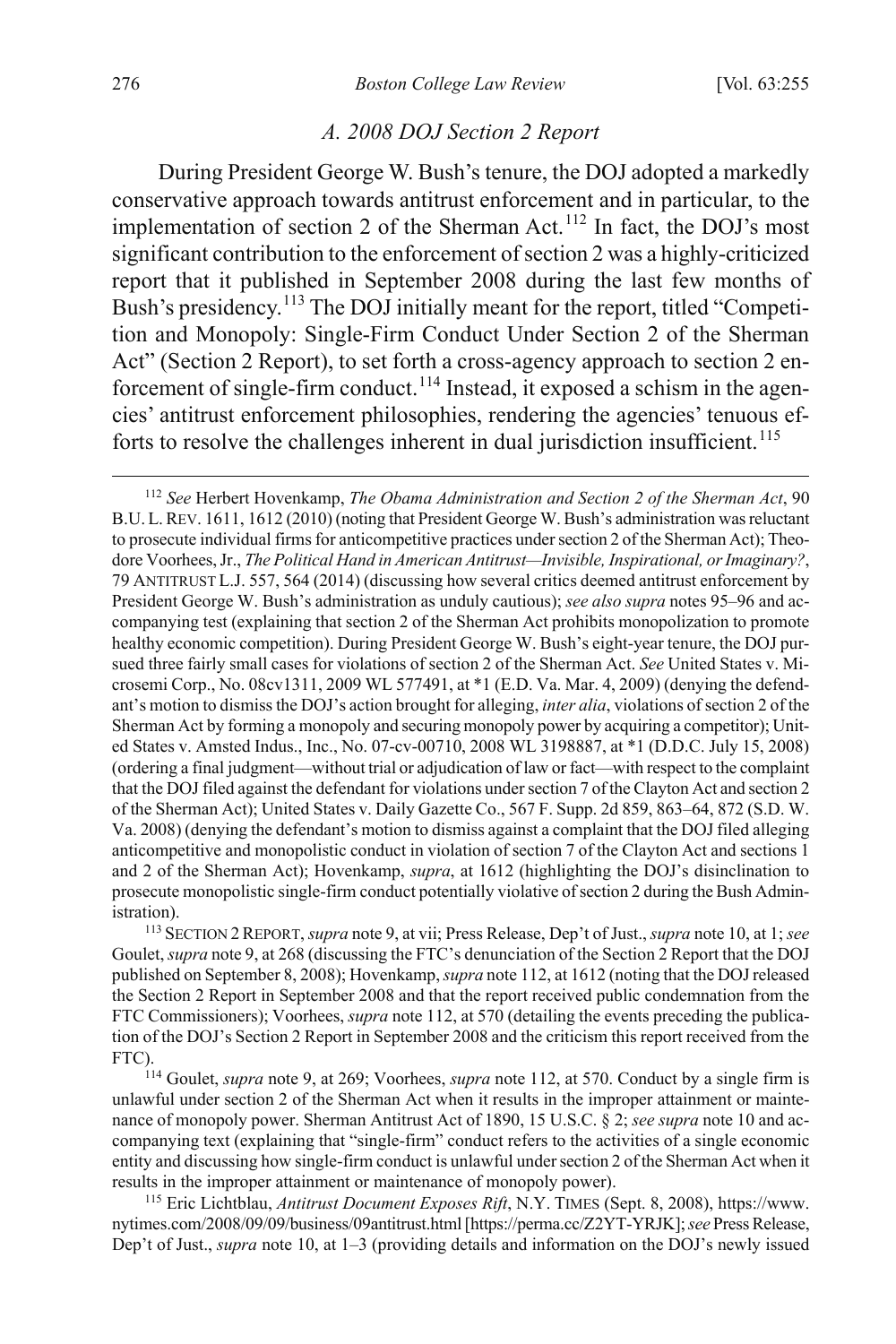### *A. 2008 DOJ Section 2 Report*

During President George W. Bush's tenure, the DOJ adopted a markedly conservative approach towards antitrust enforcement and in particular, to the implementation of section 2 of the Sherman Act.[112] In fact, the DOJ's most significant contribution to the enforcement of section 2 was a highly-criticized report that it published in September 2008 during the last few months of Bush's presidency.[113] The DOJ initially meant for the report, titled "Competition and Monopoly: Single-Firm Conduct Under Section 2 of the Sherman Act" (Section 2 Report), to set forth a cross-agency approach to section 2 enforcement of single-firm conduct.[114] Instead, it exposed a schism in the agencies' antitrust enforcement philosophies, rendering the agencies' tenuous efforts to resolve the challenges inherent in dual jurisdiction insufficient.[115]

[112] *See* Herbert Hovenkamp, *The Obama Administration and Section 2 of the Sherman Act*, 90 B.U. L. REV. 1611, 1612 (2010) (noting that President George W. Bush's administration was reluctant to prosecute individual firms for anticompetitive practices under section 2 of the Sherman Act); Theodore Voorhees, Jr., *The Political Hand in American Antitrust—Invisible, Inspirational, or Imaginary?*, 79 ANTITRUST L.J. 557, 564 (2014) (discussing how several critics deemed antitrust enforcement by President George W. Bush's administration as unduly cautious); *see also supra* notes 95–96 and accompanying test (explaining that section 2 of the Sherman Act prohibits monopolization to promote healthy economic competition). During President George W. Bush's eight-year tenure, the DOJ pursued three fairly small cases for violations of section 2 of the Sherman Act. *See* United States v. Microsemi Corp., No. 08cv1311, 2009 WL 577491, at *1 (E.D. Va. Mar. 4, 2009) (denying the defendant's motion to dismiss the DOJ's action brought for alleging, *inter alia*, violations of section 2 of the Sherman Act by forming a monopoly and securing monopoly power by acquiring a competitor); United States v. Amsted Indus., Inc., No. 07-cv-00710, 2008 WL 3198887, at *1 (D.D.C. July 15, 2008) (ordering a final judgment—without trial or adjudication of law or fact—with respect to the complaint that the DOJ filed against the defendant for violations under section 7 of the Clayton Act and section 2 of the Sherman Act); United States v. Daily Gazette Co., 567 F. Supp. 2d 859, 863–64, 872 (S.D. W. Va. 2008) (denying the defendant's motion to dismiss against a complaint that the DOJ filed alleging anticompetitive and monopolistic conduct in violation of section 7 of the Clayton Act and sections 1 and 2 of the Sherman Act); Hovenkamp, *supra*, at 1612 (highlighting the DOJ's disinclination to prosecute monopolistic single-firm conduct potentially violative of section 2 during the Bush Administration).

[113] SECTION 2 REPORT, *supra* note 9, at vii; Press Release, Dep't of Just., *supra* note 10, at 1; *see* Goulet, *supra* note 9, at 268 (discussing the FTC's denunciation of the Section 2 Report that the DOJ published on September 8, 2008); Hovenkamp, *supra* note 112, at 1612 (noting that the DOJ released the Section 2 Report in September 2008 and that the report received public condemnation from the FTC Commissioners); Voorhees, *supra* note 112, at 570 (detailing the events preceding the publication of the DOJ's Section 2 Report in September 2008 and the criticism this report received from the FTC).

[114] Goulet, *supra* note 9, at 269; Voorhees, *supra* note 112, at 570. Conduct by a single firm is unlawful under section 2 of the Sherman Act when it results in the improper attainment or maintenance of monopoly power. Sherman Antitrust Act of 1890, 15 U.S.C. § 2; *see supra* note 10 and accompanying text (explaining that "single-firm" conduct refers to the activities of a single economic entity and discussing how single-firm conduct is unlawful under section 2 of the Sherman Act when it results in the improper attainment or maintenance of monopoly power).

[115] Eric Lichtblau, *Antitrust Document Exposes Rift*, N.Y. TIMES (Sept. 8, 2008), https://www.nytimes.com/2008/09/09/business/09antitrust.html [https://perma.cc/Z2YT-YRJK]; *see* Press Release, Dep't of Just., *supra* note 10, at 1–3 (providing details and information on the DOJ's newly issued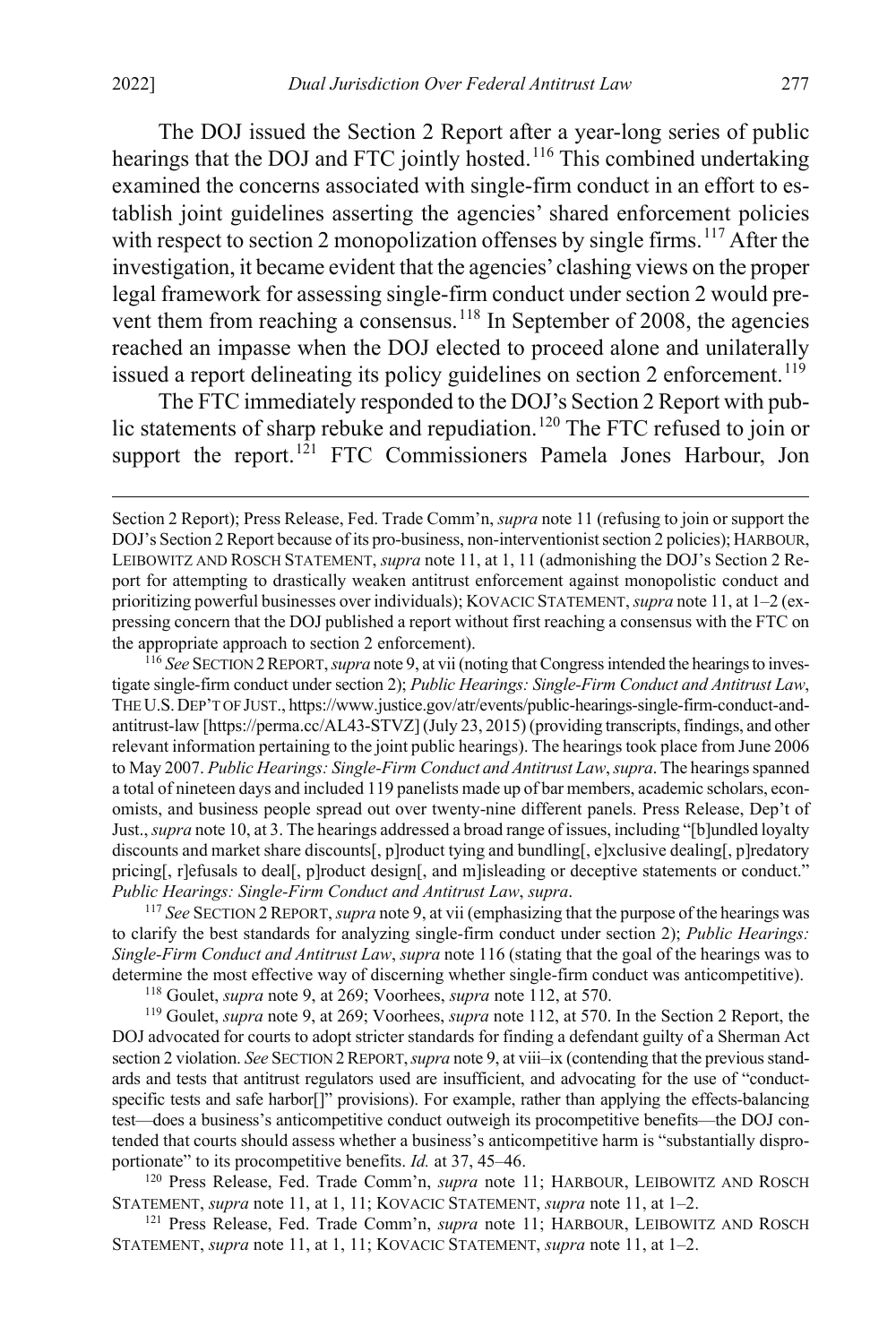The DOJ issued the Section 2 Report after a year-long series of public hearings that the DOJ and FTC jointly hosted.[116] This combined undertaking examined the concerns associated with single-firm conduct in an effort to establish joint guidelines asserting the agencies' shared enforcement policies with respect to section 2 monopolization offenses by single firms.[117] After the investigation, it became evident that the agencies' clashing views on the proper legal framework for assessing single-firm conduct under section 2 would prevent them from reaching a consensus.[118] In September of 2008, the agencies reached an impasse when the DOJ elected to proceed alone and unilaterally issued a report delineating its policy guidelines on section 2 enforcement.[119]

The FTC immediately responded to the DOJ's Section 2 Report with public statements of sharp rebuke and repudiation.[120] The FTC refused to join or support the report.[121] FTC Commissioners Pamela Jones Harbour, Jon

---

Section 2 Report); Press Release, Fed. Trade Comm'n, *supra* note 11 (refusing to join or support the DOJ's Section 2 Report because of its pro-business, non-interventionist section 2 policies); HARBOUR, LEIBOWITZ AND ROSCH STATEMENT, *supra* note 11, at 1, 11 (admonishing the DOJ's Section 2 Report for attempting to drastically weaken antitrust enforcement against monopolistic conduct and prioritizing powerful businesses over individuals); KOVACIC STATEMENT, *supra* note 11, at 1–2 (expressing concern that the DOJ published a report without first reaching a consensus with the FTC on the appropriate approach to section 2 enforcement).

[116] *See* SECTION 2 REPORT, *supra* note 9, at vii (noting that Congress intended the hearings to investigate single-firm conduct under section 2); *Public Hearings: Single-Firm Conduct and Antitrust Law*, THE U.S. DEP'T OF JUST., https://www.justice.gov/atr/events/public-hearings-single-firm-conduct-and-antitrust-law [https://perma.cc/AL43-STVZ] (July 23, 2015) (providing transcripts, findings, and other relevant information pertaining to the joint public hearings). The hearings took place from June 2006 to May 2007. *Public Hearings: Single-Firm Conduct and Antitrust Law*, *supra*. The hearings spanned a total of nineteen days and included 119 panelists made up of bar members, academic scholars, economists, and business people spread out over twenty-nine different panels. Press Release, Dep't of Just., *supra* note 10, at 3. The hearings addressed a broad range of issues, including "[b]undled loyalty discounts and market share discounts[, p]roduct tying and bundling[, e]xclusive dealing[, p]redatory pricing[, r]efusals to deal[, p]roduct design[, and m]isleading or deceptive statements or conduct." *Public Hearings: Single-Firm Conduct and Antitrust Law*, *supra*.

[117] *See* SECTION 2 REPORT, *supra* note 9, at vii (emphasizing that the purpose of the hearings was to clarify the best standards for analyzing single-firm conduct under section 2); *Public Hearings: Single-Firm Conduct and Antitrust Law*, *supra* note 116 (stating that the goal of the hearings was to determine the most effective way of discerning whether single-firm conduct was anticompetitive).

[118] Goulet, *supra* note 9, at 269; Voorhees, *supra* note 112, at 570.

[119] Goulet, *supra* note 9, at 269; Voorhees, *supra* note 112, at 570. In the Section 2 Report, the DOJ advocated for courts to adopt stricter standards for finding a defendant guilty of a Sherman Act section 2 violation. *See* SECTION 2 REPORT, *supra* note 9, at viii–ix (contending that the previous standards and tests that antitrust regulators used are insufficient, and advocating for the use of "conduct-specific tests and safe harbor[]" provisions). For example, rather than applying the effects-balancing test—does a business's anticompetitive conduct outweigh its procompetitive benefits—the DOJ contended that courts should assess whether a business's anticompetitive harm is "substantially disproportionate" to its procompetitive benefits. *Id.* at 37, 45–46.

[120] Press Release, Fed. Trade Comm'n, *supra* note 11; HARBOUR, LEIBOWITZ AND ROSCH STATEMENT, *supra* note 11, at 1, 11; KOVACIC STATEMENT, *supra* note 11, at 1–2.

[121] Press Release, Fed. Trade Comm'n, *supra* note 11; HARBOUR, LEIBOWITZ AND ROSCH STATEMENT, *supra* note 11, at 1, 11; KOVACIC STATEMENT, *supra* note 11, at 1–2.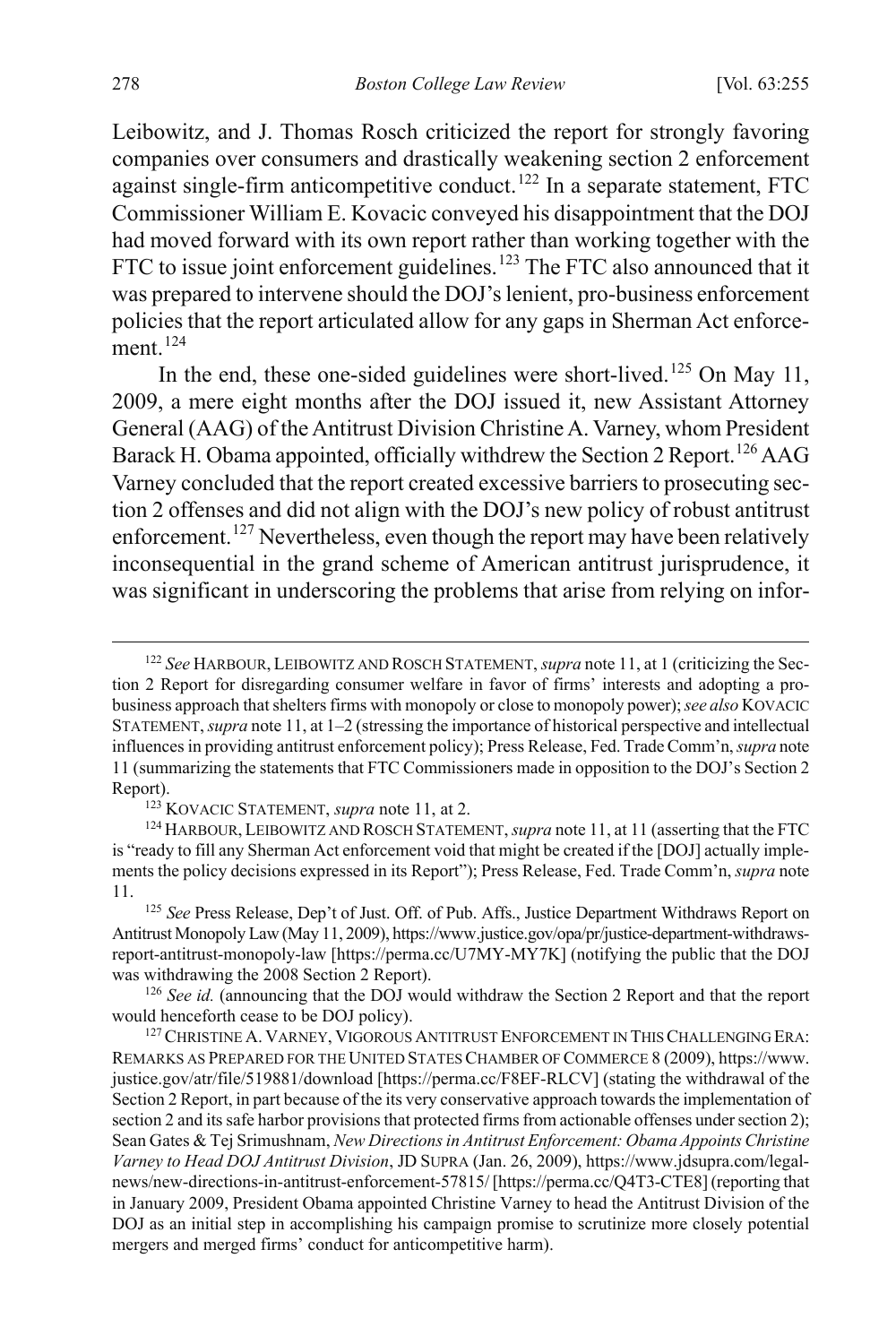Leibowitz, and J. Thomas Rosch criticized the report for strongly favoring companies over consumers and drastically weakening section 2 enforcement against single-firm anticompetitive conduct.[122] In a separate statement, FTC Commissioner William E. Kovacic conveyed his disappointment that the DOJ had moved forward with its own report rather than working together with the FTC to issue joint enforcement guidelines.[123] The FTC also announced that it was prepared to intervene should the DOJ's lenient, pro-business enforcement policies that the report articulated allow for any gaps in Sherman Act enforcement.[124]

In the end, these one-sided guidelines were short-lived.[125] On May 11, 2009, a mere eight months after the DOJ issued it, new Assistant Attorney General (AAG) of the Antitrust Division Christine A. Varney, whom President Barack H. Obama appointed, officially withdrew the Section 2 Report.[126] AAG Varney concluded that the report created excessive barriers to prosecuting section 2 offenses and did not align with the DOJ's new policy of robust antitrust enforcement.[127] Nevertheless, even though the report may have been relatively inconsequential in the grand scheme of American antitrust jurisprudence, it was significant in underscoring the problems that arise from relying on infor-

[122] *See* HARBOUR, LEIBOWITZ AND ROSCH STATEMENT, *supra* note 11, at 1 (criticizing the Section 2 Report for disregarding consumer welfare in favor of firms' interests and adopting a pro-business approach that shelters firms with monopoly or close to monopoly power); *see also* KOVACIC STATEMENT, *supra* note 11, at 1–2 (stressing the importance of historical perspective and intellectual influences in providing antitrust enforcement policy); Press Release, Fed. Trade Comm'n, *supra* note 11 (summarizing the statements that FTC Commissioners made in opposition to the DOJ's Section 2 Report).

[123] KOVACIC STATEMENT, *supra* note 11, at 2.

[124] HARBOUR, LEIBOWITZ AND ROSCH STATEMENT, *supra* note 11, at 11 (asserting that the FTC is "ready to fill any Sherman Act enforcement void that might be created if the [DOJ] actually implements the policy decisions expressed in its Report"); Press Release, Fed. Trade Comm'n, *supra* note 11.

[125] *See* Press Release, Dep't of Just. Off. of Pub. Affs., Justice Department Withdraws Report on Antitrust Monopoly Law (May 11, 2009), https://www.justice.gov/opa/pr/justice-department-withdraws-report-antitrust-monopoly-law [https://perma.cc/U7MY-MY7K] (notifying the public that the DOJ was withdrawing the 2008 Section 2 Report).

[126] *See id.* (announcing that the DOJ would withdraw the Section 2 Report and that the report would henceforth cease to be DOJ policy).

[127] CHRISTINE A. VARNEY, VIGOROUS ANTITRUST ENFORCEMENT IN THIS CHALLENGING ERA: REMARKS AS PREPARED FOR THE UNITED STATES CHAMBER OF COMMERCE 8 (2009), https://www.justice.gov/atr/file/519881/download [https://perma.cc/F8EF-RLCV] (stating the withdrawal of the Section 2 Report, in part because of the its very conservative approach towards the implementation of section 2 and its safe harbor provisions that protected firms from actionable offenses under section 2); Sean Gates & Tej Srimushnam, *New Directions in Antitrust Enforcement: Obama Appoints Christine Varney to Head DOJ Antitrust Division*, JD SUPRA (Jan. 26, 2009), https://www.jdsupra.com/legalnews/new-directions-in-antitrust-enforcement-57815/ [https://perma.cc/Q4T3-CTE8] (reporting that in January 2009, President Obama appointed Christine Varney to head the Antitrust Division of the DOJ as an initial step in accomplishing his campaign promise to scrutinize more closely potential mergers and merged firms' conduct for anticompetitive harm).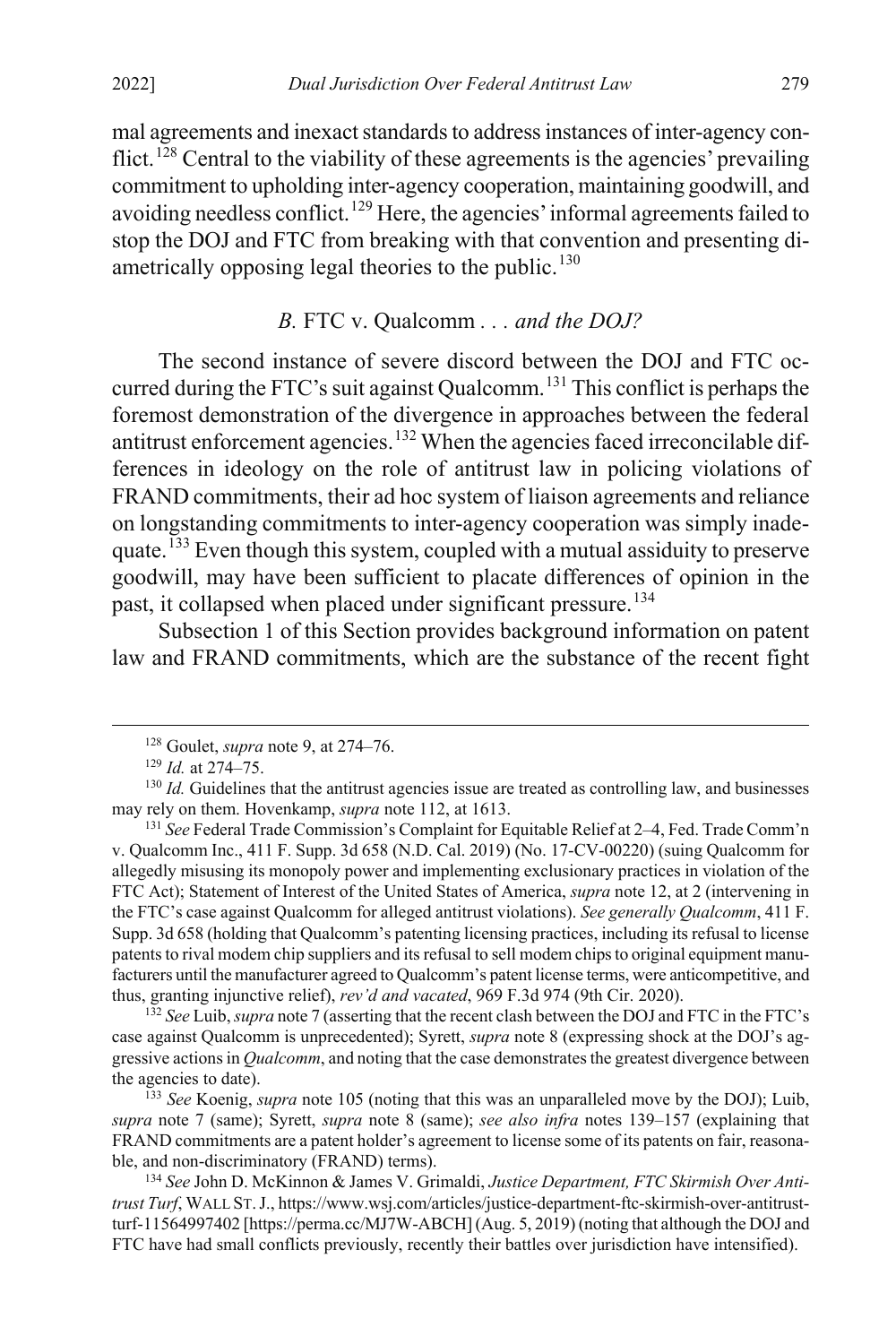mal agreements and inexact standards to address instances of inter-agency conflict.[128] Central to the viability of these agreements is the agencies' prevailing commitment to upholding inter-agency cooperation, maintaining goodwill, and avoiding needless conflict.[129] Here, the agencies' informal agreements failed to stop the DOJ and FTC from breaking with that convention and presenting diametrically opposing legal theories to the public.[130]

### *B.* FTC v. Qualcomm . . . *and the DOJ?*

The second instance of severe discord between the DOJ and FTC occurred during the FTC's suit against Qualcomm.[131] This conflict is perhaps the foremost demonstration of the divergence in approaches between the federal antitrust enforcement agencies.[132] When the agencies faced irreconcilable differences in ideology on the role of antitrust law in policing violations of FRAND commitments, their ad hoc system of liaison agreements and reliance on longstanding commitments to inter-agency cooperation was simply inadequate.[133] Even though this system, coupled with a mutual assiduity to preserve goodwill, may have been sufficient to placate differences of opinion in the past, it collapsed when placed under significant pressure.[134]

Subsection 1 of this Section provides background information on patent law and FRAND commitments, which are the substance of the recent fight

---

[128] Goulet, *supra* note 9, at 274–76.

[129] *Id.* at 274–75.

[130] *Id.* Guidelines that the antitrust agencies issue are treated as controlling law, and businesses may rely on them. Hovenkamp, *supra* note 112, at 1613.

[131] *See* Federal Trade Commission's Complaint for Equitable Relief at 2–4, Fed. Trade Comm'n v. Qualcomm Inc., 411 F. Supp. 3d 658 (N.D. Cal. 2019) (No. 17-CV-00220) (suing Qualcomm for allegedly misusing its monopoly power and implementing exclusionary practices in violation of the FTC Act); Statement of Interest of the United States of America, *supra* note 12, at 2 (intervening in the FTC's case against Qualcomm for alleged antitrust violations). *See generally Qualcomm*, 411 F. Supp. 3d 658 (holding that Qualcomm's patenting licensing practices, including its refusal to license patents to rival modem chip suppliers and its refusal to sell modem chips to original equipment manufacturers until the manufacturer agreed to Qualcomm's patent license terms, were anticompetitive, and thus, granting injunctive relief), *rev'd and vacated*, 969 F.3d 974 (9th Cir. 2020).

[132] *See* Luib, *supra* note 7 (asserting that the recent clash between the DOJ and FTC in the FTC's case against Qualcomm is unprecedented); Syrett, *supra* note 8 (expressing shock at the DOJ's aggressive actions in *Qualcomm*, and noting that the case demonstrates the greatest divergence between the agencies to date).

[133] *See* Koenig, *supra* note 105 (noting that this was an unparalleled move by the DOJ); Luib, *supra* note 7 (same); Syrett, *supra* note 8 (same); *see also infra* notes 139–157 (explaining that FRAND commitments are a patent holder's agreement to license some of its patents on fair, reasonable, and non-discriminatory (FRAND) terms).

[134] *See* John D. McKinnon & James V. Grimaldi, *Justice Department, FTC Skirmish Over Antitrust Turf*, WALL ST. J., https://www.wsj.com/articles/justice-department-ftc-skirmish-over-antitrust-turf-11564997402 [https://perma.cc/MJ7W-ABCH] (Aug. 5, 2019) (noting that although the DOJ and FTC have had small conflicts previously, recently their battles over jurisdiction have intensified).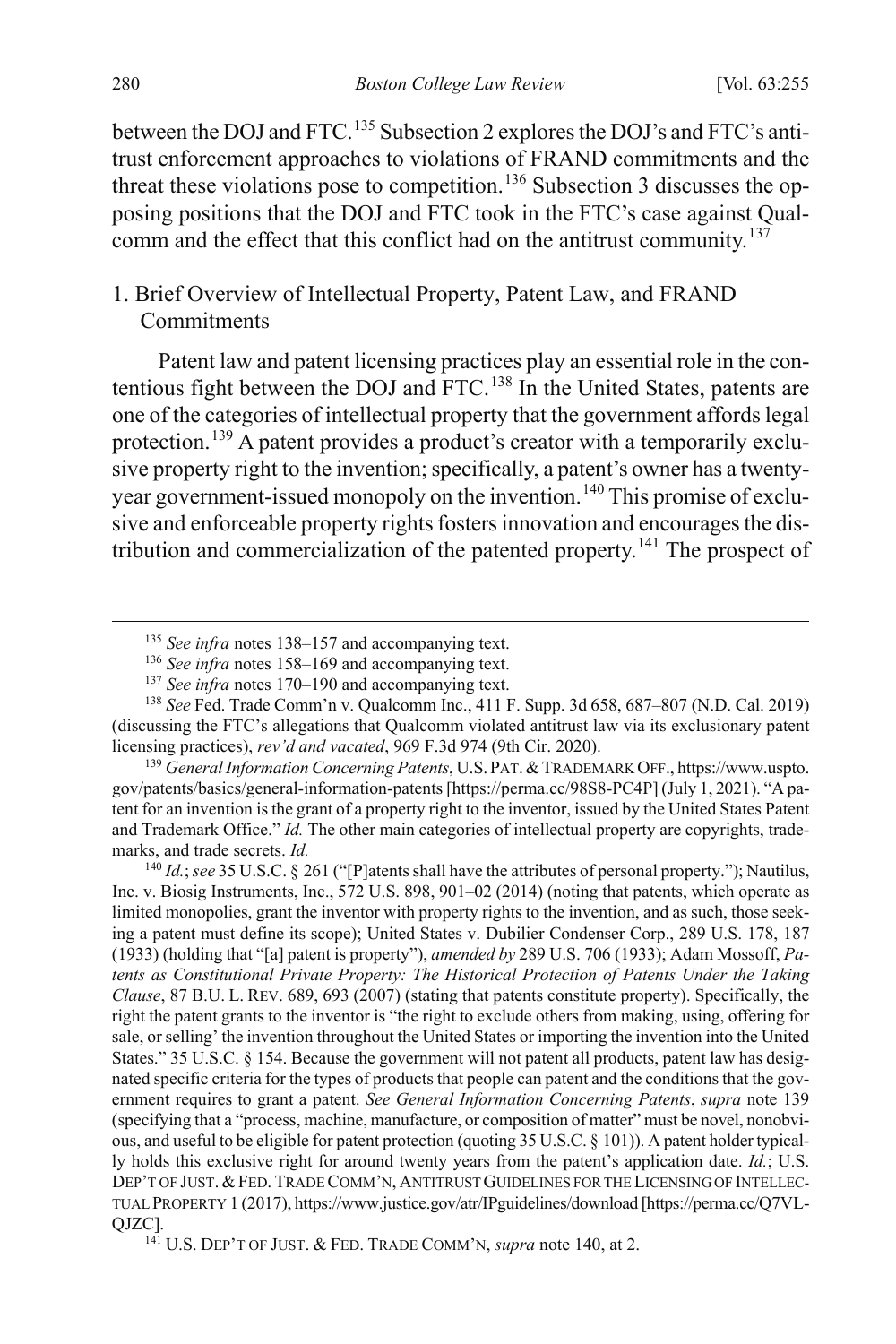between the DOJ and FTC.[135] Subsection 2 explores the DOJ's and FTC's antitrust enforcement approaches to violations of FRAND commitments and the threat these violations pose to competition.[136] Subsection 3 discusses the opposing positions that the DOJ and FTC took in the FTC's case against Qualcomm and the effect that this conflict had on the antitrust community.[137]

### 1. Brief Overview of Intellectual Property, Patent Law, and FRAND Commitments

Patent law and patent licensing practices play an essential role in the contentious fight between the DOJ and FTC.[138] In the United States, patents are one of the categories of intellectual property that the government affords legal protection.[139] A patent provides a product's creator with a temporarily exclusive property right to the invention; specifically, a patent's owner has a twenty-year government-issued monopoly on the invention.[140] This promise of exclusive and enforceable property rights fosters innovation and encourages the distribution and commercialization of the patented property.[141] The prospect of

---

[135] *See infra* notes 138–157 and accompanying text.

[136] *See infra* notes 158–169 and accompanying text.

[137] *See infra* notes 170–190 and accompanying text.

[138] *See* Fed. Trade Comm'n v. Qualcomm Inc., 411 F. Supp. 3d 658, 687–807 (N.D. Cal. 2019) (discussing the FTC's allegations that Qualcomm violated antitrust law via its exclusionary patent licensing practices), *rev'd and vacated*, 969 F.3d 974 (9th Cir. 2020).

[139] *General Information Concerning Patents*, U.S. PAT. & TRADEMARK OFF., https://www.uspto.gov/patents/basics/general-information-patents [https://perma.cc/98S8-PC4P] (July 1, 2021). "A patent for an invention is the grant of a property right to the inventor, issued by the United States Patent and Trademark Office." *Id.* The other main categories of intellectual property are copyrights, trademarks, and trade secrets. *Id.*

[140] *Id.*; *see* 35 U.S.C. § 261 ("[P]atents shall have the attributes of personal property."); Nautilus, Inc. v. Biosig Instruments, Inc., 572 U.S. 898, 901–02 (2014) (noting that patents, which operate as limited monopolies, grant the inventor with property rights to the invention, and as such, those seeking a patent must define its scope); United States v. Dubilier Condenser Corp., 289 U.S. 178, 187 (1933) (holding that "[a] patent is property"), *amended by* 289 U.S. 706 (1933); Adam Mossoff, *Patents as Constitutional Private Property: The Historical Protection of Patents Under the Taking Clause*, 87 B.U. L. REV. 689, 693 (2007) (stating that patents constitute property). Specifically, the right the patent grants to the inventor is "the right to exclude others from making, using, offering for sale, or selling' the invention throughout the United States or importing the invention into the United States." 35 U.S.C. § 154. Because the government will not patent all products, patent law has designated specific criteria for the types of products that people can patent and the conditions that the government requires to grant a patent. *See General Information Concerning Patents*, *supra* note 139 (specifying that a "process, machine, manufacture, or composition of matter" must be novel, nonobvious, and useful to be eligible for patent protection (quoting 35 U.S.C. § 101)). A patent holder typically holds this exclusive right for around twenty years from the patent's application date. *Id.*; U.S. DEP'T OF JUST. & FED. TRADE COMM'N, ANTITRUST GUIDELINES FOR THE LICENSING OF INTELLECTUAL PROPERTY 1 (2017), https://www.justice.gov/atr/IPguidelines/download [https://perma.cc/Q7VL-QJZC].

[141] U.S. DEP'T OF JUST. & FED. TRADE COMM'N, *supra* note 140, at 2.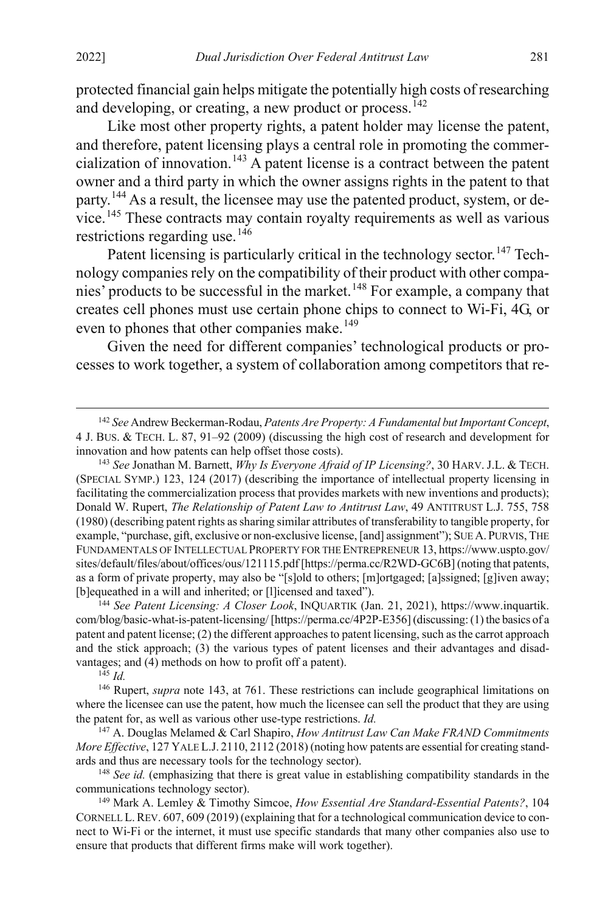protected financial gain helps mitigate the potentially high costs of researching and developing, or creating, a new product or process.[142]

Like most other property rights, a patent holder may license the patent, and therefore, patent licensing plays a central role in promoting the commercialization of innovation.[143] A patent license is a contract between the patent owner and a third party in which the owner assigns rights in the patent to that party.[144] As a result, the licensee may use the patented product, system, or device.[145] These contracts may contain royalty requirements as well as various restrictions regarding use.[146]

Patent licensing is particularly critical in the technology sector.[147] Technology companies rely on the compatibility of their product with other companies' products to be successful in the market.[148] For example, a company that creates cell phones must use certain phone chips to connect to Wi-Fi, 4G, or even to phones that other companies make.[149]

Given the need for different companies' technological products or processes to work together, a system of collaboration among competitors that re-

---

[142] *See* Andrew Beckerman-Rodau, *Patents Are Property: A Fundamental but Important Concept*, 4 J. BUS. & TECH. L. 87, 91–92 (2009) (discussing the high cost of research and development for innovation and how patents can help offset those costs).

[143] *See* Jonathan M. Barnett, *Why Is Everyone Afraid of IP Licensing?*, 30 HARV. J.L. & TECH. (SPECIAL SYMP.) 123, 124 (2017) (describing the importance of intellectual property licensing in facilitating the commercialization process that provides markets with new inventions and products); Donald W. Rupert, *The Relationship of Patent Law to Antitrust Law*, 49 ANTITRUST L.J. 755, 758 (1980) (describing patent rights as sharing similar attributes of transferability to tangible property, for example, "purchase, gift, exclusive or non-exclusive license, [and] assignment"); SUE A. PURVIS, THE FUNDAMENTALS OF INTELLECTUAL PROPERTY FOR THE ENTREPRENEUR 13, https://www.uspto.gov/sites/default/files/about/offices/ous/121115.pdf [https://perma.cc/R2WD-GC6B] (noting that patents, as a form of private property, may also be "[s]old to others; [m]ortgaged; [a]ssigned; [g]iven away; [b]equeathed in a will and inherited; or [l]icensed and taxed").

[144] *See Patent Licensing: A Closer Look*, INQUARTIK (Jan. 21, 2021), https://www.inquartik.com/blog/basic-what-is-patent-licensing/ [https://perma.cc/4P2P-E356] (discussing: (1) the basics of a patent and patent license; (2) the different approaches to patent licensing, such as the carrot approach and the stick approach; (3) the various types of patent licenses and their advantages and disadvantages; and (4) methods on how to profit off a patent).

[145] *Id.*

[146] Rupert, *supra* note 143, at 761. These restrictions can include geographical limitations on where the licensee can use the patent, how much the licensee can sell the product that they are using the patent for, as well as various other use-type restrictions. *Id.*

[147] A. Douglas Melamed & Carl Shapiro, *How Antitrust Law Can Make FRAND Commitments More Effective*, 127 YALE L.J. 2110, 2112 (2018) (noting how patents are essential for creating standards and thus are necessary tools for the technology sector).

[148] *See id.* (emphasizing that there is great value in establishing compatibility standards in the communications technology sector).

[149] Mark A. Lemley & Timothy Simcoe, *How Essential Are Standard-Essential Patents?*, 104 CORNELL L. REV. 607, 609 (2019) (explaining that for a technological communication device to connect to Wi-Fi or the internet, it must use specific standards that many other companies also use to ensure that products that different firms make will work together).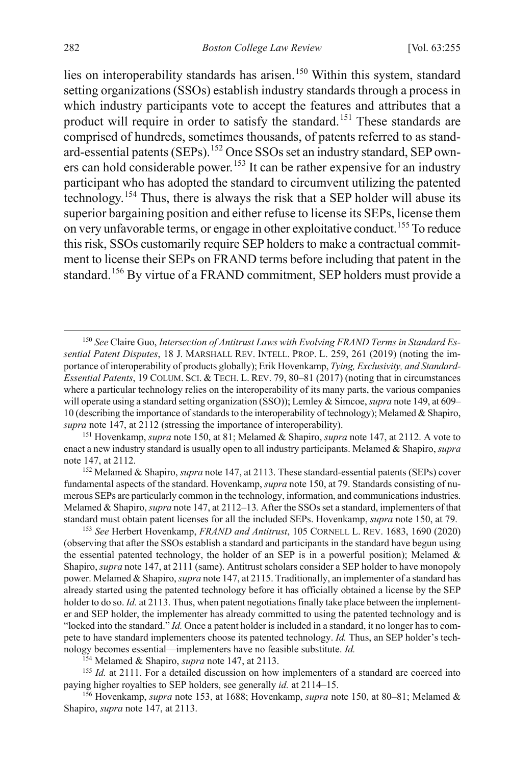lies on interoperability standards has arisen.[150] Within this system, standard setting organizations (SSOs) establish industry standards through a process in which industry participants vote to accept the features and attributes that a product will require in order to satisfy the standard.[151] These standards are comprised of hundreds, sometimes thousands, of patents referred to as standard-essential patents (SEPs).[152] Once SSOs set an industry standard, SEP owners can hold considerable power.[153] It can be rather expensive for an industry participant who has adopted the standard to circumvent utilizing the patented technology.[154] Thus, there is always the risk that a SEP holder will abuse its superior bargaining position and either refuse to license its SEPs, license them on very unfavorable terms, or engage in other exploitative conduct.[155] To reduce this risk, SSOs customarily require SEP holders to make a contractual commitment to license their SEPs on FRAND terms before including that patent in the standard.[156] By virtue of a FRAND commitment, SEP holders must provide a

---

[150] *See* Claire Guo, *Intersection of Antitrust Laws with Evolving FRAND Terms in Standard Essential Patent Disputes*, 18 J. MARSHALL REV. INTELL. PROP. L. 259, 261 (2019) (noting the importance of interoperability of products globally); Erik Hovenkamp, *Tying, Exclusivity, and Standard-Essential Patents*, 19 COLUM. SCI. & TECH. L. REV. 79, 80–81 (2017) (noting that in circumstances where a particular technology relies on the interoperability of its many parts, the various companies will operate using a standard setting organization (SSO)); Lemley & Simcoe, *supra* note 149, at 609–10 (describing the importance of standards to the interoperability of technology); Melamed & Shapiro, *supra* note 147, at 2112 (stressing the importance of interoperability).

[151] Hovenkamp, *supra* note 150, at 81; Melamed & Shapiro, *supra* note 147, at 2112. A vote to enact a new industry standard is usually open to all industry participants. Melamed & Shapiro, *supra* note 147, at 2112.

[152] Melamed & Shapiro, *supra* note 147, at 2113. These standard-essential patents (SEPs) cover fundamental aspects of the standard. Hovenkamp, *supra* note 150, at 79. Standards consisting of numerous SEPs are particularly common in the technology, information, and communications industries. Melamed & Shapiro, *supra* note 147, at 2112–13. After the SSOs set a standard, implementers of that standard must obtain patent licenses for all the included SEPs. Hovenkamp, *supra* note 150, at 79.

[153] *See* Herbert Hovenkamp, *FRAND and Antitrust*, 105 CORNELL L. REV. 1683, 1690 (2020) (observing that after the SSOs establish a standard and participants in the standard have begun using the essential patented technology, the holder of an SEP is in a powerful position); Melamed & Shapiro, *supra* note 147, at 2111 (same). Antitrust scholars consider a SEP holder to have monopoly power. Melamed & Shapiro, *supra* note 147, at 2115. Traditionally, an implementer of a standard has already started using the patented technology before it has officially obtained a license by the SEP holder to do so. *Id.* at 2113. Thus, when patent negotiations finally take place between the implementer and SEP holder, the implementer has already committed to using the patented technology and is "locked into the standard." *Id.* Once a patent holder is included in a standard, it no longer has to compete to have standard implementers choose its patented technology. *Id.* Thus, an SEP holder's technology becomes essential—implementers have no feasible substitute. *Id.*

[154] Melamed & Shapiro, *supra* note 147, at 2113.

[155] *Id.* at 2111. For a detailed discussion on how implementers of a standard are coerced into paying higher royalties to SEP holders, see generally *id.* at 2114–15.

[156] Hovenkamp, *supra* note 153, at 1688; Hovenkamp, *supra* note 150, at 80–81; Melamed & Shapiro, *supra* note 147, at 2113.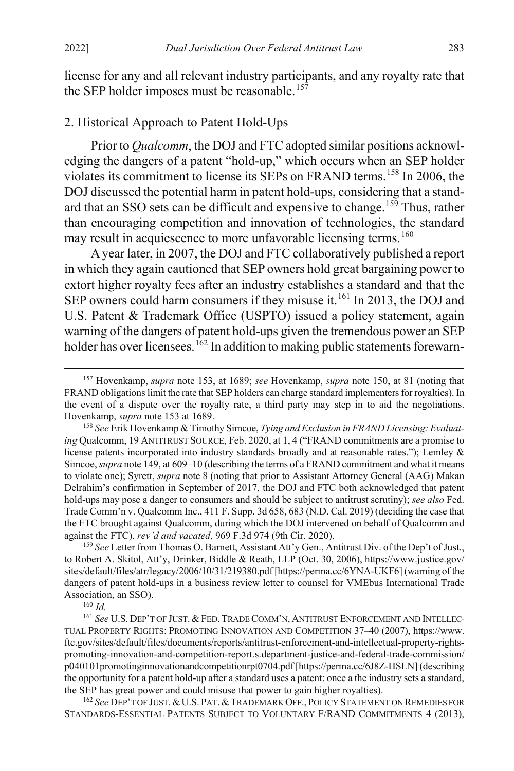license for any and all relevant industry participants, and any royalty rate that the SEP holder imposes must be reasonable.[157]

### 2. Historical Approach to Patent Hold-Ups

Prior to *Qualcomm*, the DOJ and FTC adopted similar positions acknowledging the dangers of a patent "hold-up," which occurs when an SEP holder violates its commitment to license its SEPs on FRAND terms.[158] In 2006, the DOJ discussed the potential harm in patent hold-ups, considering that a standard that an SSO sets can be difficult and expensive to change.[159] Thus, rather than encouraging competition and innovation of technologies, the standard may result in acquiescence to more unfavorable licensing terms.[160]

A year later, in 2007, the DOJ and FTC collaboratively published a report in which they again cautioned that SEP owners hold great bargaining power to extort higher royalty fees after an industry establishes a standard and that the SEP owners could harm consumers if they misuse it.[161] In 2013, the DOJ and U.S. Patent & Trademark Office (USPTO) issued a policy statement, again warning of the dangers of patent hold-ups given the tremendous power an SEP holder has over licensees.[162] In addition to making public statements forewarn-

---

[157] Hovenkamp, *supra* note 153, at 1689; *see* Hovenkamp, *supra* note 150, at 81 (noting that FRAND obligations limit the rate that SEP holders can charge standard implementers for royalties). In the event of a dispute over the royalty rate, a third party may step in to aid the negotiations. Hovenkamp, *supra* note 153 at 1689.

[158] *See* Erik Hovenkamp & Timothy Simcoe, *Tying and Exclusion in FRAND Licensing: Evaluating* Qualcomm, 19 ANTITRUST SOURCE, Feb. 2020, at 1, 4 ("FRAND commitments are a promise to license patents incorporated into industry standards broadly and at reasonable rates."); Lemley & Simcoe, *supra* note 149, at 609–10 (describing the terms of a FRAND commitment and what it means to violate one); Syrett, *supra* note 8 (noting that prior to Assistant Attorney General (AAG) Makan Delrahim's confirmation in September of 2017, the DOJ and FTC both acknowledged that patent hold-ups may pose a danger to consumers and should be subject to antitrust scrutiny); *see also* Fed. Trade Comm'n v. Qualcomm Inc., 411 F. Supp. 3d 658, 683 (N.D. Cal. 2019) (deciding the case that the FTC brought against Qualcomm, during which the DOJ intervened on behalf of Qualcomm and against the FTC), *rev'd and vacated*, 969 F.3d 974 (9th Cir. 2020).

[159] *See* Letter from Thomas O. Barnett, Assistant Att'y Gen., Antitrust Div. of the Dep't of Just., to Robert A. Skitol, Att'y, Drinker, Biddle & Reath, LLP (Oct. 30, 2006), https://www.justice.gov/sites/default/files/atr/legacy/2006/10/31/219380.pdf [https://perma.cc/6YNA-UKF6] (warning of the dangers of patent hold-ups in a business review letter to counsel for VMEbus International Trade Association, an SSO).

[160] *Id.*

[161] *See* U.S. DEP'T OF JUST. & FED. TRADE COMM'N, ANTITRUST ENFORCEMENT AND INTELLECTUAL PROPERTY RIGHTS: PROMOTING INNOVATION AND COMPETITION 37–40 (2007), https://www.ftc.gov/sites/default/files/documents/reports/antitrust-enforcement-and-intellectual-property-rights-promoting-innovation-and-competition-report.s.department-justice-and-federal-trade-commission/p040101promotinginnovationandcompetitionrpt0704.pdf [https://perma.cc/6J8Z-HSLN] (describing the opportunity for a patent hold-up after a standard uses a patent: once a the industry sets a standard, the SEP has great power and could misuse that power to gain higher royalties).

[162] *See* DEP'T OF JUST. & U.S. PAT. & TRADEMARK OFF., POLICY STATEMENT ON REMEDIES FOR STANDARDS-ESSENTIAL PATENTS SUBJECT TO VOLUNTARY F/RAND COMMITMENTS 4 (2013),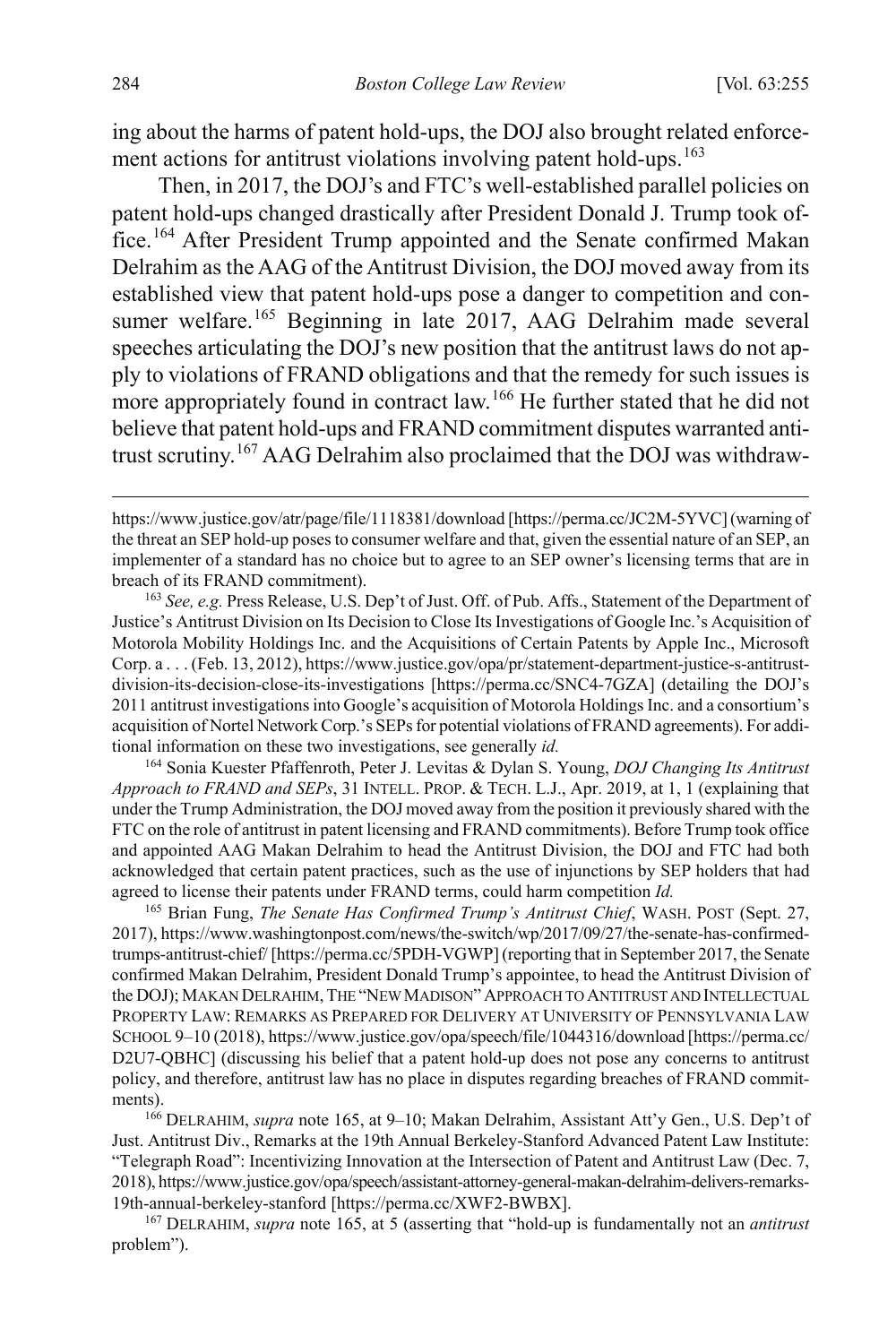ing about the harms of patent hold-ups, the DOJ also brought related enforcement actions for antitrust violations involving patent hold-ups.[163]

Then, in 2017, the DOJ's and FTC's well-established parallel policies on patent hold-ups changed drastically after President Donald J. Trump took office.[164] After President Trump appointed and the Senate confirmed Makan Delrahim as the AAG of the Antitrust Division, the DOJ moved away from its established view that patent hold-ups pose a danger to competition and consumer welfare.[165] Beginning in late 2017, AAG Delrahim made several speeches articulating the DOJ's new position that the antitrust laws do not apply to violations of FRAND obligations and that the remedy for such issues is more appropriately found in contract law.[166] He further stated that he did not believe that patent hold-ups and FRAND commitment disputes warranted antitrust scrutiny.[167] AAG Delrahim also proclaimed that the DOJ was withdraw-

---

https://www.justice.gov/atr/page/file/1118381/download [https://perma.cc/JC2M-5YVC] (warning of the threat an SEP hold-up poses to consumer welfare and that, given the essential nature of an SEP, an implementer of a standard has no choice but to agree to an SEP owner's licensing terms that are in breach of its FRAND commitment).

[163] *See, e.g.* Press Release, U.S. Dep't of Just. Off. of Pub. Affs., Statement of the Department of Justice's Antitrust Division on Its Decision to Close Its Investigations of Google Inc.'s Acquisition of Motorola Mobility Holdings Inc. and the Acquisitions of Certain Patents by Apple Inc., Microsoft Corp. a . . . (Feb. 13, 2012), https://www.justice.gov/opa/pr/statement-department-justice-s-antitrust-division-its-decision-close-its-investigations [https://perma.cc/SNC4-7GZA] (detailing the DOJ's 2011 antitrust investigations into Google's acquisition of Motorola Holdings Inc. and a consortium's acquisition of Nortel Network Corp.'s SEPs for potential violations of FRAND agreements). For additional information on these two investigations, see generally *id.*

[164] Sonia Kuester Pfaffenroth, Peter J. Levitas & Dylan S. Young, *DOJ Changing Its Antitrust Approach to FRAND and SEPs*, 31 INTELL. PROP. & TECH. L.J., Apr. 2019, at 1, 1 (explaining that under the Trump Administration, the DOJ moved away from the position it previously shared with the FTC on the role of antitrust in patent licensing and FRAND commitments). Before Trump took office and appointed AAG Makan Delrahim to head the Antitrust Division, the DOJ and FTC had both acknowledged that certain patent practices, such as the use of injunctions by SEP holders that had agreed to license their patents under FRAND terms, could harm competition *Id.*

[165] Brian Fung, *The Senate Has Confirmed Trump's Antitrust Chief*, WASH. POST (Sept. 27, 2017), https://www.washingtonpost.com/news/the-switch/wp/2017/09/27/the-senate-has-confirmed-trumps-antitrust-chief/ [https://perma.cc/5PDH-VGWP] (reporting that in September 2017, the Senate confirmed Makan Delrahim, President Donald Trump's appointee, to head the Antitrust Division of the DOJ); MAKAN DELRAHIM, THE "NEW MADISON" APPROACH TO ANTITRUST AND INTELLECTUAL PROPERTY LAW: REMARKS AS PREPARED FOR DELIVERY AT UNIVERSITY OF PENNSYLVANIA LAW SCHOOL 9–10 (2018), https://www.justice.gov/opa/speech/file/1044316/download [https://perma.cc/D2U7-QBHC] (discussing his belief that a patent hold-up does not pose any concerns to antitrust policy, and therefore, antitrust law has no place in disputes regarding breaches of FRAND commitments).

[166] DELRAHIM, *supra* note 165, at 9–10; Makan Delrahim, Assistant Att'y Gen., U.S. Dep't of Just. Antitrust Div., Remarks at the 19th Annual Berkeley-Stanford Advanced Patent Law Institute: "Telegraph Road": Incentivizing Innovation at the Intersection of Patent and Antitrust Law (Dec. 7, 2018), https://www.justice.gov/opa/speech/assistant-attorney-general-makan-delrahim-delivers-remarks-19th-annual-berkeley-stanford [https://perma.cc/XWF2-BWBX].

[167] DELRAHIM, *supra* note 165, at 5 (asserting that "hold-up is fundamentally not an *antitrust* problem").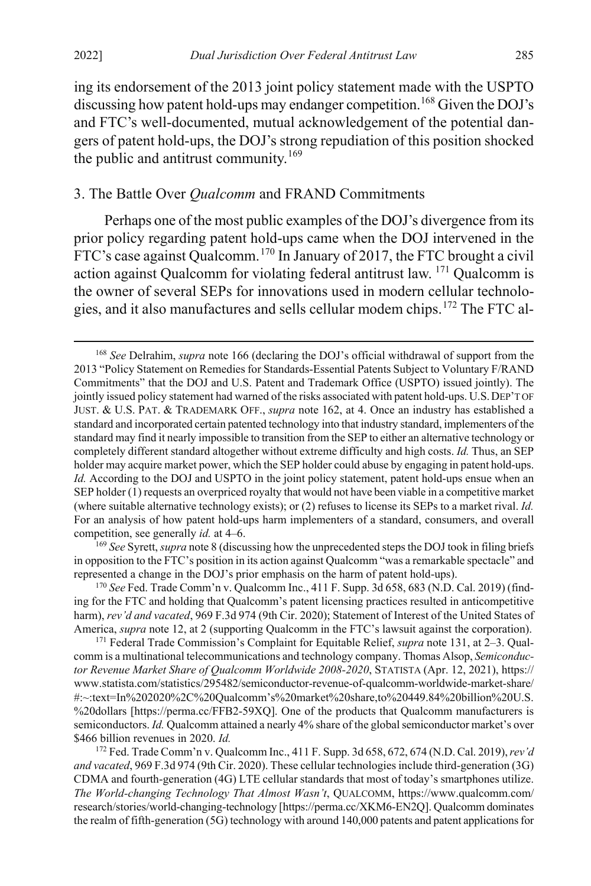ing its endorsement of the 2013 joint policy statement made with the USPTO discussing how patent hold-ups may endanger competition.[168] Given the DOJ's and FTC's well-documented, mutual acknowledgement of the potential dangers of patent hold-ups, the DOJ's strong repudiation of this position shocked the public and antitrust community.[169]

### 3. The Battle Over *Qualcomm* and FRAND Commitments

Perhaps one of the most public examples of the DOJ's divergence from its prior policy regarding patent hold-ups came when the DOJ intervened in the FTC's case against Qualcomm.[170] In January of 2017, the FTC brought a civil action against Qualcomm for violating federal antitrust law.[171] Qualcomm is the owner of several SEPs for innovations used in modern cellular technologies, and it also manufactures and sells cellular modem chips.[172] The FTC al-

---

[168] *See* Delrahim, *supra* note 166 (declaring the DOJ's official withdrawal of support from the 2013 "Policy Statement on Remedies for Standards-Essential Patents Subject to Voluntary F/RAND Commitments" that the DOJ and U.S. Patent and Trademark Office (USPTO) issued jointly). The jointly issued policy statement had warned of the risks associated with patent hold-ups. U.S. DEP'T OF JUST. & U.S. PAT. & TRADEMARK OFF., *supra* note 162, at 4. Once an industry has established a standard and incorporated certain patented technology into that industry standard, implementers of the standard may find it nearly impossible to transition from the SEP to either an alternative technology or completely different standard altogether without extreme difficulty and high costs. *Id.* Thus, an SEP holder may acquire market power, which the SEP holder could abuse by engaging in patent hold-ups. *Id.* According to the DOJ and USPTO in the joint policy statement, patent hold-ups ensue when an SEP holder (1) requests an overpriced royalty that would not have been viable in a competitive market (where suitable alternative technology exists); or (2) refuses to license its SEPs to a market rival. *Id.* For an analysis of how patent hold-ups harm implementers of a standard, consumers, and overall competition, see generally *id.* at 4–6.

[169] *See* Syrett, *supra* note 8 (discussing how the unprecedented steps the DOJ took in filing briefs in opposition to the FTC's position in its action against Qualcomm "was a remarkable spectacle" and represented a change in the DOJ's prior emphasis on the harm of patent hold-ups).

[170] *See* Fed. Trade Comm'n v. Qualcomm Inc., 411 F. Supp. 3d 658, 683 (N.D. Cal. 2019) (finding for the FTC and holding that Qualcomm's patent licensing practices resulted in anticompetitive harm), *rev'd and vacated*, 969 F.3d 974 (9th Cir. 2020); Statement of Interest of the United States of America, *supra* note 12, at 2 (supporting Qualcomm in the FTC's lawsuit against the corporation).

[171] Federal Trade Commission's Complaint for Equitable Relief, *supra* note 131, at 2–3. Qualcomm is a multinational telecommunications and technology company. Thomas Alsop, *Semiconductor Revenue Market Share of Qualcomm Worldwide 2008-2020*, STATISTA (Apr. 12, 2021), https://www.statista.com/statistics/295482/semiconductor-revenue-of-qualcomm-worldwide-market-share/#:~:text=In%202020%2C%20Qualcomm's%20market%20share,to%20449.84%20billion%20U.S.%20dollars [https://perma.cc/FFB2-59XQ]. One of the products that Qualcomm manufacturers is semiconductors. *Id.* Qualcomm attained a nearly 4% share of the global semiconductor market's over $466 billion revenues in 2020. *Id.*

[172] Fed. Trade Comm'n v. Qualcomm Inc., 411 F. Supp. 3d 658, 672, 674 (N.D. Cal. 2019), *rev'd and vacated*, 969 F.3d 974 (9th Cir. 2020). These cellular technologies include third-generation (3G) CDMA and fourth-generation (4G) LTE cellular standards that most of today's smartphones utilize. *The World-changing Technology That Almost Wasn't*, QUALCOMM, https://www.qualcomm.com/research/stories/world-changing-technology [https://perma.cc/XKM6-EN2Q]. Qualcomm dominates the realm of fifth-generation (5G) technology with around 140,000 patents and patent applications for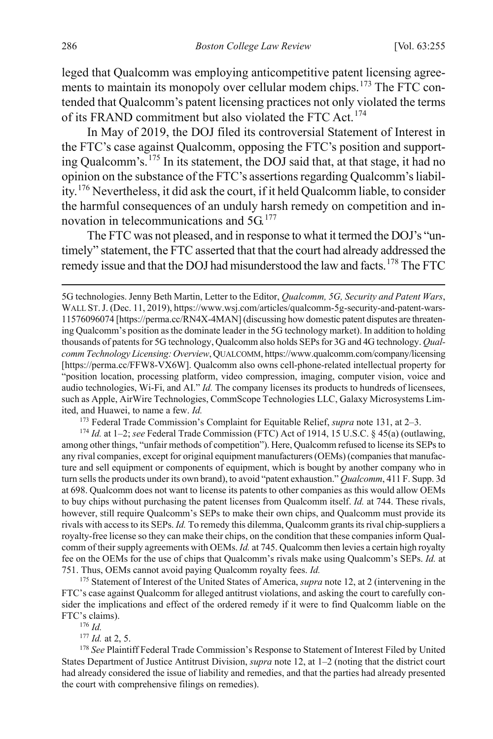leged that Qualcomm was employing anticompetitive patent licensing agreements to maintain its monopoly over cellular modem chips.[173] The FTC contended that Qualcomm's patent licensing practices not only violated the terms of its FRAND commitment but also violated the FTC Act.[174]

In May of 2019, the DOJ filed its controversial Statement of Interest in the FTC's case against Qualcomm, opposing the FTC's position and supporting Qualcomm's.[175] In its statement, the DOJ said that, at that stage, it had no opinion on the substance of the FTC's assertions regarding Qualcomm's liability.[176] Nevertheless, it did ask the court, if it held Qualcomm liable, to consider the harmful consequences of an unduly harsh remedy on competition and innovation in telecommunications and 5G.[177]

The FTC was not pleased, and in response to what it termed the DOJ's "untimely" statement, the FTC asserted that that the court had already addressed the remedy issue and that the DOJ had misunderstood the law and facts.[178] The FTC

---

5G technologies. Jenny Beth Martin, Letter to the Editor, *Qualcomm, 5G, Security and Patent Wars*, WALL ST. J. (Dec. 11, 2019), https://www.wsj.com/articles/qualcomm-5g-security-and-patent-wars-11576096074 [https://perma.cc/RN4X-4MAN] (discussing how domestic patent disputes are threatening Qualcomm's position as the dominate leader in the 5G technology market). In addition to holding thousands of patents for 5G technology, Qualcomm also holds SEPs for 3G and 4G technology. *Qualcomm Technology Licensing: Overview*, QUALCOMM, https://www.qualcomm.com/company/licensing [https://perma.cc/FFW8-VX6W]. Qualcomm also owns cell-phone-related intellectual property for "position location, processing platform, video compression, imaging, computer vision, voice and audio technologies, Wi-Fi, and AI." *Id.* The company licenses its products to hundreds of licensees, such as Apple, AirWire Technologies, CommScope Technologies LLC, Galaxy Microsystems Limited, and Huawei, to name a few. *Id.*

[173] Federal Trade Commission's Complaint for Equitable Relief, *supra* note 131, at 2–3.

[174] *Id.* at 1–2; *see* Federal Trade Commission (FTC) Act of 1914, 15 U.S.C. § 45(a) (outlawing, among other things, "unfair methods of competition"). Here, Qualcomm refused to license its SEPs to any rival companies, except for original equipment manufacturers (OEMs) (companies that manufacture and sell equipment or components of equipment, which is bought by another company who in turn sells the products under its own brand), to avoid "patent exhaustion." *Qualcomm*, 411 F. Supp. 3d at 698. Qualcomm does not want to license its patents to other companies as this would allow OEMs to buy chips without purchasing the patent licenses from Qualcomm itself. *Id.* at 744. These rivals, however, still require Qualcomm's SEPs to make their own chips, and Qualcomm must provide its rivals with access to its SEPs. *Id.* To remedy this dilemma, Qualcomm grants its rival chip-suppliers a royalty-free license so they can make their chips, on the condition that these companies inform Qualcomm of their supply agreements with OEMs. *Id.* at 745. Qualcomm then levies a certain high royalty fee on the OEMs for the use of chips that Qualcomm's rivals make using Qualcomm's SEPs. *Id.* at 751. Thus, OEMs cannot avoid paying Qualcomm royalty fees. *Id.*

[175] Statement of Interest of the United States of America, *supra* note 12, at 2 (intervening in the FTC's case against Qualcomm for alleged antitrust violations, and asking the court to carefully consider the implications and effect of the ordered remedy if it were to find Qualcomm liable on the FTC's claims).

[176] *Id.*

[177] *Id.* at 2, 5.

[178] *See* Plaintiff Federal Trade Commission's Response to Statement of Interest Filed by United States Department of Justice Antitrust Division, *supra* note 12, at 1–2 (noting that the district court had already considered the issue of liability and remedies, and that the parties had already presented the court with comprehensive filings on remedies).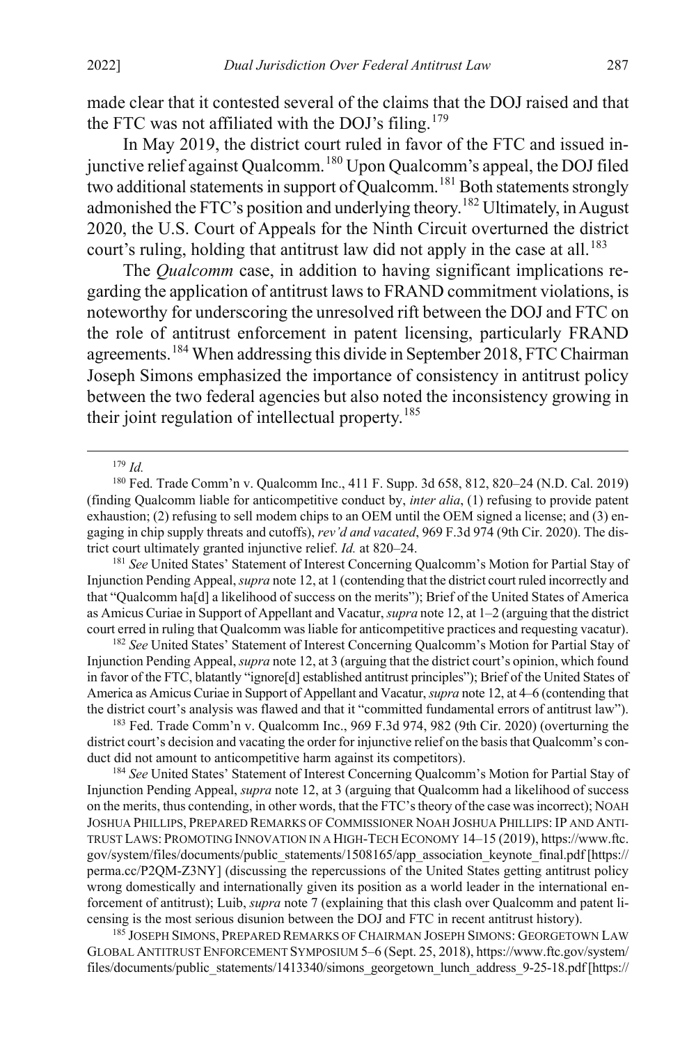made clear that it contested several of the claims that the DOJ raised and that the FTC was not affiliated with the DOJ's filing.[179]

In May 2019, the district court ruled in favor of the FTC and issued injunctive relief against Qualcomm.[180] Upon Qualcomm's appeal, the DOJ filed two additional statements in support of Qualcomm.[181] Both statements strongly admonished the FTC's position and underlying theory.[182] Ultimately, in August 2020, the U.S. Court of Appeals for the Ninth Circuit overturned the district court's ruling, holding that antitrust law did not apply in the case at all.[183]

The *Qualcomm* case, in addition to having significant implications regarding the application of antitrust laws to FRAND commitment violations, is noteworthy for underscoring the unresolved rift between the DOJ and FTC on the role of antitrust enforcement in patent licensing, particularly FRAND agreements.[184] When addressing this divide in September 2018, FTC Chairman Joseph Simons emphasized the importance of consistency in antitrust policy between the two federal agencies but also noted the inconsistency growing in their joint regulation of intellectual property.[185]

---

[179] *Id.*

[180] Fed. Trade Comm'n v. Qualcomm Inc., 411 F. Supp. 3d 658, 812, 820–24 (N.D. Cal. 2019) (finding Qualcomm liable for anticompetitive conduct by, *inter alia*, (1) refusing to provide patent exhaustion; (2) refusing to sell modem chips to an OEM until the OEM signed a license; and (3) engaging in chip supply threats and cutoffs), *rev'd and vacated*, 969 F.3d 974 (9th Cir. 2020). The district court ultimately granted injunctive relief. *Id.* at 820–24.

[181] *See* United States' Statement of Interest Concerning Qualcomm's Motion for Partial Stay of Injunction Pending Appeal, *supra* note 12, at 1 (contending that the district court ruled incorrectly and that "Qualcomm ha[d] a likelihood of success on the merits"); Brief of the United States of America as Amicus Curiae in Support of Appellant and Vacatur, *supra* note 12, at 1–2 (arguing that the district court erred in ruling that Qualcomm was liable for anticompetitive practices and requesting vacatur).

[182] *See* United States' Statement of Interest Concerning Qualcomm's Motion for Partial Stay of Injunction Pending Appeal, *supra* note 12, at 3 (arguing that the district court's opinion, which found in favor of the FTC, blatantly "ignore[d] established antitrust principles"); Brief of the United States of America as Amicus Curiae in Support of Appellant and Vacatur, *supra* note 12, at 4–6 (contending that the district court's analysis was flawed and that it "committed fundamental errors of antitrust law").

[183] Fed. Trade Comm'n v. Qualcomm Inc., 969 F.3d 974, 982 (9th Cir. 2020) (overturning the district court's decision and vacating the order for injunctive relief on the basis that Qualcomm's conduct did not amount to anticompetitive harm against its competitors).

[184] *See* United States' Statement of Interest Concerning Qualcomm's Motion for Partial Stay of Injunction Pending Appeal, *supra* note 12, at 3 (arguing that Qualcomm had a likelihood of success on the merits, thus contending, in other words, that the FTC's theory of the case was incorrect); NOAH JOSHUA PHILLIPS, PREPARED REMARKS OF COMMISSIONER NOAH JOSHUA PHILLIPS: IP AND ANTITRUST LAWS: PROMOTING INNOVATION IN A HIGH-TECH ECONOMY 14–15 (2019), https://www.ftc.gov/system/files/documents/public_statements/1508165/app_association_keynote_final.pdf [https://perma.cc/P2QM-Z3NY] (discussing the repercussions of the United States getting antitrust policy wrong domestically and internationally given its position as a world leader in the international enforcement of antitrust); Luib, *supra* note 7 (explaining that this clash over Qualcomm and patent licensing is the most serious disunion between the DOJ and FTC in recent antitrust history).

[185] JOSEPH SIMONS, PREPARED REMARKS OF CHAIRMAN JOSEPH SIMONS: GEORGETOWN LAW GLOBAL ANTITRUST ENFORCEMENT SYMPOSIUM 5–6 (Sept. 25, 2018), https://www.ftc.gov/system/files/documents/public_statements/1413340/simons_georgetown_lunch_address_9-25-18.pdf [https://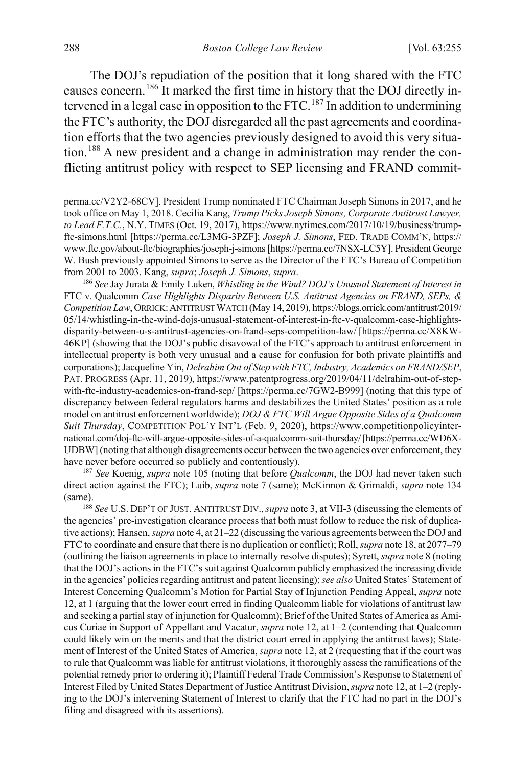The DOJ's repudiation of the position that it long shared with the FTC causes concern.[186] It marked the first time in history that the DOJ directly intervened in a legal case in opposition to the FTC.[187] In addition to undermining the FTC's authority, the DOJ disregarded all the past agreements and coordination efforts that the two agencies previously designed to avoid this very situation.[188] A new president and a change in administration may render the conflicting antitrust policy with respect to SEP licensing and FRAND commit-

perma.cc/V2Y2-68CV]. President Trump nominated FTC Chairman Joseph Simons in 2017, and he took office on May 1, 2018. Cecilia Kang, *Trump Picks Joseph Simons, Corporate Antitrust Lawyer, to Lead F.T.C.*, N.Y. TIMES (Oct. 19, 2017), https://www.nytimes.com/2017/10/19/business/trump-ftc-simons.html [https://perma.cc/L3MG-3PZF]; *Joseph J. Simons*, FED. TRADE COMM'N, https://www.ftc.gov/about-ftc/biographies/joseph-j-simons [https://perma.cc/7NSX-LC5Y]. President George W. Bush previously appointed Simons to serve as the Director of the FTC's Bureau of Competition from 2001 to 2003. Kang, *supra*; *Joseph J. Simons*, *supra*.

[186] *See* Jay Jurata & Emily Luken, *Whistling in the Wind? DOJ's Unusual Statement of Interest in* FTC v. Qualcomm *Case Highlights Disparity Between U.S. Antitrust Agencies on FRAND, SEPs, & Competition Law*, ORRICK: ANTITRUST WATCH (May 14, 2019), https://blogs.orrick.com/antitrust/2019/05/14/whistling-in-the-wind-dojs-unusual-statement-of-interest-in-ftc-v-qualcomm-case-highlights-disparity-between-u-s-antitrust-agencies-on-frand-seps-competition-law/ [https://perma.cc/X8KW-46KP] (showing that the DOJ's public disavowal of the FTC's approach to antitrust enforcement in intellectual property is both very unusual and a cause for confusion for both private plaintiffs and corporations); Jacqueline Yin, *Delrahim Out of Step with FTC, Industry, Academics on FRAND/SEP*, PAT. PROGRESS (Apr. 11, 2019), https://www.patentprogress.org/2019/04/11/delrahim-out-of-step-with-ftc-industry-academics-on-frand-sep/ [https://perma.cc/7GW2-B999] (noting that this type of discrepancy between federal regulators harms and destabilizes the United States' position as a role model on antitrust enforcement worldwide); *DOJ & FTC Will Argue Opposite Sides of a Qualcomm Suit Thursday*, COMPETITION POL'Y INT'L (Feb. 9, 2020), https://www.competitionpolicyinternational.com/doj-ftc-will-argue-opposite-sides-of-a-qualcomm-suit-thursday/ [https://perma.cc/WD6X-UDBW] (noting that although disagreements occur between the two agencies over enforcement, they have never before occurred so publicly and contentiously).

[187] *See* Koenig, *supra* note 105 (noting that before *Qualcomm*, the DOJ had never taken such direct action against the FTC); Luib, *supra* note 7 (same); McKinnon & Grimaldi, *supra* note 134 (same).

[188] *See* U.S. DEP'T OF JUST. ANTITRUST DIV., *supra* note 3, at VII-3 (discussing the elements of the agencies' pre-investigation clearance process that both must follow to reduce the risk of duplicative actions); Hansen, *supra* note 4, at 21–22 (discussing the various agreements between the DOJ and FTC to coordinate and ensure that there is no duplication or conflict); Roll, *supra* note 18, at 2077–79 (outlining the liaison agreements in place to internally resolve disputes); Syrett, *supra* note 8 (noting that the DOJ's actions in the FTC's suit against Qualcomm publicly emphasized the increasing divide in the agencies' policies regarding antitrust and patent licensing); *see also* United States' Statement of Interest Concerning Qualcomm's Motion for Partial Stay of Injunction Pending Appeal, *supra* note 12, at 1 (arguing that the lower court erred in finding Qualcomm liable for violations of antitrust law and seeking a partial stay of injunction for Qualcomm); Brief of the United States of America as Amicus Curiae in Support of Appellant and Vacatur, *supra* note 12, at 1–2 (contending that Qualcomm could likely win on the merits and that the district court erred in applying the antitrust laws); Statement of Interest of the United States of America, *supra* note 12, at 2 (requesting that if the court was to rule that Qualcomm was liable for antitrust violations, it thoroughly assess the ramifications of the potential remedy prior to ordering it); Plaintiff Federal Trade Commission's Response to Statement of Interest Filed by United States Department of Justice Antitrust Division, *supra* note 12, at 1–2 (replying to the DOJ's intervening Statement of Interest to clarify that the FTC had no part in the DOJ's filing and disagreed with its assertions).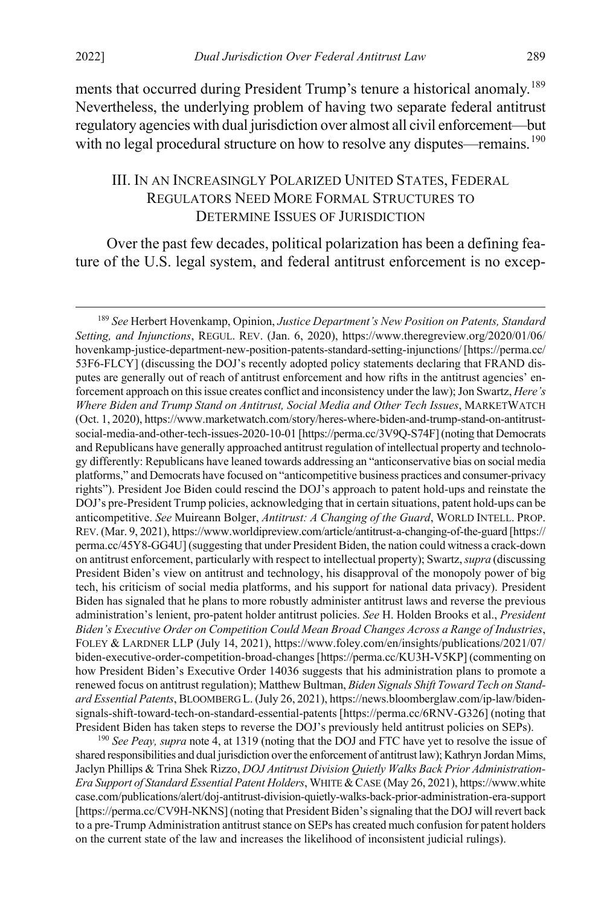ments that occurred during President Trump's tenure a historical anomaly.[189] Nevertheless, the underlying problem of having two separate federal antitrust regulatory agencies with dual jurisdiction over almost all civil enforcement—but with no legal procedural structure on how to resolve any disputes—remains.[190]

## III. In an Increasingly Polarized United States, Federal Regulators Need More Formal Structures to Determine Issues of Jurisdiction

Over the past few decades, political polarization has been a defining feature of the U.S. legal system, and federal antitrust enforcement is no excep-

---

[189] *See* Herbert Hovenkamp, Opinion, *Justice Department's New Position on Patents, Standard Setting, and Injunctions*, REGUL. REV. (Jan. 6, 2020), https://www.theregreview.org/2020/01/06/hovenkamp-justice-department-new-position-patents-standard-setting-injunctions/ [https://perma.cc/53F6-FLCY] (discussing the DOJ's recently adopted policy statements declaring that FRAND disputes are generally out of reach of antitrust enforcement and how rifts in the antitrust agencies' enforcement approach on this issue creates conflict and inconsistency under the law); Jon Swartz, *Here's Where Biden and Trump Stand on Antitrust, Social Media and Other Tech Issues*, MARKETWATCH (Oct. 1, 2020), https://www.marketwatch.com/story/heres-where-biden-and-trump-stand-on-antitrust-social-media-and-other-tech-issues-2020-10-01 [https://perma.cc/3V9Q-S74F] (noting that Democrats and Republicans have generally approached antitrust regulation of intellectual property and technology differently: Republicans have leaned towards addressing an "anticonservative bias on social media platforms," and Democrats have focused on "anticompetitive business practices and consumer-privacy rights"). President Joe Biden could rescind the DOJ's approach to patent hold-ups and reinstate the DOJ's pre-President Trump policies, acknowledging that in certain situations, patent hold-ups can be anticompetitive. *See* Muireann Bolger, *Antitrust: A Changing of the Guard*, WORLD INTELL. PROP. REV. (Mar. 9, 2021), https://www.worldipreview.com/article/antitrust-a-changing-of-the-guard [https://perma.cc/45Y8-GG4U] (suggesting that under President Biden, the nation could witness a crack-down on antitrust enforcement, particularly with respect to intellectual property); Swartz, *supra* (discussing President Biden's view on antitrust and technology, his disapproval of the monopoly power of big tech, his criticism of social media platforms, and his support for national data privacy). President Biden has signaled that he plans to more robustly administer antitrust laws and reverse the previous administration's lenient, pro-patent holder antitrust policies. *See* H. Holden Brooks et al., *President Biden's Executive Order on Competition Could Mean Broad Changes Across a Range of Industries*, FOLEY & LARDNER LLP (July 14, 2021), https://www.foley.com/en/insights/publications/2021/07/biden-executive-order-competition-broad-changes [https://perma.cc/KU3H-V5KP] (commenting on how President Biden's Executive Order 14036 suggests that his administration plans to promote a renewed focus on antitrust regulation); Matthew Bultman, *Biden Signals Shift Toward Tech on Standard Essential Patents*, BLOOMBERG L. (July 26, 2021), https://news.bloomberglaw.com/ip-law/biden-signals-shift-toward-tech-on-standard-essential-patents [https://perma.cc/6RNV-G326] (noting that President Biden has taken steps to reverse the DOJ's previously held antitrust policies on SEPs).

[190] *See Peay, supra* note 4, at 1319 (noting that the DOJ and FTC have yet to resolve the issue of shared responsibilities and dual jurisdiction over the enforcement of antitrust law); Kathryn Jordan Mims, Jaclyn Phillips & Trina Shek Rizzo, *DOJ Antitrust Division Quietly Walks Back Prior Administration-Era Support of Standard Essential Patent Holders*, WHITE & CASE (May 26, 2021), https://www.whitecase.com/publications/alert/doj-antitrust-division-quietly-walks-back-prior-administration-era-support [https://perma.cc/CV9H-NKNS] (noting that President Biden's signaling that the DOJ will revert back to a pre-Trump Administration antitrust stance on SEPs has created much confusion for patent holders on the current state of the law and increases the likelihood of inconsistent judicial rulings).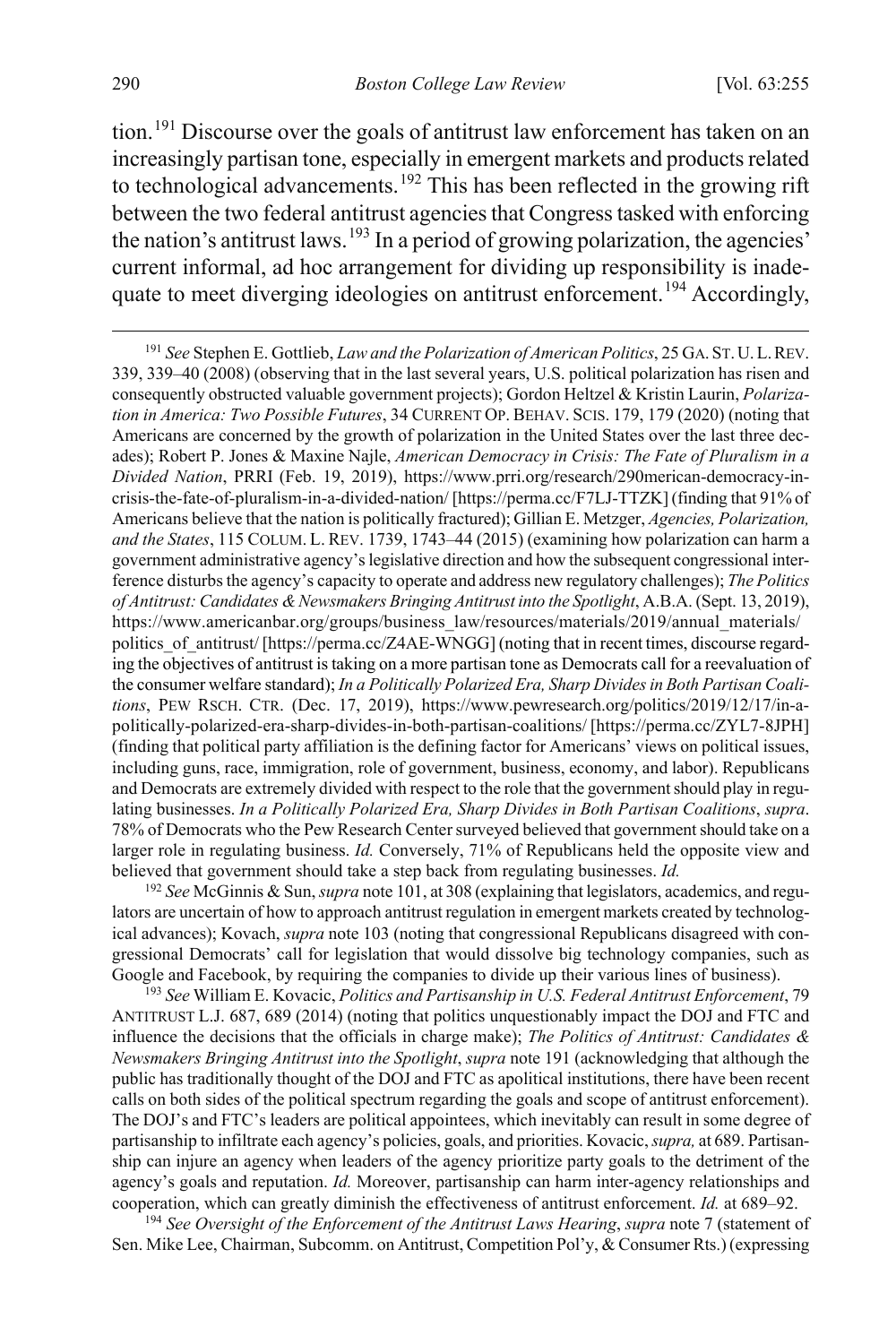tion.[191] Discourse over the goals of antitrust law enforcement has taken on an increasingly partisan tone, especially in emergent markets and products related to technological advancements.[192] This has been reflected in the growing rift between the two federal antitrust agencies that Congress tasked with enforcing the nation's antitrust laws.[193] In a period of growing polarization, the agencies' current informal, ad hoc arrangement for dividing up responsibility is inadequate to meet diverging ideologies on antitrust enforcement.[194] Accordingly,

---

[191] *See* Stephen E. Gottlieb, *Law and the Polarization of American Politics*, 25 GA. ST. U. L. REV. 339, 339–40 (2008) (observing that in the last several years, U.S. political polarization has risen and consequently obstructed valuable government projects); Gordon Heltzel & Kristin Laurin, *Polarization in America: Two Possible Futures*, 34 CURRENT OP. BEHAV. SCIS. 179, 179 (2020) (noting that Americans are concerned by the growth of polarization in the United States over the last three decades); Robert P. Jones & Maxine Najle, *American Democracy in Crisis: The Fate of Pluralism in a Divided Nation*, PRRI (Feb. 19, 2019), https://www.prri.org/research/290merican-democracy-in-crisis-the-fate-of-pluralism-in-a-divided-nation/ [https://perma.cc/F7LJ-TTZK] (finding that 91% of Americans believe that the nation is politically fractured); Gillian E. Metzger, *Agencies, Polarization, and the States*, 115 COLUM. L. REV. 1739, 1743–44 (2015) (examining how polarization can harm a government administrative agency's legislative direction and how the subsequent congressional interference disturbs the agency's capacity to operate and address new regulatory challenges); *The Politics of Antitrust: Candidates & Newsmakers Bringing Antitrust into the Spotlight*, A.B.A. (Sept. 13, 2019), https://www.americanbar.org/groups/business_law/resources/materials/2019/annual_materials/politics_of_antitrust/ [https://perma.cc/Z4AE-WNGG] (noting that in recent times, discourse regarding the objectives of antitrust is taking on a more partisan tone as Democrats call for a reevaluation of the consumer welfare standard); *In a Politically Polarized Era, Sharp Divides in Both Partisan Coalitions*, PEW RSCH. CTR. (Dec. 17, 2019), https://www.pewresearch.org/politics/2019/12/17/in-a-politically-polarized-era-sharp-divides-in-both-partisan-coalitions/ [https://perma.cc/ZYL7-8JPH] (finding that political party affiliation is the defining factor for Americans' views on political issues, including guns, race, immigration, role of government, business, economy, and labor). Republicans and Democrats are extremely divided with respect to the role that the government should play in regulating businesses. *In a Politically Polarized Era, Sharp Divides in Both Partisan Coalitions*, *supra*. 78% of Democrats who the Pew Research Center surveyed believed that government should take on a larger role in regulating business. *Id.* Conversely, 71% of Republicans held the opposite view and believed that government should take a step back from regulating businesses. *Id.*

[192] *See* McGinnis & Sun, *supra* note 101, at 308 (explaining that legislators, academics, and regulators are uncertain of how to approach antitrust regulation in emergent markets created by technological advances); Kovach, *supra* note 103 (noting that congressional Republicans disagreed with congressional Democrats' call for legislation that would dissolve big technology companies, such as Google and Facebook, by requiring the companies to divide up their various lines of business).

[193] *See* William E. Kovacic, *Politics and Partisanship in U.S. Federal Antitrust Enforcement*, 79 ANTITRUST L.J. 687, 689 (2014) (noting that politics unquestionably impact the DOJ and FTC and influence the decisions that the officials in charge make); *The Politics of Antitrust: Candidates & Newsmakers Bringing Antitrust into the Spotlight*, *supra* note 191 (acknowledging that although the public has traditionally thought of the DOJ and FTC as apolitical institutions, there have been recent calls on both sides of the political spectrum regarding the goals and scope of antitrust enforcement). The DOJ's and FTC's leaders are political appointees, which inevitably can result in some degree of partisanship to infiltrate each agency's policies, goals, and priorities. Kovacic, *supra,* at 689. Partisanship can injure an agency when leaders of the agency prioritize party goals to the detriment of the agency's goals and reputation. *Id.* Moreover, partisanship can harm inter-agency relationships and cooperation, which can greatly diminish the effectiveness of antitrust enforcement. *Id.* at 689–92.

[194] *See Oversight of the Enforcement of the Antitrust Laws Hearing*, *supra* note 7 (statement of Sen. Mike Lee, Chairman, Subcomm. on Antitrust, Competition Pol'y, & Consumer Rts.) (expressing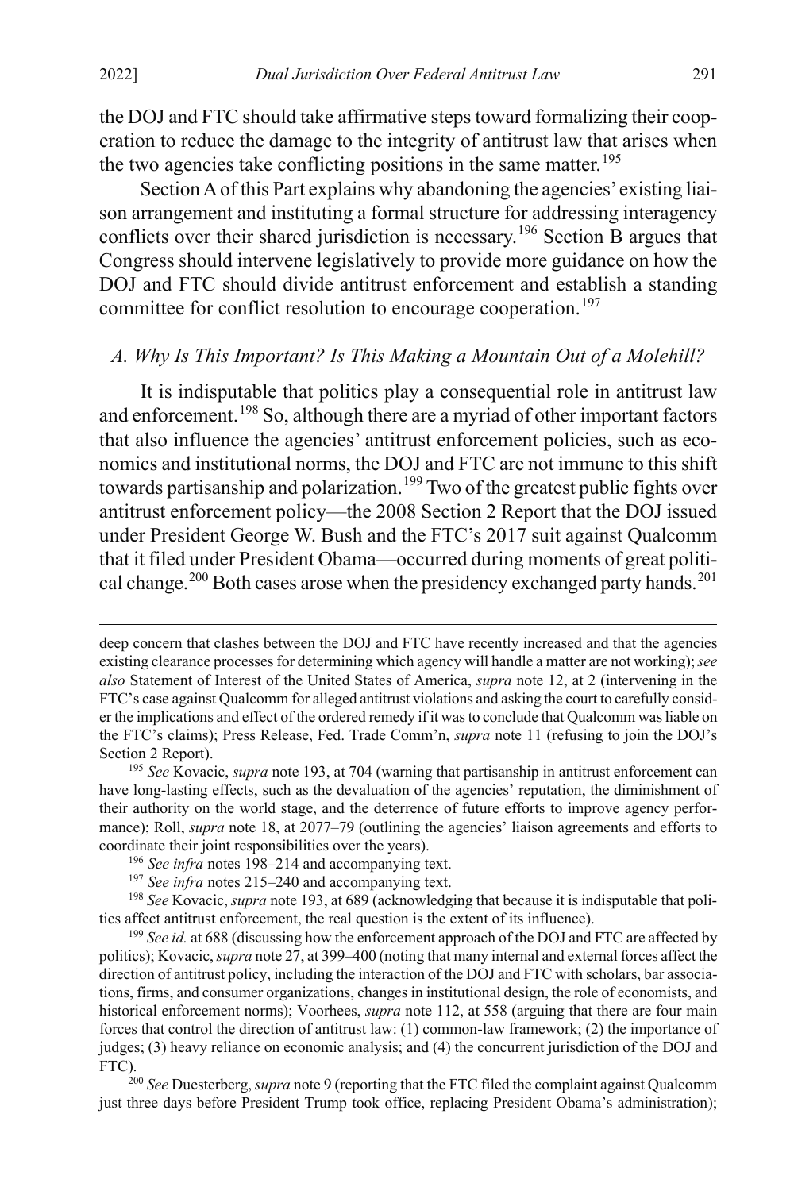the DOJ and FTC should take affirmative steps toward formalizing their cooperation to reduce the damage to the integrity of antitrust law that arises when the two agencies take conflicting positions in the same matter.[195]

Section A of this Part explains why abandoning the agencies' existing liaison arrangement and instituting a formal structure for addressing interagency conflicts over their shared jurisdiction is necessary.[196] Section B argues that Congress should intervene legislatively to provide more guidance on how the DOJ and FTC should divide antitrust enforcement and establish a standing committee for conflict resolution to encourage cooperation.[197]

### *A. Why Is This Important? Is This Making a Mountain Out of a Molehill?*

It is indisputable that politics play a consequential role in antitrust law and enforcement.[198] So, although there are a myriad of other important factors that also influence the agencies' antitrust enforcement policies, such as economics and institutional norms, the DOJ and FTC are not immune to this shift towards partisanship and polarization.[199] Two of the greatest public fights over antitrust enforcement policy—the 2008 Section 2 Report that the DOJ issued under President George W. Bush and the FTC's 2017 suit against Qualcomm that it filed under President Obama—occurred during moments of great political change.[200] Both cases arose when the presidency exchanged party hands.[201]

---

deep concern that clashes between the DOJ and FTC have recently increased and that the agencies existing clearance processes for determining which agency will handle a matter are not working); *see also* Statement of Interest of the United States of America, *supra* note 12, at 2 (intervening in the FTC's case against Qualcomm for alleged antitrust violations and asking the court to carefully consider the implications and effect of the ordered remedy if it was to conclude that Qualcomm was liable on the FTC's claims); Press Release, Fed. Trade Comm'n, *supra* note 11 (refusing to join the DOJ's Section 2 Report).

[195] *See* Kovacic, *supra* note 193, at 704 (warning that partisanship in antitrust enforcement can have long-lasting effects, such as the devaluation of the agencies' reputation, the diminishment of their authority on the world stage, and the deterrence of future efforts to improve agency performance); Roll, *supra* note 18, at 2077–79 (outlining the agencies' liaison agreements and efforts to coordinate their joint responsibilities over the years).

[196] *See infra* notes 198–214 and accompanying text.

[197] *See infra* notes 215–240 and accompanying text.

[198] *See* Kovacic, *supra* note 193, at 689 (acknowledging that because it is indisputable that politics affect antitrust enforcement, the real question is the extent of its influence).

[199] *See id.* at 688 (discussing how the enforcement approach of the DOJ and FTC are affected by politics); Kovacic, *supra* note 27, at 399–400 (noting that many internal and external forces affect the direction of antitrust policy, including the interaction of the DOJ and FTC with scholars, bar associations, firms, and consumer organizations, changes in institutional design, the role of economists, and historical enforcement norms); Voorhees, *supra* note 112, at 558 (arguing that there are four main forces that control the direction of antitrust law: (1) common-law framework; (2) the importance of judges; (3) heavy reliance on economic analysis; and (4) the concurrent jurisdiction of the DOJ and FTC).

[200] *See* Duesterberg, *supra* note 9 (reporting that the FTC filed the complaint against Qualcomm just three days before President Trump took office, replacing President Obama's administration);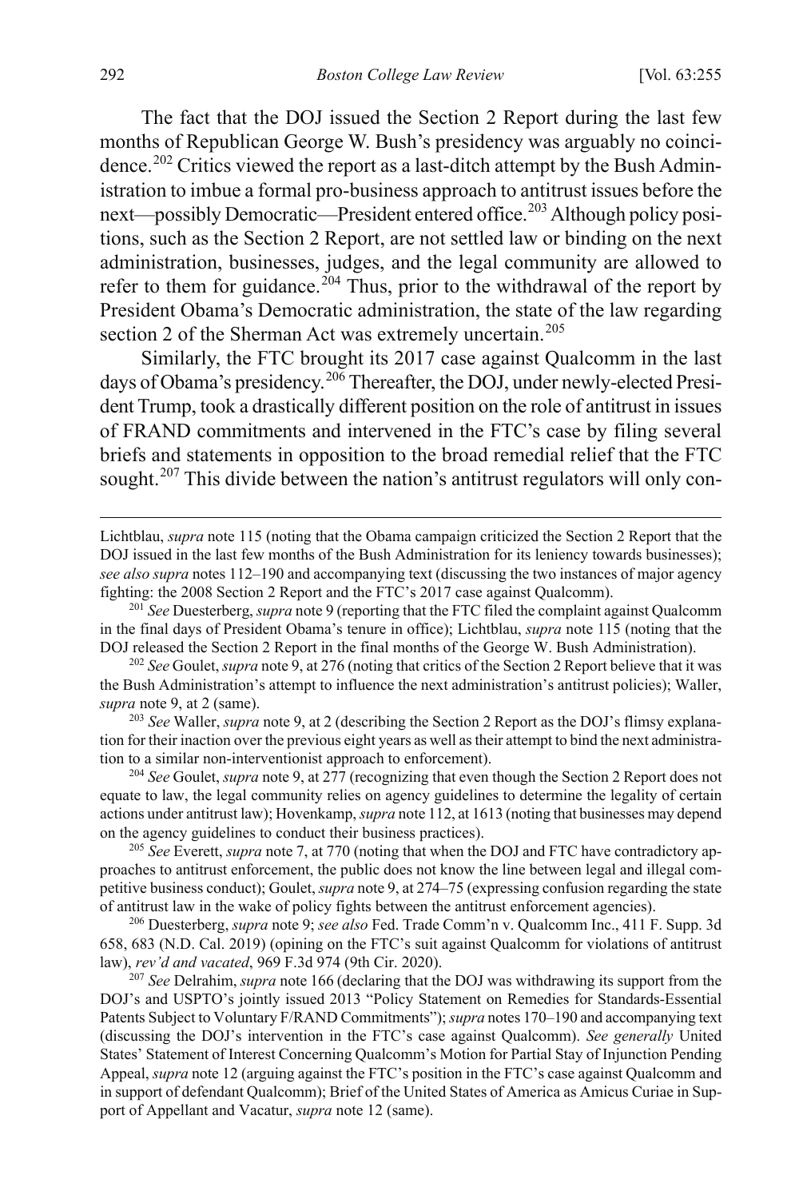The fact that the DOJ issued the Section 2 Report during the last few months of Republican George W. Bush's presidency was arguably no coincidence.[202] Critics viewed the report as a last-ditch attempt by the Bush Administration to imbue a formal pro-business approach to antitrust issues before the next—possibly Democratic—President entered office.[203] Although policy positions, such as the Section 2 Report, are not settled law or binding on the next administration, businesses, judges, and the legal community are allowed to refer to them for guidance.[204] Thus, prior to the withdrawal of the report by President Obama's Democratic administration, the state of the law regarding section 2 of the Sherman Act was extremely uncertain.[205]

Similarly, the FTC brought its 2017 case against Qualcomm in the last days of Obama's presidency.[206] Thereafter, the DOJ, under newly-elected President Trump, took a drastically different position on the role of antitrust in issues of FRAND commitments and intervened in the FTC's case by filing several briefs and statements in opposition to the broad remedial relief that the FTC sought.[207] This divide between the nation's antitrust regulators will only con-

---

Lichtblau, *supra* note 115 (noting that the Obama campaign criticized the Section 2 Report that the DOJ issued in the last few months of the Bush Administration for its leniency towards businesses); *see also supra* notes 112–190 and accompanying text (discussing the two instances of major agency fighting: the 2008 Section 2 Report and the FTC's 2017 case against Qualcomm).

[201] *See* Duesterberg, *supra* note 9 (reporting that the FTC filed the complaint against Qualcomm in the final days of President Obama's tenure in office); Lichtblau, *supra* note 115 (noting that the DOJ released the Section 2 Report in the final months of the George W. Bush Administration).

[202] *See* Goulet, *supra* note 9, at 276 (noting that critics of the Section 2 Report believe that it was the Bush Administration's attempt to influence the next administration's antitrust policies); Waller, *supra* note 9, at 2 (same).

[203] *See* Waller, *supra* note 9, at 2 (describing the Section 2 Report as the DOJ's flimsy explanation for their inaction over the previous eight years as well as their attempt to bind the next administration to a similar non-interventionist approach to enforcement).

[204] *See* Goulet, *supra* note 9, at 277 (recognizing that even though the Section 2 Report does not equate to law, the legal community relies on agency guidelines to determine the legality of certain actions under antitrust law); Hovenkamp, *supra* note 112, at 1613 (noting that businesses may depend on the agency guidelines to conduct their business practices).

[205] *See* Everett, *supra* note 7, at 770 (noting that when the DOJ and FTC have contradictory approaches to antitrust enforcement, the public does not know the line between legal and illegal competitive business conduct); Goulet, *supra* note 9, at 274–75 (expressing confusion regarding the state of antitrust law in the wake of policy fights between the antitrust enforcement agencies).

[206] Duesterberg, *supra* note 9; *see also* Fed. Trade Comm'n v. Qualcomm Inc., 411 F. Supp. 3d 658, 683 (N.D. Cal. 2019) (opining on the FTC's suit against Qualcomm for violations of antitrust law), *rev'd and vacated*, 969 F.3d 974 (9th Cir. 2020).

[207] *See* Delrahim, *supra* note 166 (declaring that the DOJ was withdrawing its support from the DOJ's and USPTO's jointly issued 2013 "Policy Statement on Remedies for Standards-Essential Patents Subject to Voluntary F/RAND Commitments"); *supra* notes 170–190 and accompanying text (discussing the DOJ's intervention in the FTC's case against Qualcomm). *See generally* United States' Statement of Interest Concerning Qualcomm's Motion for Partial Stay of Injunction Pending Appeal, *supra* note 12 (arguing against the FTC's position in the FTC's case against Qualcomm and in support of defendant Qualcomm); Brief of the United States of America as Amicus Curiae in Support of Appellant and Vacatur, *supra* note 12 (same).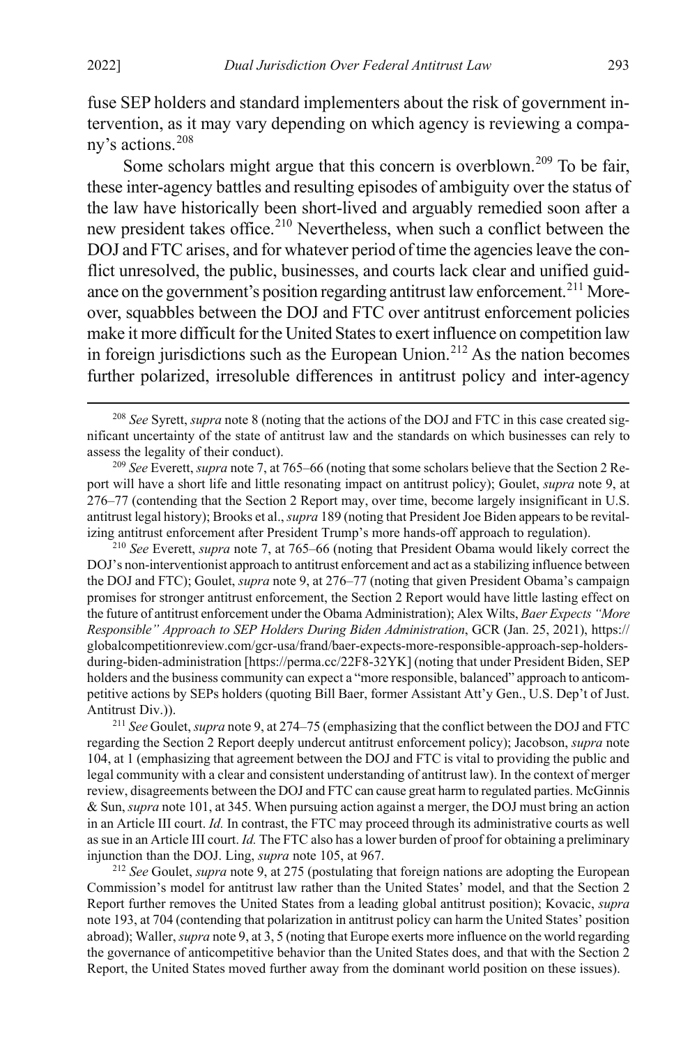fuse SEP holders and standard implementers about the risk of government intervention, as it may vary depending on which agency is reviewing a company's actions.[208]

Some scholars might argue that this concern is overblown.[209] To be fair, these inter-agency battles and resulting episodes of ambiguity over the status of the law have historically been short-lived and arguably remedied soon after a new president takes office.[210] Nevertheless, when such a conflict between the DOJ and FTC arises, and for whatever period of time the agencies leave the conflict unresolved, the public, businesses, and courts lack clear and unified guidance on the government's position regarding antitrust law enforcement.[211] Moreover, squabbles between the DOJ and FTC over antitrust enforcement policies make it more difficult for the United States to exert influence on competition law in foreign jurisdictions such as the European Union.[212] As the nation becomes further polarized, irresoluble differences in antitrust policy and inter-agency

[208] *See* Syrett, *supra* note 8 (noting that the actions of the DOJ and FTC in this case created significant uncertainty of the state of antitrust law and the standards on which businesses can rely to assess the legality of their conduct).

[209] *See* Everett, *supra* note 7, at 765–66 (noting that some scholars believe that the Section 2 Report will have a short life and little resonating impact on antitrust policy); Goulet, *supra* note 9, at 276–77 (contending that the Section 2 Report may, over time, become largely insignificant in U.S. antitrust legal history); Brooks et al., *supra* 189 (noting that President Joe Biden appears to be revitalizing antitrust enforcement after President Trump's more hands-off approach to regulation).

[210] *See* Everett, *supra* note 7, at 765–66 (noting that President Obama would likely correct the DOJ's non-interventionist approach to antitrust enforcement and act as a stabilizing influence between the DOJ and FTC); Goulet, *supra* note 9, at 276–77 (noting that given President Obama's campaign promises for stronger antitrust enforcement, the Section 2 Report would have little lasting effect on the future of antitrust enforcement under the Obama Administration); Alex Wilts, *Baer Expects "More Responsible" Approach to SEP Holders During Biden Administration*, GCR (Jan. 25, 2021), https://globalcompetitionreview.com/gcr-usa/frand/baer-expects-more-responsible-approach-sep-holders-during-biden-administration [https://perma.cc/22F8-32YK] (noting that under President Biden, SEP holders and the business community can expect a "more responsible, balanced" approach to anticompetitive actions by SEPs holders (quoting Bill Baer, former Assistant Att'y Gen., U.S. Dep't of Just. Antitrust Div.)).

[211] *See* Goulet, *supra* note 9, at 274–75 (emphasizing that the conflict between the DOJ and FTC regarding the Section 2 Report deeply undercut antitrust enforcement policy); Jacobson, *supra* note 104, at 1 (emphasizing that agreement between the DOJ and FTC is vital to providing the public and legal community with a clear and consistent understanding of antitrust law). In the context of merger review, disagreements between the DOJ and FTC can cause great harm to regulated parties. McGinnis & Sun, *supra* note 101, at 345. When pursuing action against a merger, the DOJ must bring an action in an Article III court. *Id.* In contrast, the FTC may proceed through its administrative courts as well as sue in an Article III court. *Id.* The FTC also has a lower burden of proof for obtaining a preliminary injunction than the DOJ. Ling, *supra* note 105, at 967.

[212] *See* Goulet, *supra* note 9, at 275 (postulating that foreign nations are adopting the European Commission's model for antitrust law rather than the United States' model, and that the Section 2 Report further removes the United States from a leading global antitrust position); Kovacic, *supra* note 193, at 704 (contending that polarization in antitrust policy can harm the United States' position abroad); Waller, *supra* note 9, at 3, 5 (noting that Europe exerts more influence on the world regarding the governance of anticompetitive behavior than the United States does, and that with the Section 2 Report, the United States moved further away from the dominant world position on these issues).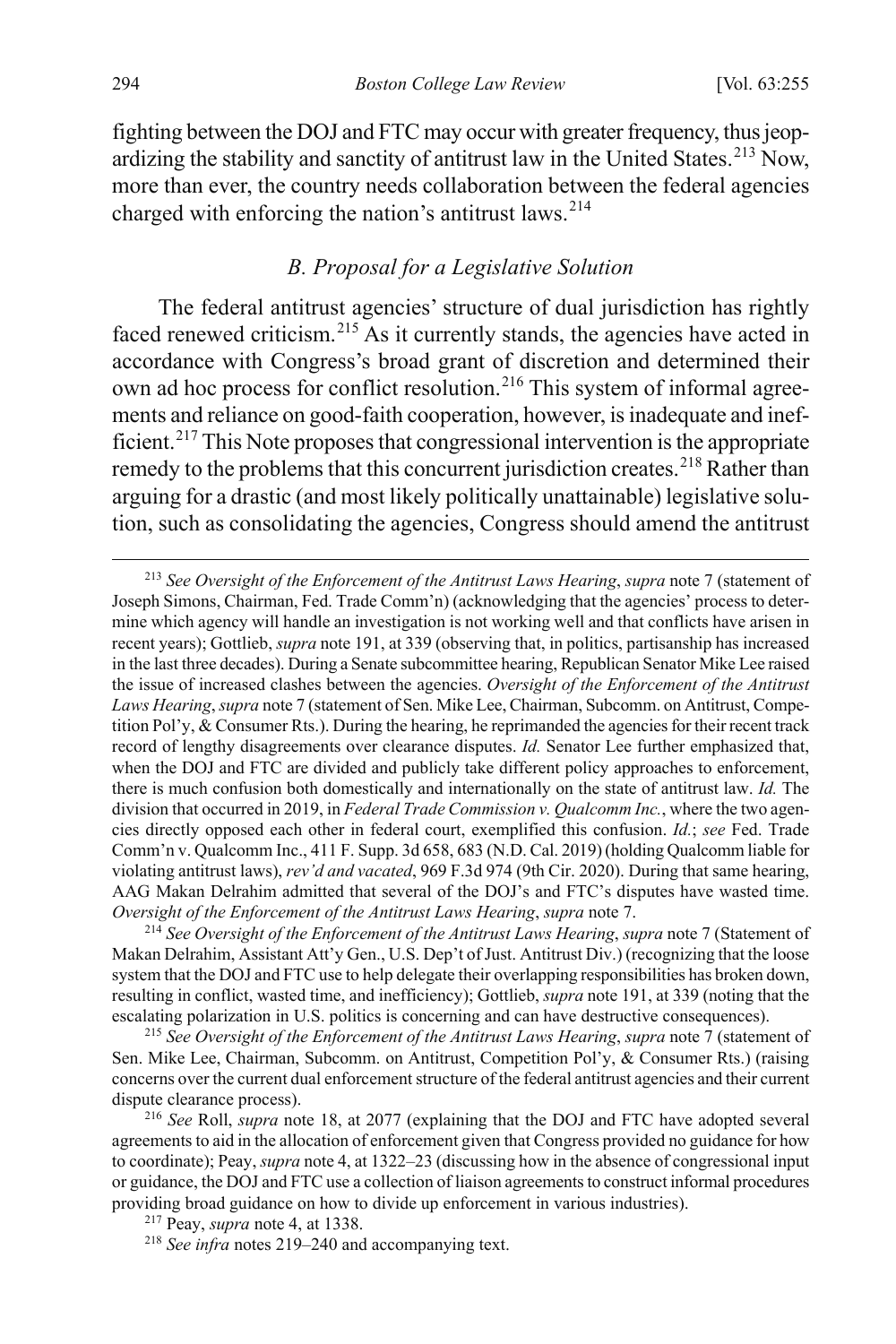fighting between the DOJ and FTC may occur with greater frequency, thus jeopardizing the stability and sanctity of antitrust law in the United States.[213] Now, more than ever, the country needs collaboration between the federal agencies charged with enforcing the nation's antitrust laws.[214]

### *B. Proposal for a Legislative Solution*

The federal antitrust agencies' structure of dual jurisdiction has rightly faced renewed criticism.[215] As it currently stands, the agencies have acted in accordance with Congress's broad grant of discretion and determined their own ad hoc process for conflict resolution.[216] This system of informal agreements and reliance on good-faith cooperation, however, is inadequate and inefficient.[217] This Note proposes that congressional intervention is the appropriate remedy to the problems that this concurrent jurisdiction creates.[218] Rather than arguing for a drastic (and most likely politically unattainable) legislative solution, such as consolidating the agencies, Congress should amend the antitrust

---

[213] *See Oversight of the Enforcement of the Antitrust Laws Hearing*, *supra* note 7 (statement of Joseph Simons, Chairman, Fed. Trade Comm'n) (acknowledging that the agencies' process to determine which agency will handle an investigation is not working well and that conflicts have arisen in recent years); Gottlieb, *supra* note 191, at 339 (observing that, in politics, partisanship has increased in the last three decades). During a Senate subcommittee hearing, Republican Senator Mike Lee raised the issue of increased clashes between the agencies. *Oversight of the Enforcement of the Antitrust Laws Hearing*, *supra* note 7 (statement of Sen. Mike Lee, Chairman, Subcomm. on Antitrust, Competition Pol'y, & Consumer Rts.). During the hearing, he reprimanded the agencies for their recent track record of lengthy disagreements over clearance disputes. *Id.* Senator Lee further emphasized that, when the DOJ and FTC are divided and publicly take different policy approaches to enforcement, there is much confusion both domestically and internationally on the state of antitrust law. *Id.* The division that occurred in 2019, in *Federal Trade Commission v. Qualcomm Inc.*, where the two agencies directly opposed each other in federal court, exemplified this confusion. *Id.*; *see* Fed. Trade Comm'n v. Qualcomm Inc., 411 F. Supp. 3d 658, 683 (N.D. Cal. 2019) (holding Qualcomm liable for violating antitrust laws), *rev'd and vacated*, 969 F.3d 974 (9th Cir. 2020). During that same hearing, AAG Makan Delrahim admitted that several of the DOJ's and FTC's disputes have wasted time. *Oversight of the Enforcement of the Antitrust Laws Hearing*, *supra* note 7.

[214] *See Oversight of the Enforcement of the Antitrust Laws Hearing*, *supra* note 7 (Statement of Makan Delrahim, Assistant Att'y Gen., U.S. Dep't of Just. Antitrust Div.) (recognizing that the loose system that the DOJ and FTC use to help delegate their overlapping responsibilities has broken down, resulting in conflict, wasted time, and inefficiency); Gottlieb, *supra* note 191, at 339 (noting that the escalating polarization in U.S. politics is concerning and can have destructive consequences).

[215] *See Oversight of the Enforcement of the Antitrust Laws Hearing*, *supra* note 7 (statement of Sen. Mike Lee, Chairman, Subcomm. on Antitrust, Competition Pol'y, & Consumer Rts.) (raising concerns over the current dual enforcement structure of the federal antitrust agencies and their current dispute clearance process).

[216] *See* Roll, *supra* note 18, at 2077 (explaining that the DOJ and FTC have adopted several agreements to aid in the allocation of enforcement given that Congress provided no guidance for how to coordinate); Peay, *supra* note 4, at 1322–23 (discussing how in the absence of congressional input or guidance, the DOJ and FTC use a collection of liaison agreements to construct informal procedures providing broad guidance on how to divide up enforcement in various industries).

[217] Peay, *supra* note 4, at 1338.

[218] *See infra* notes 219–240 and accompanying text.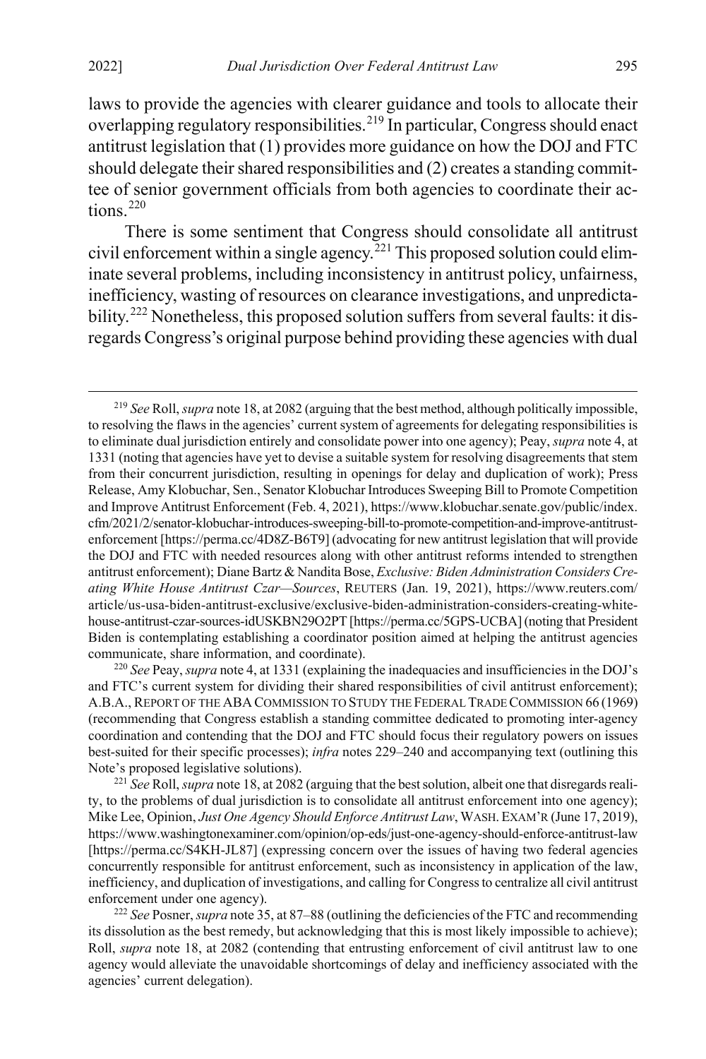laws to provide the agencies with clearer guidance and tools to allocate their overlapping regulatory responsibilities.[219] In particular, Congress should enact antitrust legislation that (1) provides more guidance on how the DOJ and FTC should delegate their shared responsibilities and (2) creates a standing committee of senior government officials from both agencies to coordinate their actions.[220]

There is some sentiment that Congress should consolidate all antitrust civil enforcement within a single agency.[221] This proposed solution could eliminate several problems, including inconsistency in antitrust policy, unfairness, inefficiency, wasting of resources on clearance investigations, and unpredictability.[222] Nonetheless, this proposed solution suffers from several faults: it disregards Congress's original purpose behind providing these agencies with dual

---

[219] *See* Roll, *supra* note 18, at 2082 (arguing that the best method, although politically impossible, to resolving the flaws in the agencies' current system of agreements for delegating responsibilities is to eliminate dual jurisdiction entirely and consolidate power into one agency); Peay, *supra* note 4, at 1331 (noting that agencies have yet to devise a suitable system for resolving disagreements that stem from their concurrent jurisdiction, resulting in openings for delay and duplication of work); Press Release, Amy Klobuchar, Sen., Senator Klobuchar Introduces Sweeping Bill to Promote Competition and Improve Antitrust Enforcement (Feb. 4, 2021), https://www.klobuchar.senate.gov/public/index.cfm/2021/2/senator-klobuchar-introduces-sweeping-bill-to-promote-competition-and-improve-antitrust-enforcement [https://perma.cc/4D8Z-B6T9] (advocating for new antitrust legislation that will provide the DOJ and FTC with needed resources along with other antitrust reforms intended to strengthen antitrust enforcement); Diane Bartz & Nandita Bose, *Exclusive: Biden Administration Considers Creating White House Antitrust Czar—Sources*, REUTERS (Jan. 19, 2021), https://www.reuters.com/article/us-usa-biden-antitrust-exclusive/exclusive-biden-administration-considers-creating-white-house-antitrust-czar-sources-idUSKBN29O2PT [https://perma.cc/5GPS-UCBA] (noting that President Biden is contemplating establishing a coordinator position aimed at helping the antitrust agencies communicate, share information, and coordinate).

[220] *See* Peay, *supra* note 4, at 1331 (explaining the inadequacies and insufficiencies in the DOJ's and FTC's current system for dividing their shared responsibilities of civil antitrust enforcement); A.B.A., REPORT OF THE ABA COMMISSION TO STUDY THE FEDERAL TRADE COMMISSION 66 (1969) (recommending that Congress establish a standing committee dedicated to promoting inter-agency coordination and contending that the DOJ and FTC should focus their regulatory powers on issues best-suited for their specific processes); *infra* notes 229–240 and accompanying text (outlining this Note's proposed legislative solutions).

[221] *See* Roll, *supra* note 18, at 2082 (arguing that the best solution, albeit one that disregards reality, to the problems of dual jurisdiction is to consolidate all antitrust enforcement into one agency); Mike Lee, Opinion, *Just One Agency Should Enforce Antitrust Law*, WASH. EXAM'R (June 17, 2019), https://www.washingtonexaminer.com/opinion/op-eds/just-one-agency-should-enforce-antitrust-law [https://perma.cc/S4KH-JL87] (expressing concern over the issues of having two federal agencies concurrently responsible for antitrust enforcement, such as inconsistency in application of the law, inefficiency, and duplication of investigations, and calling for Congress to centralize all civil antitrust enforcement under one agency).

[222] *See* Posner, *supra* note 35, at 87–88 (outlining the deficiencies of the FTC and recommending its dissolution as the best remedy, but acknowledging that this is most likely impossible to achieve); Roll, *supra* note 18, at 2082 (contending that entrusting enforcement of civil antitrust law to one agency would alleviate the unavoidable shortcomings of delay and inefficiency associated with the agencies' current delegation).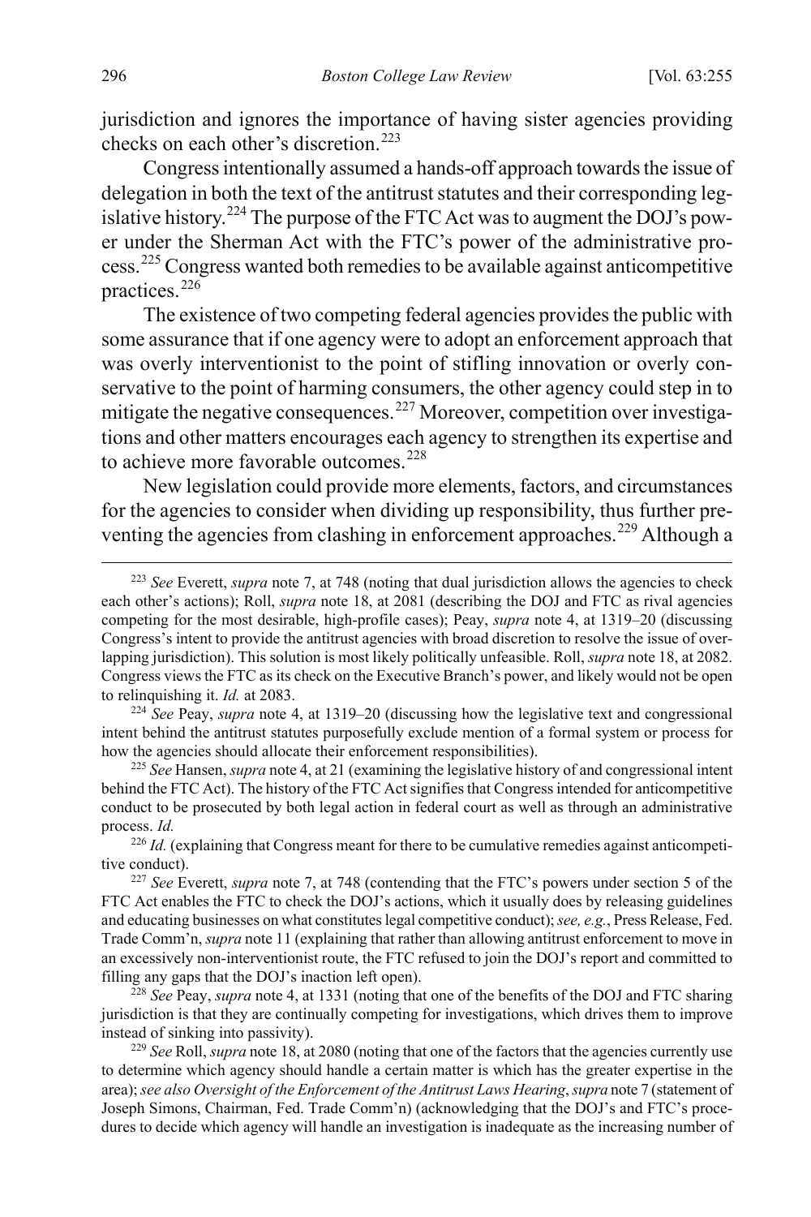jurisdiction and ignores the importance of having sister agencies providing checks on each other's discretion.[223]

Congress intentionally assumed a hands-off approach towards the issue of delegation in both the text of the antitrust statutes and their corresponding legislative history.[224] The purpose of the FTC Act was to augment the DOJ's power under the Sherman Act with the FTC's power of the administrative process.[225] Congress wanted both remedies to be available against anticompetitive practices.[226]

The existence of two competing federal agencies provides the public with some assurance that if one agency were to adopt an enforcement approach that was overly interventionist to the point of stifling innovation or overly conservative to the point of harming consumers, the other agency could step in to mitigate the negative consequences.[227] Moreover, competition over investigations and other matters encourages each agency to strengthen its expertise and to achieve more favorable outcomes.[228]

New legislation could provide more elements, factors, and circumstances for the agencies to consider when dividing up responsibility, thus further preventing the agencies from clashing in enforcement approaches.[229] Although a

---

[223] *See* Everett, *supra* note 7, at 748 (noting that dual jurisdiction allows the agencies to check each other's actions); Roll, *supra* note 18, at 2081 (describing the DOJ and FTC as rival agencies competing for the most desirable, high-profile cases); Peay, *supra* note 4, at 1319–20 (discussing Congress's intent to provide the antitrust agencies with broad discretion to resolve the issue of overlapping jurisdiction). This solution is most likely politically unfeasible. Roll, *supra* note 18, at 2082. Congress views the FTC as its check on the Executive Branch's power, and likely would not be open to relinquishing it. *Id.* at 2083.

[224] *See* Peay, *supra* note 4, at 1319–20 (discussing how the legislative text and congressional intent behind the antitrust statutes purposefully exclude mention of a formal system or process for how the agencies should allocate their enforcement responsibilities).

[225] *See* Hansen, *supra* note 4, at 21 (examining the legislative history of and congressional intent behind the FTC Act). The history of the FTC Act signifies that Congress intended for anticompetitive conduct to be prosecuted by both legal action in federal court as well as through an administrative process. *Id.*

[226] *Id.* (explaining that Congress meant for there to be cumulative remedies against anticompetitive conduct).

[227] *See* Everett, *supra* note 7, at 748 (contending that the FTC's powers under section 5 of the FTC Act enables the FTC to check the DOJ's actions, which it usually does by releasing guidelines and educating businesses on what constitutes legal competitive conduct); *see, e.g.*, Press Release, Fed. Trade Comm'n, *supra* note 11 (explaining that rather than allowing antitrust enforcement to move in an excessively non-interventionist route, the FTC refused to join the DOJ's report and committed to filling any gaps that the DOJ's inaction left open).

[228] *See* Peay, *supra* note 4, at 1331 (noting that one of the benefits of the DOJ and FTC sharing jurisdiction is that they are continually competing for investigations, which drives them to improve instead of sinking into passivity).

[229] *See* Roll, *supra* note 18, at 2080 (noting that one of the factors that the agencies currently use to determine which agency should handle a certain matter is which has the greater expertise in the area); *see also Oversight of the Enforcement of the Antitrust Laws Hearing*, *supra* note 7 (statement of Joseph Simons, Chairman, Fed. Trade Comm'n) (acknowledging that the DOJ's and FTC's procedures to decide which agency will handle an investigation is inadequate as the increasing number of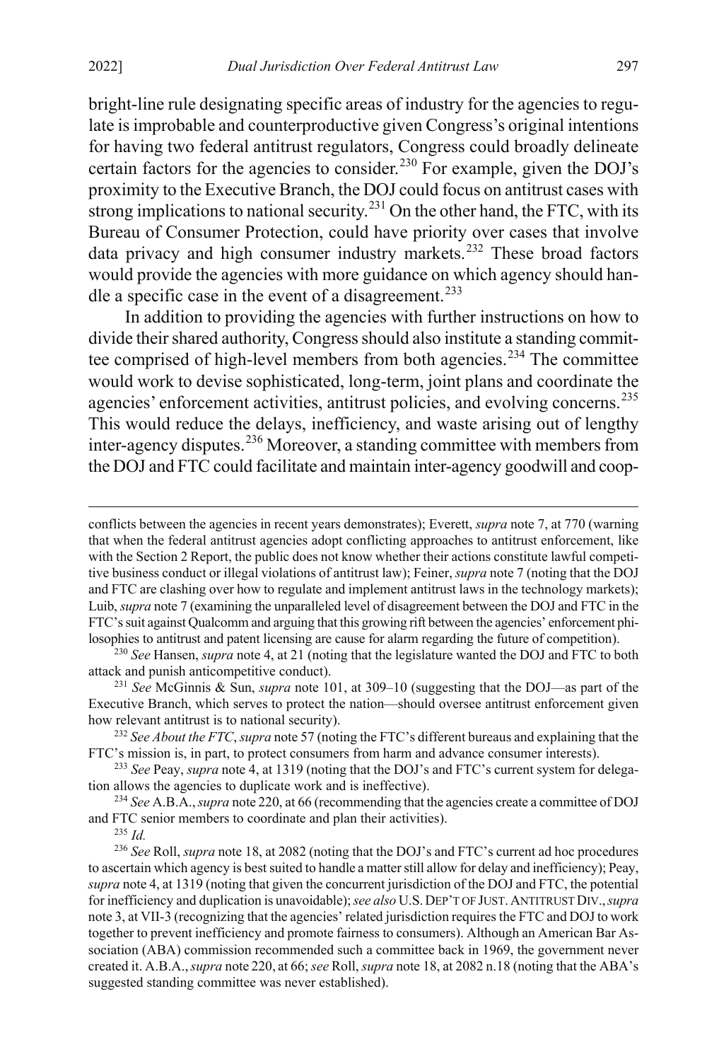bright-line rule designating specific areas of industry for the agencies to regulate is improbable and counterproductive given Congress's original intentions for having two federal antitrust regulators, Congress could broadly delineate certain factors for the agencies to consider.[230] For example, given the DOJ's proximity to the Executive Branch, the DOJ could focus on antitrust cases with strong implications to national security.[231] On the other hand, the FTC, with its Bureau of Consumer Protection, could have priority over cases that involve data privacy and high consumer industry markets.[232] These broad factors would provide the agencies with more guidance on which agency should handle a specific case in the event of a disagreement.[233]

In addition to providing the agencies with further instructions on how to divide their shared authority, Congress should also institute a standing committee comprised of high-level members from both agencies.[234] The committee would work to devise sophisticated, long-term, joint plans and coordinate the agencies' enforcement activities, antitrust policies, and evolving concerns.[235] This would reduce the delays, inefficiency, and waste arising out of lengthy inter-agency disputes.[236] Moreover, a standing committee with members from the DOJ and FTC could facilitate and maintain inter-agency goodwill and coop-

---

conflicts between the agencies in recent years demonstrates); Everett, *supra* note 7, at 770 (warning that when the federal antitrust agencies adopt conflicting approaches to antitrust enforcement, like with the Section 2 Report, the public does not know whether their actions constitute lawful competitive business conduct or illegal violations of antitrust law); Feiner, *supra* note 7 (noting that the DOJ and FTC are clashing over how to regulate and implement antitrust laws in the technology markets); Luib, *supra* note 7 (examining the unparalleled level of disagreement between the DOJ and FTC in the FTC's suit against Qualcomm and arguing that this growing rift between the agencies' enforcement philosophies to antitrust and patent licensing are cause for alarm regarding the future of competition).

[230] *See* Hansen, *supra* note 4, at 21 (noting that the legislature wanted the DOJ and FTC to both attack and punish anticompetitive conduct).

[231] *See* McGinnis & Sun, *supra* note 101, at 309–10 (suggesting that the DOJ—as part of the Executive Branch, which serves to protect the nation—should oversee antitrust enforcement given how relevant antitrust is to national security).

[232] *See About the FTC*, *supra* note 57 (noting the FTC's different bureaus and explaining that the FTC's mission is, in part, to protect consumers from harm and advance consumer interests).

[233] *See* Peay, *supra* note 4, at 1319 (noting that the DOJ's and FTC's current system for delegation allows the agencies to duplicate work and is ineffective).

[234] *See* A.B.A., *supra* note 220, at 66 (recommending that the agencies create a committee of DOJ and FTC senior members to coordinate and plan their activities).

[235] *Id.*

[236] *See* Roll, *supra* note 18, at 2082 (noting that the DOJ's and FTC's current ad hoc procedures to ascertain which agency is best suited to handle a matter still allow for delay and inefficiency); Peay, *supra* note 4, at 1319 (noting that given the concurrent jurisdiction of the DOJ and FTC, the potential for inefficiency and duplication is unavoidable); *see also* U.S. DEP'T OF JUST. ANTITRUST DIV., *supra* note 3, at VII-3 (recognizing that the agencies' related jurisdiction requires the FTC and DOJ to work together to prevent inefficiency and promote fairness to consumers). Although an American Bar Association (ABA) commission recommended such a committee back in 1969, the government never created it. A.B.A., *supra* note 220, at 66; *see* Roll, *supra* note 18, at 2082 n.18 (noting that the ABA's suggested standing committee was never established).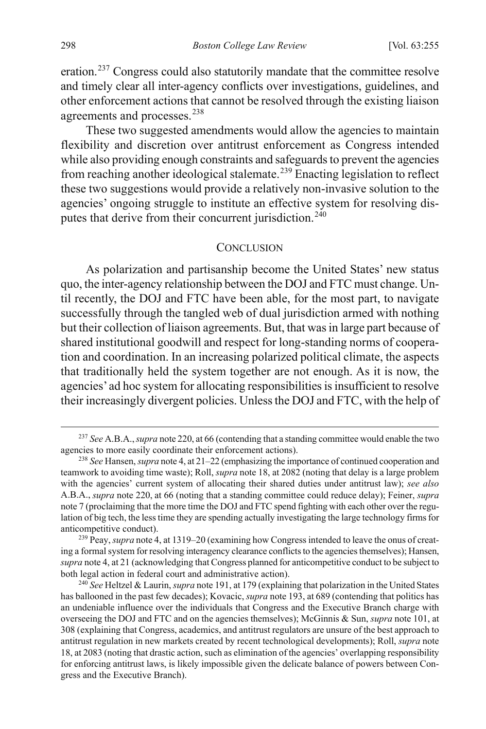eration.[237] Congress could also statutorily mandate that the committee resolve and timely clear all inter-agency conflicts over investigations, guidelines, and other enforcement actions that cannot be resolved through the existing liaison agreements and processes.[238]

These two suggested amendments would allow the agencies to maintain flexibility and discretion over antitrust enforcement as Congress intended while also providing enough constraints and safeguards to prevent the agencies from reaching another ideological stalemate.[239] Enacting legislation to reflect these two suggestions would provide a relatively non-invasive solution to the agencies' ongoing struggle to institute an effective system for resolving disputes that derive from their concurrent jurisdiction.[240]

## CONCLUSION

As polarization and partisanship become the United States' new status quo, the inter-agency relationship between the DOJ and FTC must change. Until recently, the DOJ and FTC have been able, for the most part, to navigate successfully through the tangled web of dual jurisdiction armed with nothing but their collection of liaison agreements. But, that was in large part because of shared institutional goodwill and respect for long-standing norms of cooperation and coordination. In an increasing polarized political climate, the aspects that traditionally held the system together are not enough. As it is now, the agencies' ad hoc system for allocating responsibilities is insufficient to resolve their increasingly divergent policies. Unless the DOJ and FTC, with the help of

---

[237] *See* A.B.A., *supra* note 220, at 66 (contending that a standing committee would enable the two agencies to more easily coordinate their enforcement actions).

[238] *See* Hansen, *supra* note 4, at 21–22 (emphasizing the importance of continued cooperation and teamwork to avoiding time waste); Roll, *supra* note 18, at 2082 (noting that delay is a large problem with the agencies' current system of allocating their shared duties under antitrust law); *see also* A.B.A., *supra* note 220, at 66 (noting that a standing committee could reduce delay); Feiner, *supra* note 7 (proclaiming that the more time the DOJ and FTC spend fighting with each other over the regulation of big tech, the less time they are spending actually investigating the large technology firms for anticompetitive conduct).

[239] Peay, *supra* note 4, at 1319–20 (examining how Congress intended to leave the onus of creating a formal system for resolving interagency clearance conflicts to the agencies themselves); Hansen, *supra* note 4, at 21 (acknowledging that Congress planned for anticompetitive conduct to be subject to both legal action in federal court and administrative action).

[240] *See* Heltzel & Laurin, *supra* note 191, at 179 (explaining that polarization in the United States has ballooned in the past few decades); Kovacic, *supra* note 193, at 689 (contending that politics has an undeniable influence over the individuals that Congress and the Executive Branch charge with overseeing the DOJ and FTC and on the agencies themselves); McGinnis & Sun, *supra* note 101, at 308 (explaining that Congress, academics, and antitrust regulators are unsure of the best approach to antitrust regulation in new markets created by recent technological developments); Roll, *supra* note 18, at 2083 (noting that drastic action, such as elimination of the agencies' overlapping responsibility for enforcing antitrust laws, is likely impossible given the delicate balance of powers between Congress and the Executive Branch).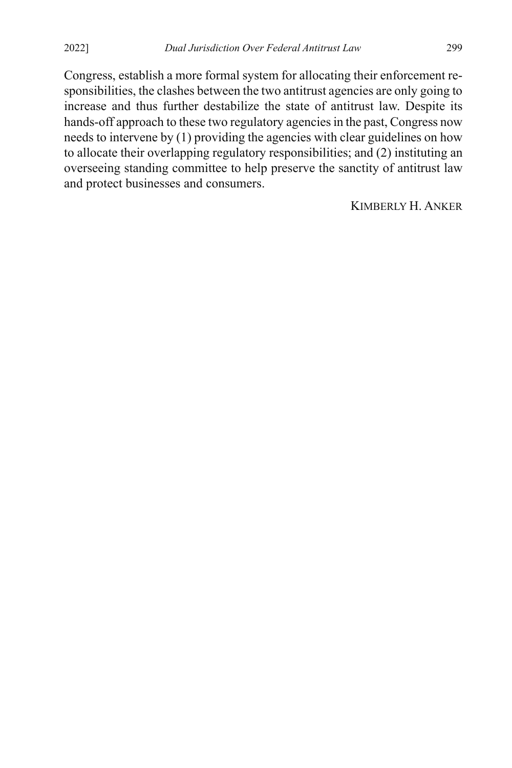Congress, establish a more formal system for allocating their enforcement responsibilities, the clashes between the two antitrust agencies are only going to increase and thus further destabilize the state of antitrust law. Despite its hands-off approach to these two regulatory agencies in the past, Congress now needs to intervene by (1) providing the agencies with clear guidelines on how to allocate their overlapping regulatory responsibilities; and (2) instituting an overseeing standing committee to help preserve the sanctity of antitrust law and protect businesses and consumers.

KIMBERLY H. ANKER